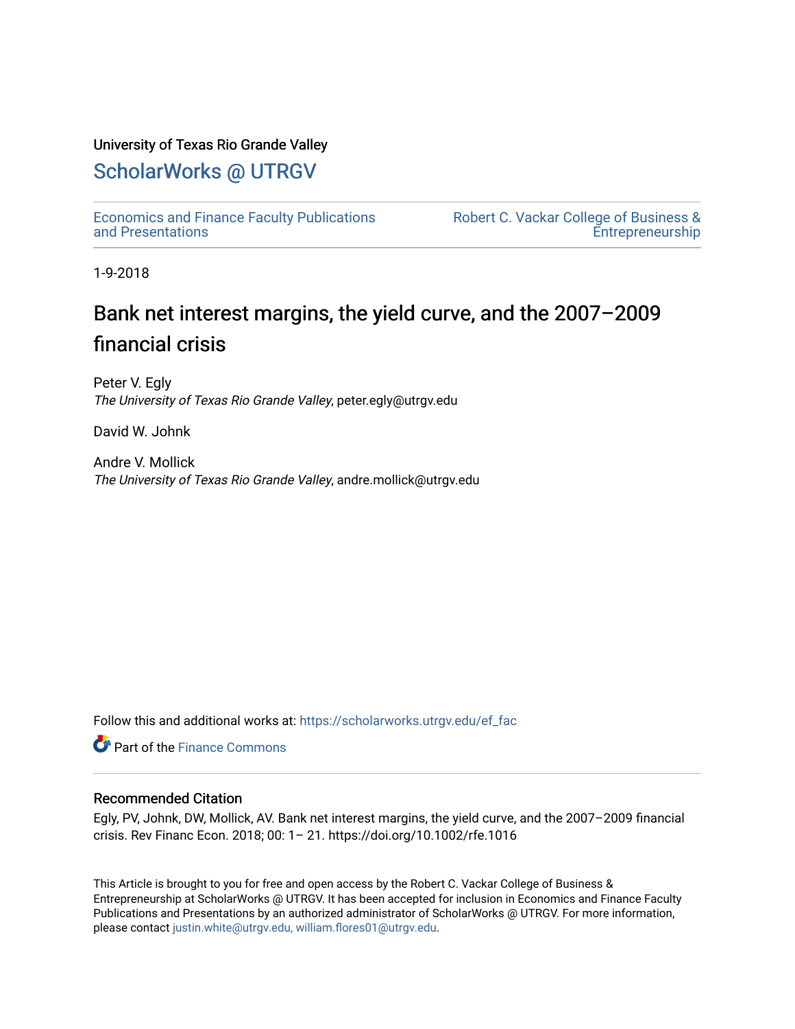University of Texas Rio Grande Valley

# ScholarWorks @ UTRGV

Economics and Finance Faculty Publications and Presentations

Robert C. Vackar College of Business & Entrepreneurship

1-9-2018

# Bank net interest margins, the yield curve, and the 2007–2009 financial crisis

Peter V. Egly
*The University of Texas Rio Grande Valley*, peter.egly@utrgv.edu

David W. Johnk

Andre V. Mollick
*The University of Texas Rio Grande Valley*, andre.mollick@utrgv.edu

Follow this and additional works at: https://scholarworks.utrgv.edu/ef_fac

Part of the Finance Commons

## Recommended Citation

Egly, PV, Johnk, DW, Mollick, AV. Bank net interest margins, the yield curve, and the 2007–2009 financial crisis. Rev Financ Econ. 2018; 00: 1– 21. https://doi.org/10.1002/rfe.1016

This Article is brought to you for free and open access by the Robert C. Vackar College of Business & Entrepreneurship at ScholarWorks @ UTRGV. It has been accepted for inclusion in Economics and Finance Faculty Publications and Presentations by an authorized administrator of ScholarWorks @ UTRGV. For more information, please contact justin.white@utrgv.edu, william.flores01@utrgv.edu.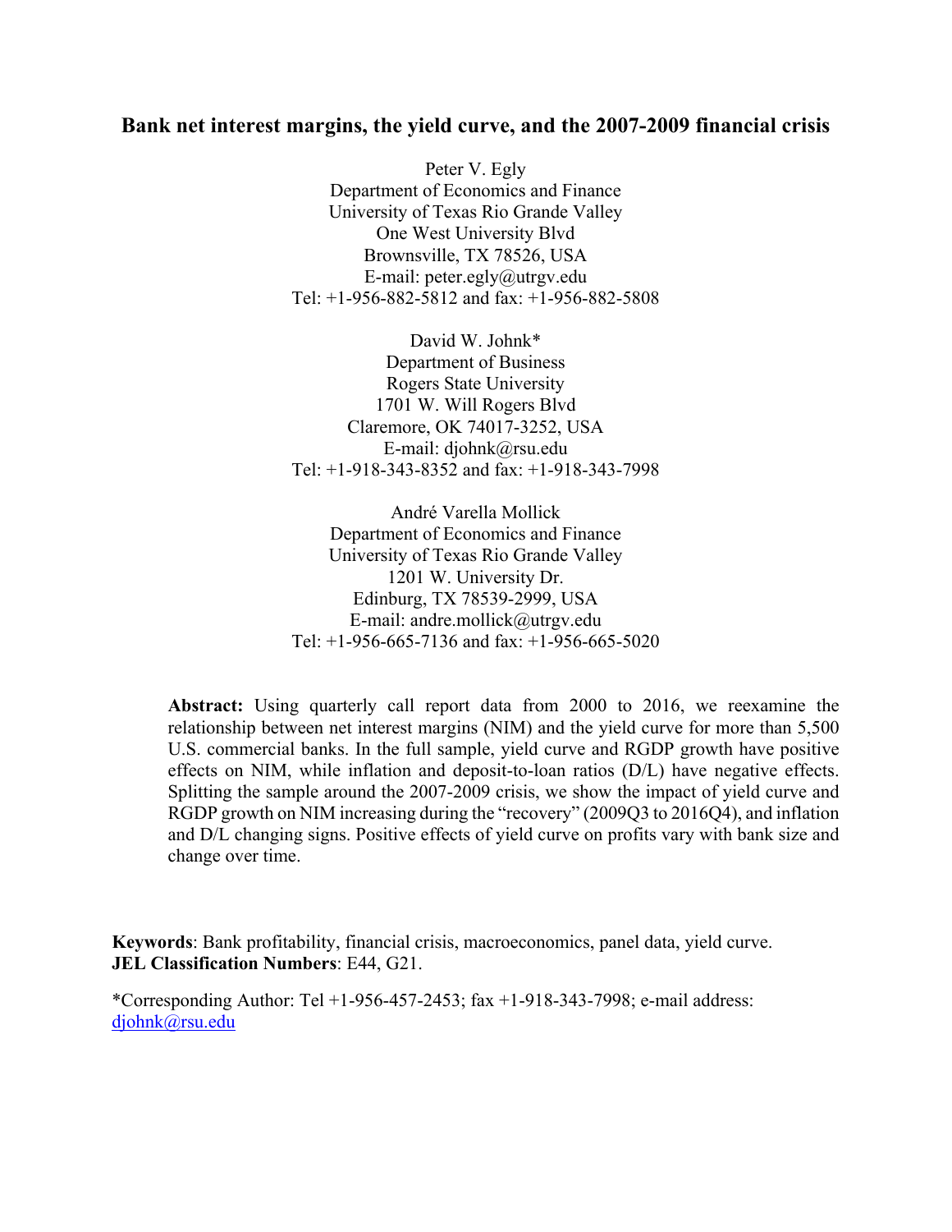# Bank net interest margins, the yield curve, and the 2007-2009 financial crisis

Peter V. Egly
Department of Economics and Finance
University of Texas Rio Grande Valley
One West University Blvd
Brownsville, TX 78526, USA
E-mail: peter.egly@utrgv.edu
Tel: +1-956-882-5812 and fax: +1-956-882-5808

David W. Johnk*
Department of Business
Rogers State University
1701 W. Will Rogers Blvd
Claremore, OK 74017-3252, USA
E-mail: djohnk@rsu.edu
Tel: +1-918-343-8352 and fax: +1-918-343-7998

André Varella Mollick
Department of Economics and Finance
University of Texas Rio Grande Valley
1201 W. University Dr.
Edinburg, TX 78539-2999, USA
E-mail: andre.mollick@utrgv.edu
Tel: +1-956-665-7136 and fax: +1-956-665-5020

**Abstract:** Using quarterly call report data from 2000 to 2016, we reexamine the relationship between net interest margins (NIM) and the yield curve for more than 5,500 U.S. commercial banks. In the full sample, yield curve and RGDP growth have positive effects on NIM, while inflation and deposit-to-loan ratios (D/L) have negative effects. Splitting the sample around the 2007-2009 crisis, we show the impact of yield curve and RGDP growth on NIM increasing during the "recovery" (2009Q3 to 2016Q4), and inflation and D/L changing signs. Positive effects of yield curve on profits vary with bank size and change over time.

**Keywords**: Bank profitability, financial crisis, macroeconomics, panel data, yield curve.
**JEL Classification Numbers**: E44, G21.

*Corresponding Author: Tel +1-956-457-2453; fax +1-918-343-7998; e-mail address: djohnk@rsu.edu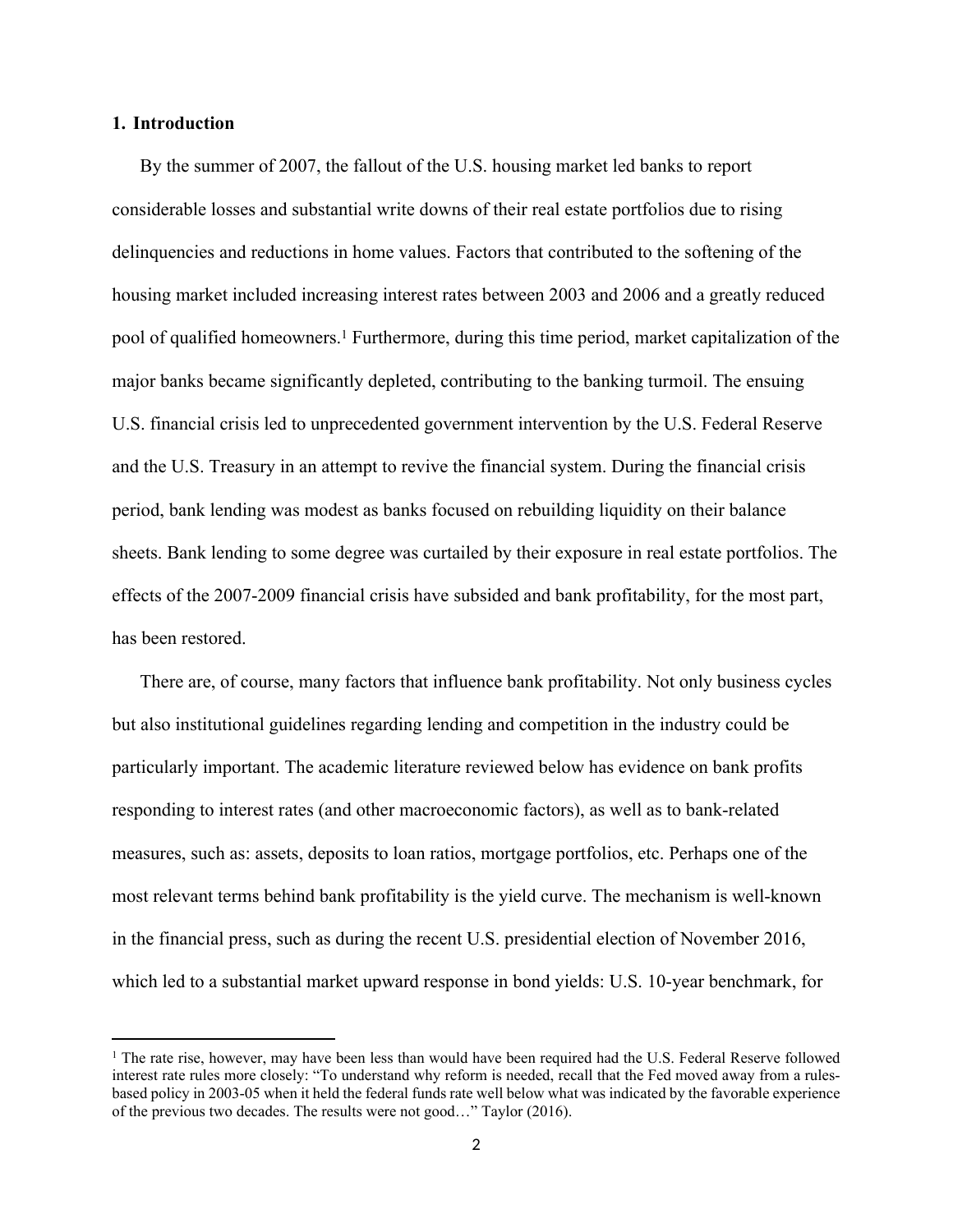## 1. Introduction

By the summer of 2007, the fallout of the U.S. housing market led banks to report considerable losses and substantial write downs of their real estate portfolios due to rising delinquencies and reductions in home values. Factors that contributed to the softening of the housing market included increasing interest rates between 2003 and 2006 and a greatly reduced pool of qualified homeowners.[1] Furthermore, during this time period, market capitalization of the major banks became significantly depleted, contributing to the banking turmoil. The ensuing U.S. financial crisis led to unprecedented government intervention by the U.S. Federal Reserve and the U.S. Treasury in an attempt to revive the financial system. During the financial crisis period, bank lending was modest as banks focused on rebuilding liquidity on their balance sheets. Bank lending to some degree was curtailed by their exposure in real estate portfolios. The effects of the 2007-2009 financial crisis have subsided and bank profitability, for the most part, has been restored.

There are, of course, many factors that influence bank profitability. Not only business cycles but also institutional guidelines regarding lending and competition in the industry could be particularly important. The academic literature reviewed below has evidence on bank profits responding to interest rates (and other macroeconomic factors), as well as to bank-related measures, such as: assets, deposits to loan ratios, mortgage portfolios, etc. Perhaps one of the most relevant terms behind bank profitability is the yield curve. The mechanism is well-known in the financial press, such as during the recent U.S. presidential election of November 2016, which led to a substantial market upward response in bond yields: U.S. 10-year benchmark, for

---

[1] The rate rise, however, may have been less than would have been required had the U.S. Federal Reserve followed interest rate rules more closely: "To understand why reform is needed, recall that the Fed moved away from a rules-based policy in 2003-05 when it held the federal funds rate well below what was indicated by the favorable experience of the previous two decades. The results were not good…" Taylor (2016).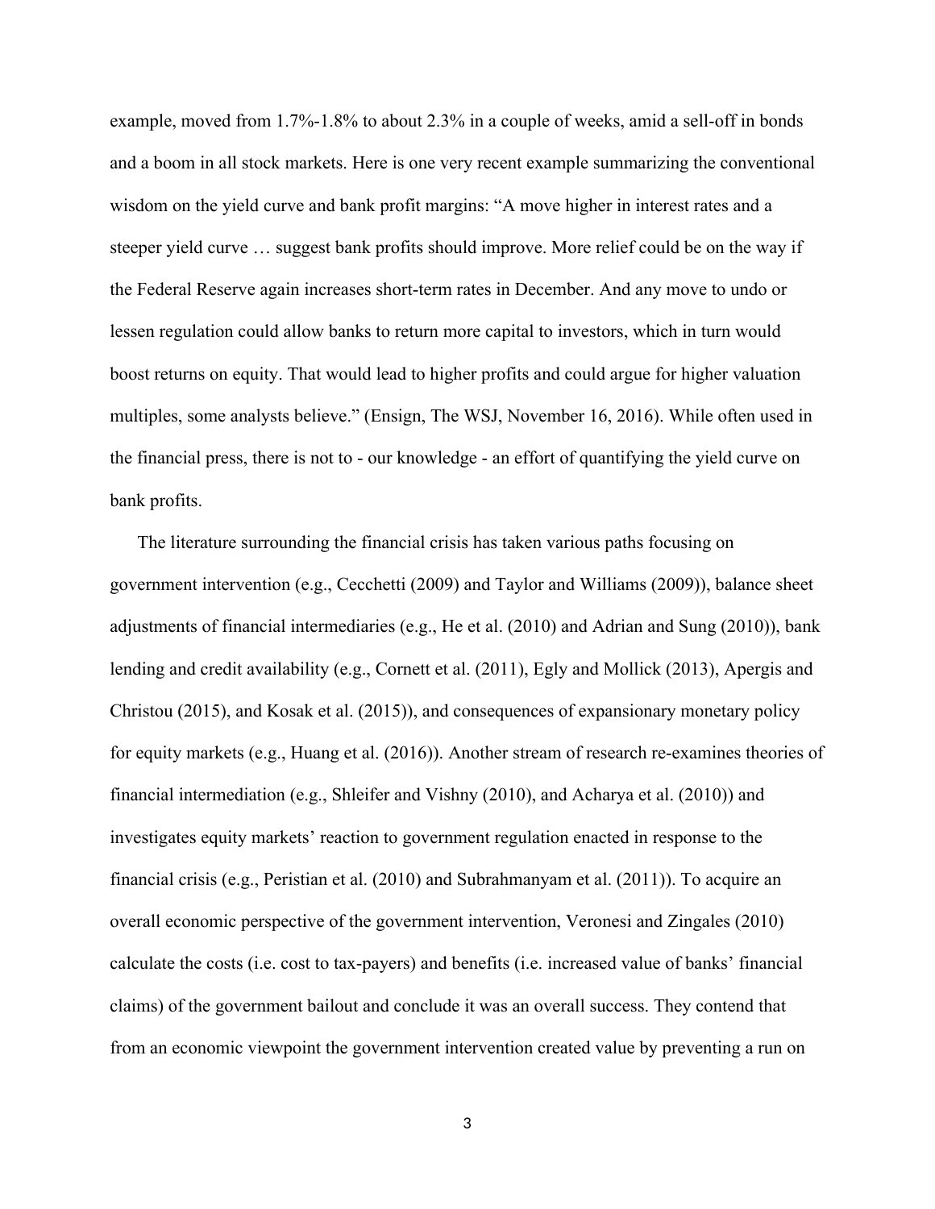example, moved from 1.7%-1.8% to about 2.3% in a couple of weeks, amid a sell-off in bonds and a boom in all stock markets. Here is one very recent example summarizing the conventional wisdom on the yield curve and bank profit margins: "A move higher in interest rates and a steeper yield curve … suggest bank profits should improve. More relief could be on the way if the Federal Reserve again increases short-term rates in December. And any move to undo or lessen regulation could allow banks to return more capital to investors, which in turn would boost returns on equity. That would lead to higher profits and could argue for higher valuation multiples, some analysts believe." (Ensign, The WSJ, November 16, 2016). While often used in the financial press, there is not to - our knowledge - an effort of quantifying the yield curve on bank profits.

The literature surrounding the financial crisis has taken various paths focusing on government intervention (e.g., Cecchetti (2009) and Taylor and Williams (2009)), balance sheet adjustments of financial intermediaries (e.g., He et al. (2010) and Adrian and Sung (2010)), bank lending and credit availability (e.g., Cornett et al. (2011), Egly and Mollick (2013), Apergis and Christou (2015), and Kosak et al. (2015)), and consequences of expansionary monetary policy for equity markets (e.g., Huang et al. (2016)). Another stream of research re-examines theories of financial intermediation (e.g., Shleifer and Vishny (2010), and Acharya et al. (2010)) and investigates equity markets' reaction to government regulation enacted in response to the financial crisis (e.g., Peristian et al. (2010) and Subrahmanyam et al. (2011)). To acquire an overall economic perspective of the government intervention, Veronesi and Zingales (2010) calculate the costs (i.e. cost to tax-payers) and benefits (i.e. increased value of banks' financial claims) of the government bailout and conclude it was an overall success. They contend that from an economic viewpoint the government intervention created value by preventing a run on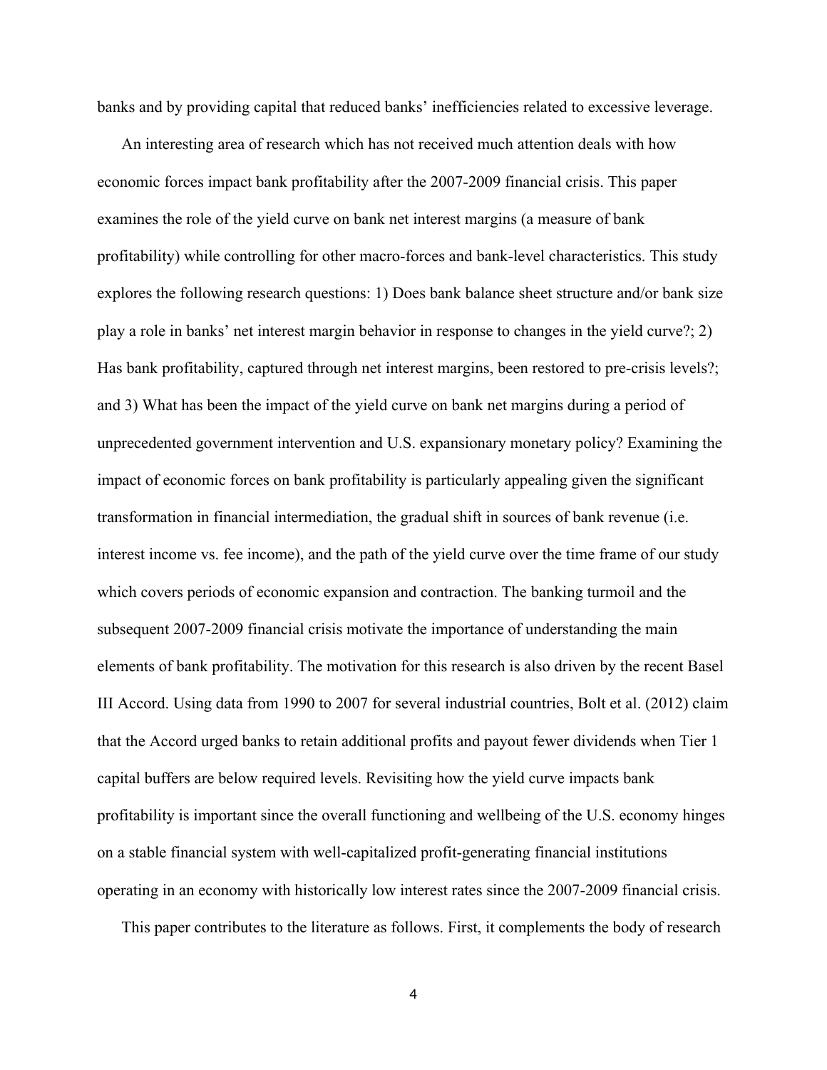banks and by providing capital that reduced banks' inefficiencies related to excessive leverage.

An interesting area of research which has not received much attention deals with how economic forces impact bank profitability after the 2007-2009 financial crisis. This paper examines the role of the yield curve on bank net interest margins (a measure of bank profitability) while controlling for other macro-forces and bank-level characteristics. This study explores the following research questions: 1) Does bank balance sheet structure and/or bank size play a role in banks' net interest margin behavior in response to changes in the yield curve?; 2) Has bank profitability, captured through net interest margins, been restored to pre-crisis levels?; and 3) What has been the impact of the yield curve on bank net margins during a period of unprecedented government intervention and U.S. expansionary monetary policy? Examining the impact of economic forces on bank profitability is particularly appealing given the significant transformation in financial intermediation, the gradual shift in sources of bank revenue (i.e. interest income vs. fee income), and the path of the yield curve over the time frame of our study which covers periods of economic expansion and contraction. The banking turmoil and the subsequent 2007-2009 financial crisis motivate the importance of understanding the main elements of bank profitability. The motivation for this research is also driven by the recent Basel III Accord. Using data from 1990 to 2007 for several industrial countries, Bolt et al. (2012) claim that the Accord urged banks to retain additional profits and payout fewer dividends when Tier 1 capital buffers are below required levels. Revisiting how the yield curve impacts bank profitability is important since the overall functioning and wellbeing of the U.S. economy hinges on a stable financial system with well-capitalized profit-generating financial institutions operating in an economy with historically low interest rates since the 2007-2009 financial crisis.

This paper contributes to the literature as follows. First, it complements the body of research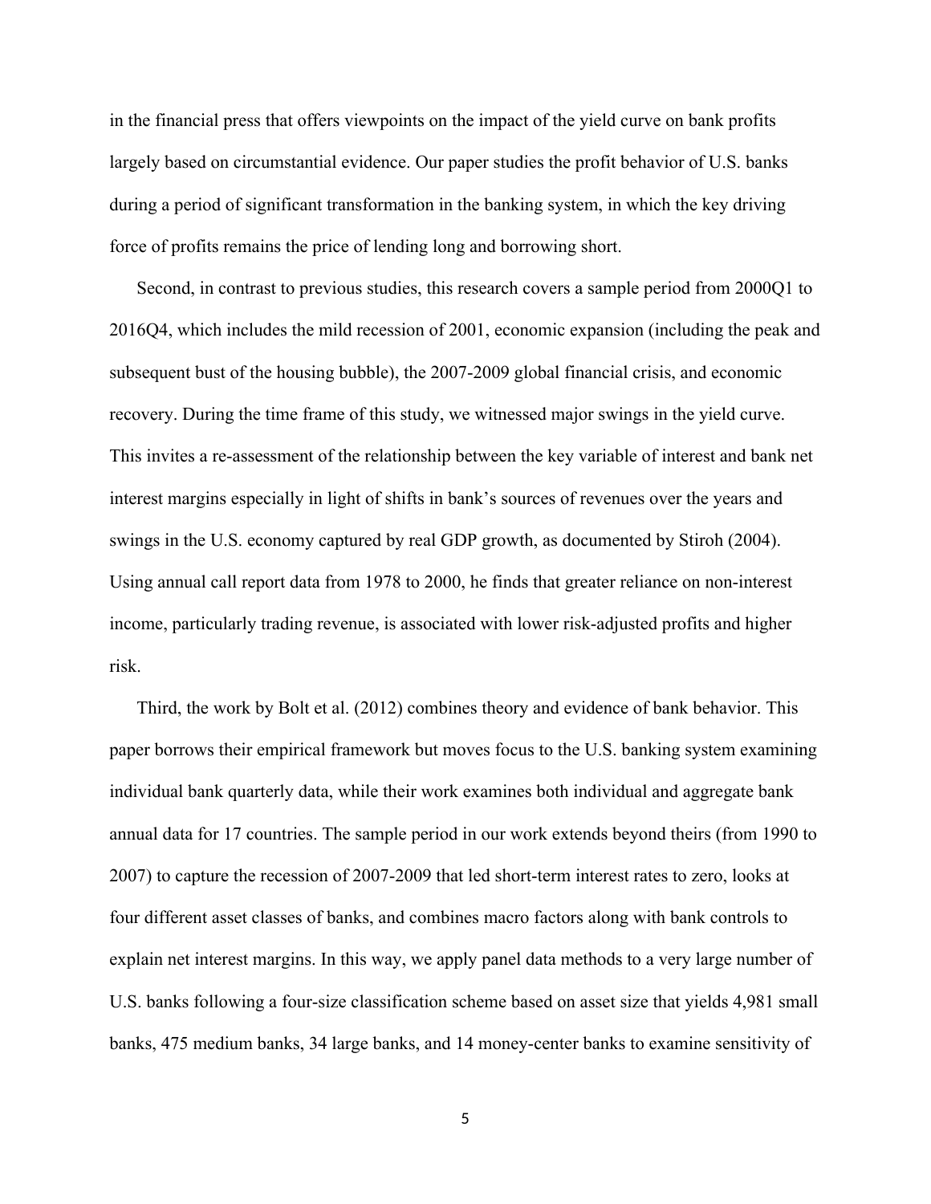in the financial press that offers viewpoints on the impact of the yield curve on bank profits largely based on circumstantial evidence. Our paper studies the profit behavior of U.S. banks during a period of significant transformation in the banking system, in which the key driving force of profits remains the price of lending long and borrowing short.

Second, in contrast to previous studies, this research covers a sample period from 2000Q1 to 2016Q4, which includes the mild recession of 2001, economic expansion (including the peak and subsequent bust of the housing bubble), the 2007-2009 global financial crisis, and economic recovery. During the time frame of this study, we witnessed major swings in the yield curve. This invites a re-assessment of the relationship between the key variable of interest and bank net interest margins especially in light of shifts in bank's sources of revenues over the years and swings in the U.S. economy captured by real GDP growth, as documented by Stiroh (2004). Using annual call report data from 1978 to 2000, he finds that greater reliance on non-interest income, particularly trading revenue, is associated with lower risk-adjusted profits and higher risk.

Third, the work by Bolt et al. (2012) combines theory and evidence of bank behavior. This paper borrows their empirical framework but moves focus to the U.S. banking system examining individual bank quarterly data, while their work examines both individual and aggregate bank annual data for 17 countries. The sample period in our work extends beyond theirs (from 1990 to 2007) to capture the recession of 2007-2009 that led short-term interest rates to zero, looks at four different asset classes of banks, and combines macro factors along with bank controls to explain net interest margins. In this way, we apply panel data methods to a very large number of U.S. banks following a four-size classification scheme based on asset size that yields 4,981 small banks, 475 medium banks, 34 large banks, and 14 money-center banks to examine sensitivity of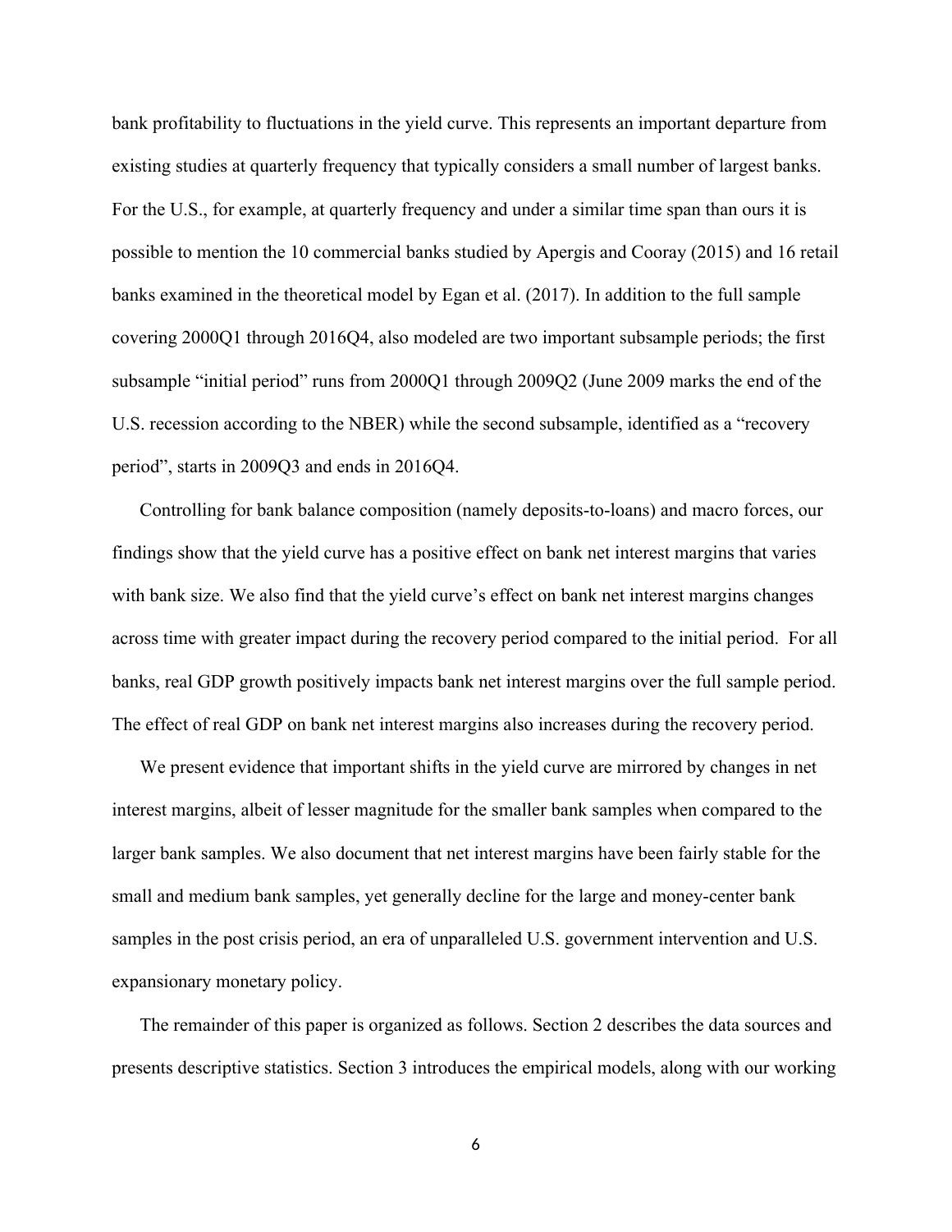bank profitability to fluctuations in the yield curve. This represents an important departure from existing studies at quarterly frequency that typically considers a small number of largest banks. For the U.S., for example, at quarterly frequency and under a similar time span than ours it is possible to mention the 10 commercial banks studied by Apergis and Cooray (2015) and 16 retail banks examined in the theoretical model by Egan et al. (2017). In addition to the full sample covering 2000Q1 through 2016Q4, also modeled are two important subsample periods; the first subsample "initial period" runs from 2000Q1 through 2009Q2 (June 2009 marks the end of the U.S. recession according to the NBER) while the second subsample, identified as a "recovery period", starts in 2009Q3 and ends in 2016Q4.

Controlling for bank balance composition (namely deposits-to-loans) and macro forces, our findings show that the yield curve has a positive effect on bank net interest margins that varies with bank size. We also find that the yield curve's effect on bank net interest margins changes across time with greater impact during the recovery period compared to the initial period. For all banks, real GDP growth positively impacts bank net interest margins over the full sample period. The effect of real GDP on bank net interest margins also increases during the recovery period.

We present evidence that important shifts in the yield curve are mirrored by changes in net interest margins, albeit of lesser magnitude for the smaller bank samples when compared to the larger bank samples. We also document that net interest margins have been fairly stable for the small and medium bank samples, yet generally decline for the large and money-center bank samples in the post crisis period, an era of unparalleled U.S. government intervention and U.S. expansionary monetary policy.

The remainder of this paper is organized as follows. Section 2 describes the data sources and presents descriptive statistics. Section 3 introduces the empirical models, along with our working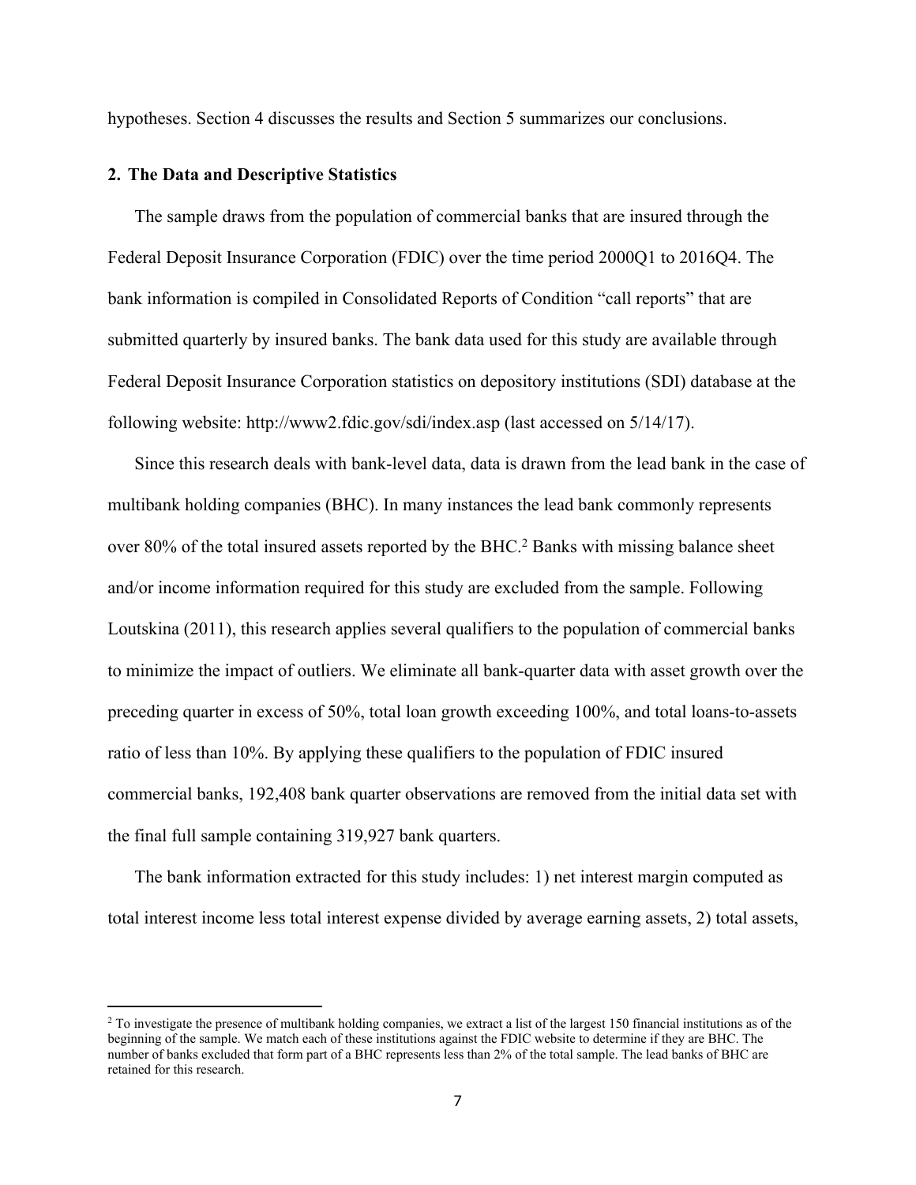hypotheses. Section 4 discusses the results and Section 5 summarizes our conclusions.

## 2. The Data and Descriptive Statistics

The sample draws from the population of commercial banks that are insured through the Federal Deposit Insurance Corporation (FDIC) over the time period 2000Q1 to 2016Q4. The bank information is compiled in Consolidated Reports of Condition "call reports" that are submitted quarterly by insured banks. The bank data used for this study are available through Federal Deposit Insurance Corporation statistics on depository institutions (SDI) database at the following website: http://www2.fdic.gov/sdi/index.asp (last accessed on 5/14/17).

Since this research deals with bank-level data, data is drawn from the lead bank in the case of multibank holding companies (BHC). In many instances the lead bank commonly represents over 80% of the total insured assets reported by the BHC.[2] Banks with missing balance sheet and/or income information required for this study are excluded from the sample. Following Loutskina (2011), this research applies several qualifiers to the population of commercial banks to minimize the impact of outliers. We eliminate all bank-quarter data with asset growth over the preceding quarter in excess of 50%, total loan growth exceeding 100%, and total loans-to-assets ratio of less than 10%. By applying these qualifiers to the population of FDIC insured commercial banks, 192,408 bank quarter observations are removed from the initial data set with the final full sample containing 319,927 bank quarters.

The bank information extracted for this study includes: 1) net interest margin computed as total interest income less total interest expense divided by average earning assets, 2) total assets,

[2] To investigate the presence of multibank holding companies, we extract a list of the largest 150 financial institutions as of the beginning of the sample. We match each of these institutions against the FDIC website to determine if they are BHC. The number of banks excluded that form part of a BHC represents less than 2% of the total sample. The lead banks of BHC are retained for this research.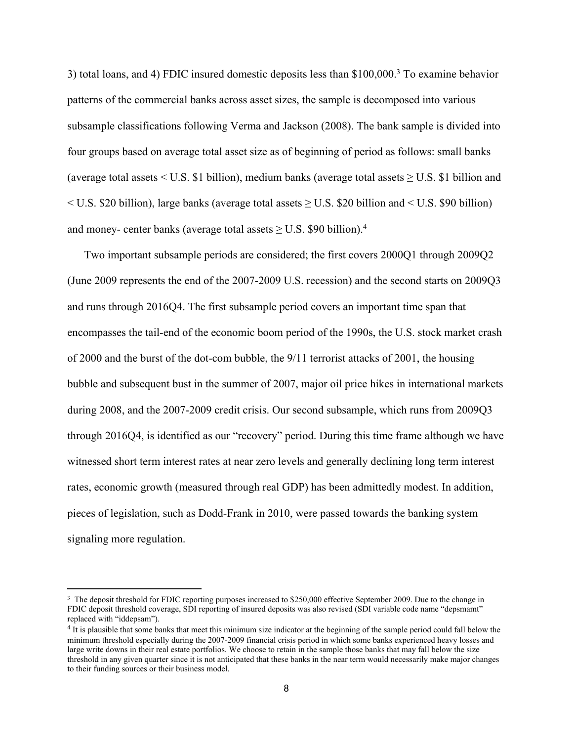3) total loans, and 4) FDIC insured domestic deposits less than \$100,000.[3] To examine behavior patterns of the commercial banks across asset sizes, the sample is decomposed into various subsample classifications following Verma and Jackson (2008). The bank sample is divided into four groups based on average total asset size as of beginning of period as follows: small banks (average total assets < U.S. \$1 billion), medium banks (average total assets ≥ U.S. \$1 billion and < U.S. \$20 billion), large banks (average total assets ≥ U.S. \$20 billion and < U.S. \$90 billion) and money- center banks (average total assets ≥ U.S. \$90 billion).[4]

Two important subsample periods are considered; the first covers 2000Q1 through 2009Q2 (June 2009 represents the end of the 2007-2009 U.S. recession) and the second starts on 2009Q3 and runs through 2016Q4. The first subsample period covers an important time span that encompasses the tail-end of the economic boom period of the 1990s, the U.S. stock market crash of 2000 and the burst of the dot-com bubble, the 9/11 terrorist attacks of 2001, the housing bubble and subsequent bust in the summer of 2007, major oil price hikes in international markets during 2008, and the 2007-2009 credit crisis. Our second subsample, which runs from 2009Q3 through 2016Q4, is identified as our "recovery" period. During this time frame although we have witnessed short term interest rates at near zero levels and generally declining long term interest rates, economic growth (measured through real GDP) has been admittedly modest. In addition, pieces of legislation, such as Dodd-Frank in 2010, were passed towards the banking system signaling more regulation.

---

[3] The deposit threshold for FDIC reporting purposes increased to \$250,000 effective September 2009. Due to the change in FDIC deposit threshold coverage, SDI reporting of insured deposits was also revised (SDI variable code name "depsmamt" replaced with "iddepsam").

[4] It is plausible that some banks that meet this minimum size indicator at the beginning of the sample period could fall below the minimum threshold especially during the 2007-2009 financial crisis period in which some banks experienced heavy losses and large write downs in their real estate portfolios. We choose to retain in the sample those banks that may fall below the size threshold in any given quarter since it is not anticipated that these banks in the near term would necessarily make major changes to their funding sources or their business model.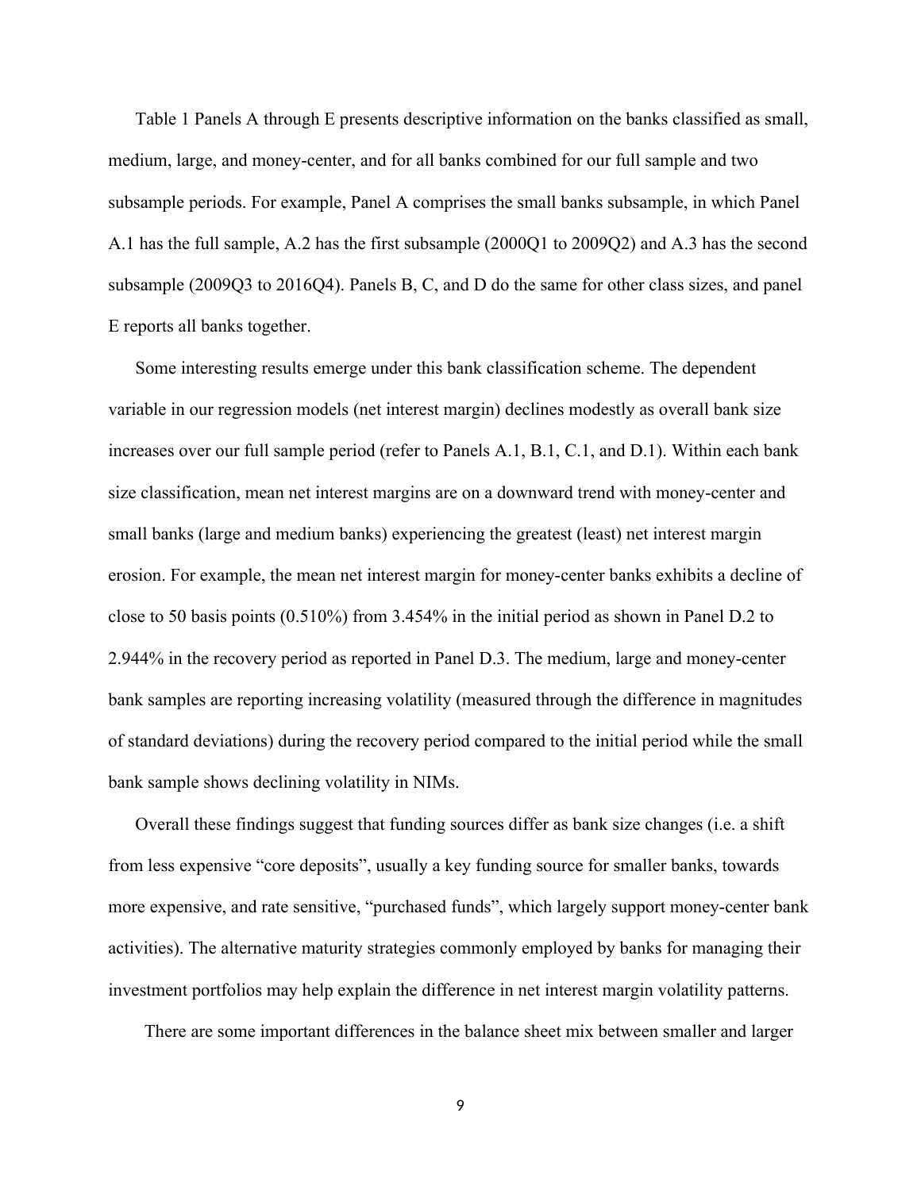Table 1 Panels A through E presents descriptive information on the banks classified as small, medium, large, and money-center, and for all banks combined for our full sample and two subsample periods. For example, Panel A comprises the small banks subsample, in which Panel A.1 has the full sample, A.2 has the first subsample (2000Q1 to 2009Q2) and A.3 has the second subsample (2009Q3 to 2016Q4). Panels B, C, and D do the same for other class sizes, and panel E reports all banks together.

Some interesting results emerge under this bank classification scheme. The dependent variable in our regression models (net interest margin) declines modestly as overall bank size increases over our full sample period (refer to Panels A.1, B.1, C.1, and D.1). Within each bank size classification, mean net interest margins are on a downward trend with money-center and small banks (large and medium banks) experiencing the greatest (least) net interest margin erosion. For example, the mean net interest margin for money-center banks exhibits a decline of close to 50 basis points (0.510%) from 3.454% in the initial period as shown in Panel D.2 to 2.944% in the recovery period as reported in Panel D.3. The medium, large and money-center bank samples are reporting increasing volatility (measured through the difference in magnitudes of standard deviations) during the recovery period compared to the initial period while the small bank sample shows declining volatility in NIMs.

Overall these findings suggest that funding sources differ as bank size changes (i.e. a shift from less expensive "core deposits", usually a key funding source for smaller banks, towards more expensive, and rate sensitive, "purchased funds", which largely support money-center bank activities). The alternative maturity strategies commonly employed by banks for managing their investment portfolios may help explain the difference in net interest margin volatility patterns.

There are some important differences in the balance sheet mix between smaller and larger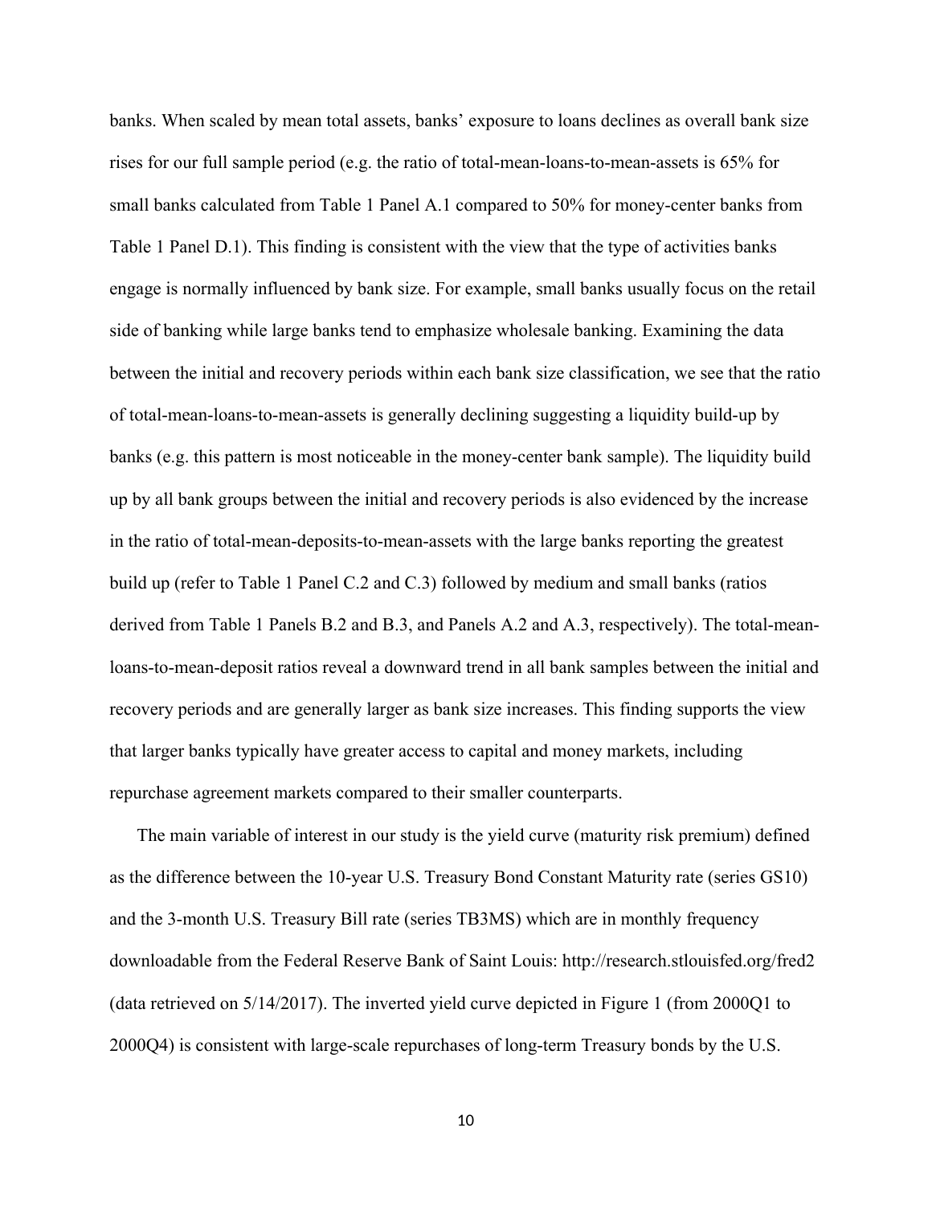banks. When scaled by mean total assets, banks' exposure to loans declines as overall bank size rises for our full sample period (e.g. the ratio of total-mean-loans-to-mean-assets is 65% for small banks calculated from Table 1 Panel A.1 compared to 50% for money-center banks from Table 1 Panel D.1). This finding is consistent with the view that the type of activities banks engage is normally influenced by bank size. For example, small banks usually focus on the retail side of banking while large banks tend to emphasize wholesale banking. Examining the data between the initial and recovery periods within each bank size classification, we see that the ratio of total-mean-loans-to-mean-assets is generally declining suggesting a liquidity build-up by banks (e.g. this pattern is most noticeable in the money-center bank sample). The liquidity build up by all bank groups between the initial and recovery periods is also evidenced by the increase in the ratio of total-mean-deposits-to-mean-assets with the large banks reporting the greatest build up (refer to Table 1 Panel C.2 and C.3) followed by medium and small banks (ratios derived from Table 1 Panels B.2 and B.3, and Panels A.2 and A.3, respectively). The total-mean-loans-to-mean-deposit ratios reveal a downward trend in all bank samples between the initial and recovery periods and are generally larger as bank size increases. This finding supports the view that larger banks typically have greater access to capital and money markets, including repurchase agreement markets compared to their smaller counterparts.

The main variable of interest in our study is the yield curve (maturity risk premium) defined as the difference between the 10-year U.S. Treasury Bond Constant Maturity rate (series GS10) and the 3-month U.S. Treasury Bill rate (series TB3MS) which are in monthly frequency downloadable from the Federal Reserve Bank of Saint Louis: http://research.stlouisfed.org/fred2 (data retrieved on 5/14/2017). The inverted yield curve depicted in Figure 1 (from 2000Q1 to 2000Q4) is consistent with large-scale repurchases of long-term Treasury bonds by the U.S.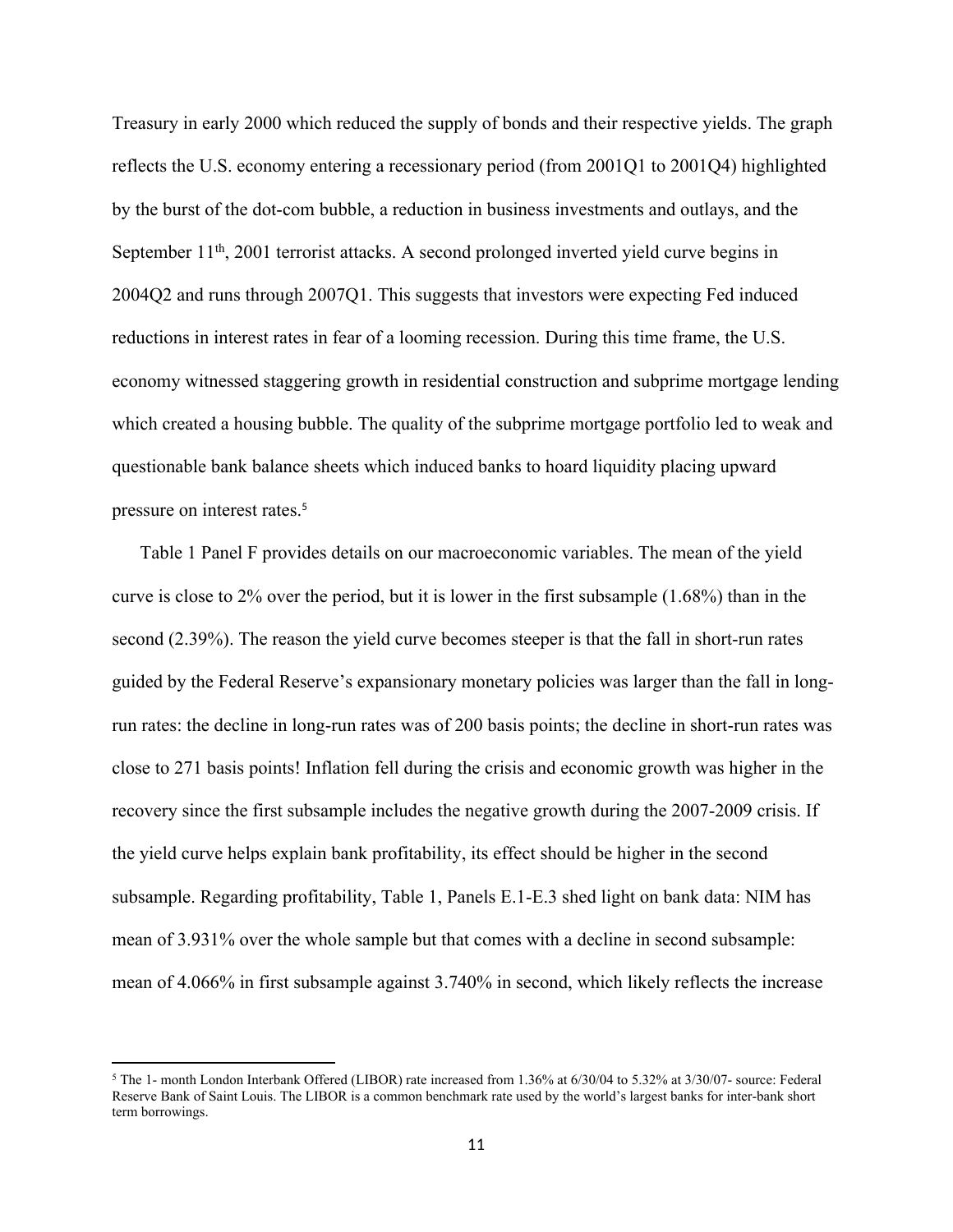Treasury in early 2000 which reduced the supply of bonds and their respective yields. The graph reflects the U.S. economy entering a recessionary period (from 2001Q1 to 2001Q4) highlighted by the burst of the dot-com bubble, a reduction in business investments and outlays, and the September 11th, 2001 terrorist attacks. A second prolonged inverted yield curve begins in 2004Q2 and runs through 2007Q1. This suggests that investors were expecting Fed induced reductions in interest rates in fear of a looming recession. During this time frame, the U.S. economy witnessed staggering growth in residential construction and subprime mortgage lending which created a housing bubble. The quality of the subprime mortgage portfolio led to weak and questionable bank balance sheets which induced banks to hoard liquidity placing upward pressure on interest rates.[5]

Table 1 Panel F provides details on our macroeconomic variables. The mean of the yield curve is close to 2% over the period, but it is lower in the first subsample (1.68%) than in the second (2.39%). The reason the yield curve becomes steeper is that the fall in short-run rates guided by the Federal Reserve's expansionary monetary policies was larger than the fall in long-run rates: the decline in long-run rates was of 200 basis points; the decline in short-run rates was close to 271 basis points! Inflation fell during the crisis and economic growth was higher in the recovery since the first subsample includes the negative growth during the 2007-2009 crisis. If the yield curve helps explain bank profitability, its effect should be higher in the second subsample. Regarding profitability, Table 1, Panels E.1-E.3 shed light on bank data: NIM has mean of 3.931% over the whole sample but that comes with a decline in second subsample: mean of 4.066% in first subsample against 3.740% in second, which likely reflects the increase

[5] The 1- month London Interbank Offered (LIBOR) rate increased from 1.36% at 6/30/04 to 5.32% at 3/30/07- source: Federal Reserve Bank of Saint Louis. The LIBOR is a common benchmark rate used by the world's largest banks for inter-bank short term borrowings.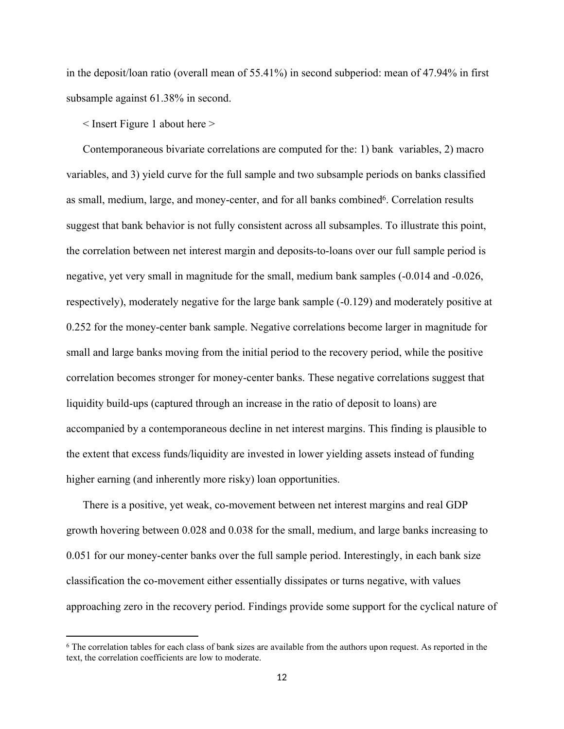in the deposit/loan ratio (overall mean of 55.41%) in second subperiod: mean of 47.94% in first subsample against 61.38% in second.

< Insert Figure 1 about here >

Contemporaneous bivariate correlations are computed for the: 1) bank variables, 2) macro variables, and 3) yield curve for the full sample and two subsample periods on banks classified as small, medium, large, and money-center, and for all banks combined[6]. Correlation results suggest that bank behavior is not fully consistent across all subsamples. To illustrate this point, the correlation between net interest margin and deposits-to-loans over our full sample period is negative, yet very small in magnitude for the small, medium bank samples (-0.014 and -0.026, respectively), moderately negative for the large bank sample (-0.129) and moderately positive at 0.252 for the money-center bank sample. Negative correlations become larger in magnitude for small and large banks moving from the initial period to the recovery period, while the positive correlation becomes stronger for money-center banks. These negative correlations suggest that liquidity build-ups (captured through an increase in the ratio of deposit to loans) are accompanied by a contemporaneous decline in net interest margins. This finding is plausible to the extent that excess funds/liquidity are invested in lower yielding assets instead of funding higher earning (and inherently more risky) loan opportunities.

There is a positive, yet weak, co-movement between net interest margins and real GDP growth hovering between 0.028 and 0.038 for the small, medium, and large banks increasing to 0.051 for our money-center banks over the full sample period. Interestingly, in each bank size classification the co-movement either essentially dissipates or turns negative, with values approaching zero in the recovery period. Findings provide some support for the cyclical nature of

[6] The correlation tables for each class of bank sizes are available from the authors upon request. As reported in the text, the correlation coefficients are low to moderate.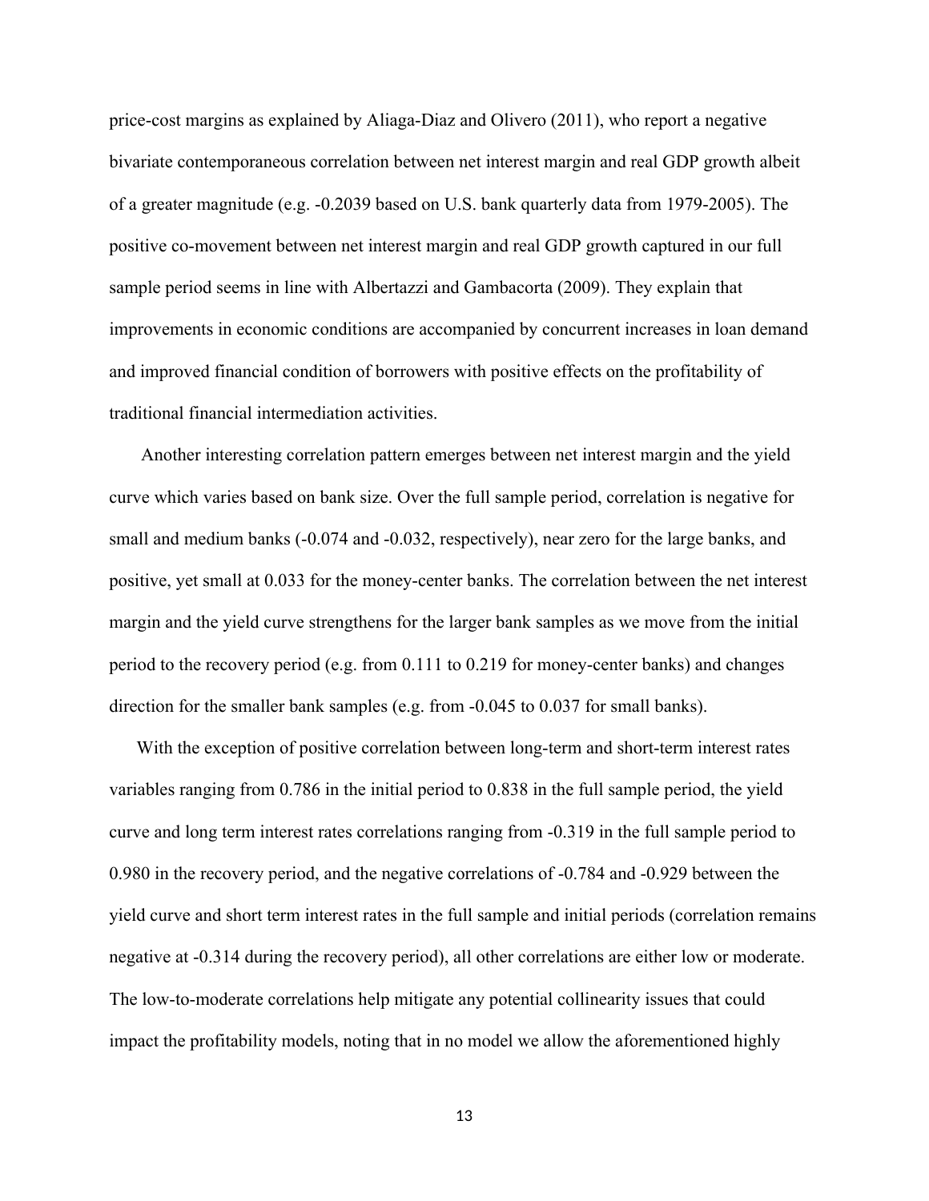price-cost margins as explained by Aliaga-Diaz and Olivero (2011), who report a negative bivariate contemporaneous correlation between net interest margin and real GDP growth albeit of a greater magnitude (e.g. -0.2039 based on U.S. bank quarterly data from 1979-2005). The positive co-movement between net interest margin and real GDP growth captured in our full sample period seems in line with Albertazzi and Gambacorta (2009). They explain that improvements in economic conditions are accompanied by concurrent increases in loan demand and improved financial condition of borrowers with positive effects on the profitability of traditional financial intermediation activities.

Another interesting correlation pattern emerges between net interest margin and the yield curve which varies based on bank size. Over the full sample period, correlation is negative for small and medium banks (-0.074 and -0.032, respectively), near zero for the large banks, and positive, yet small at 0.033 for the money-center banks. The correlation between the net interest margin and the yield curve strengthens for the larger bank samples as we move from the initial period to the recovery period (e.g. from 0.111 to 0.219 for money-center banks) and changes direction for the smaller bank samples (e.g. from -0.045 to 0.037 for small banks).

With the exception of positive correlation between long-term and short-term interest rates variables ranging from 0.786 in the initial period to 0.838 in the full sample period, the yield curve and long term interest rates correlations ranging from -0.319 in the full sample period to 0.980 in the recovery period, and the negative correlations of -0.784 and -0.929 between the yield curve and short term interest rates in the full sample and initial periods (correlation remains negative at -0.314 during the recovery period), all other correlations are either low or moderate. The low-to-moderate correlations help mitigate any potential collinearity issues that could impact the profitability models, noting that in no model we allow the aforementioned highly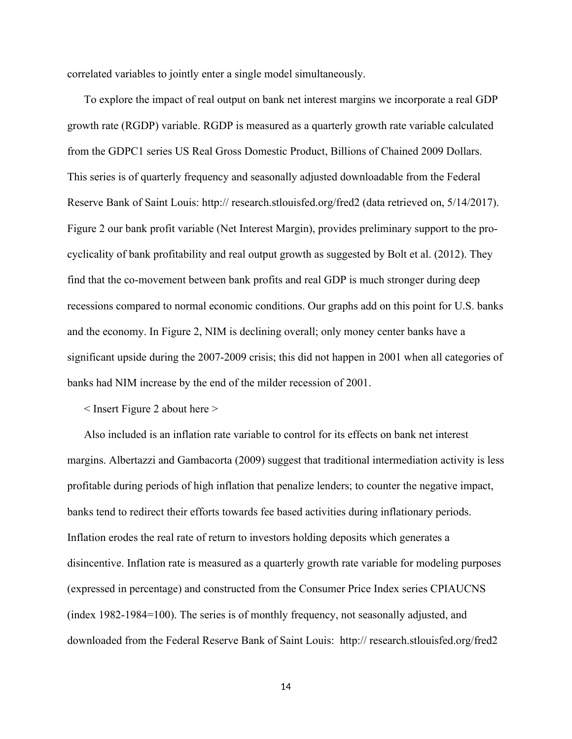correlated variables to jointly enter a single model simultaneously.

To explore the impact of real output on bank net interest margins we incorporate a real GDP growth rate (RGDP) variable. RGDP is measured as a quarterly growth rate variable calculated from the GDPC1 series US Real Gross Domestic Product, Billions of Chained 2009 Dollars. This series is of quarterly frequency and seasonally adjusted downloadable from the Federal Reserve Bank of Saint Louis: http:// research.stlouisfed.org/fred2 (data retrieved on, 5/14/2017). Figure 2 our bank profit variable (Net Interest Margin), provides preliminary support to the pro-cyclicality of bank profitability and real output growth as suggested by Bolt et al. (2012). They find that the co-movement between bank profits and real GDP is much stronger during deep recessions compared to normal economic conditions. Our graphs add on this point for U.S. banks and the economy. In Figure 2, NIM is declining overall; only money center banks have a significant upside during the 2007-2009 crisis; this did not happen in 2001 when all categories of banks had NIM increase by the end of the milder recession of 2001.

< Insert Figure 2 about here >

Also included is an inflation rate variable to control for its effects on bank net interest margins. Albertazzi and Gambacorta (2009) suggest that traditional intermediation activity is less profitable during periods of high inflation that penalize lenders; to counter the negative impact, banks tend to redirect their efforts towards fee based activities during inflationary periods. Inflation erodes the real rate of return to investors holding deposits which generates a disincentive. Inflation rate is measured as a quarterly growth rate variable for modeling purposes (expressed in percentage) and constructed from the Consumer Price Index series CPIAUCNS (index 1982-1984=100). The series is of monthly frequency, not seasonally adjusted, and downloaded from the Federal Reserve Bank of Saint Louis: http:// research.stlouisfed.org/fred2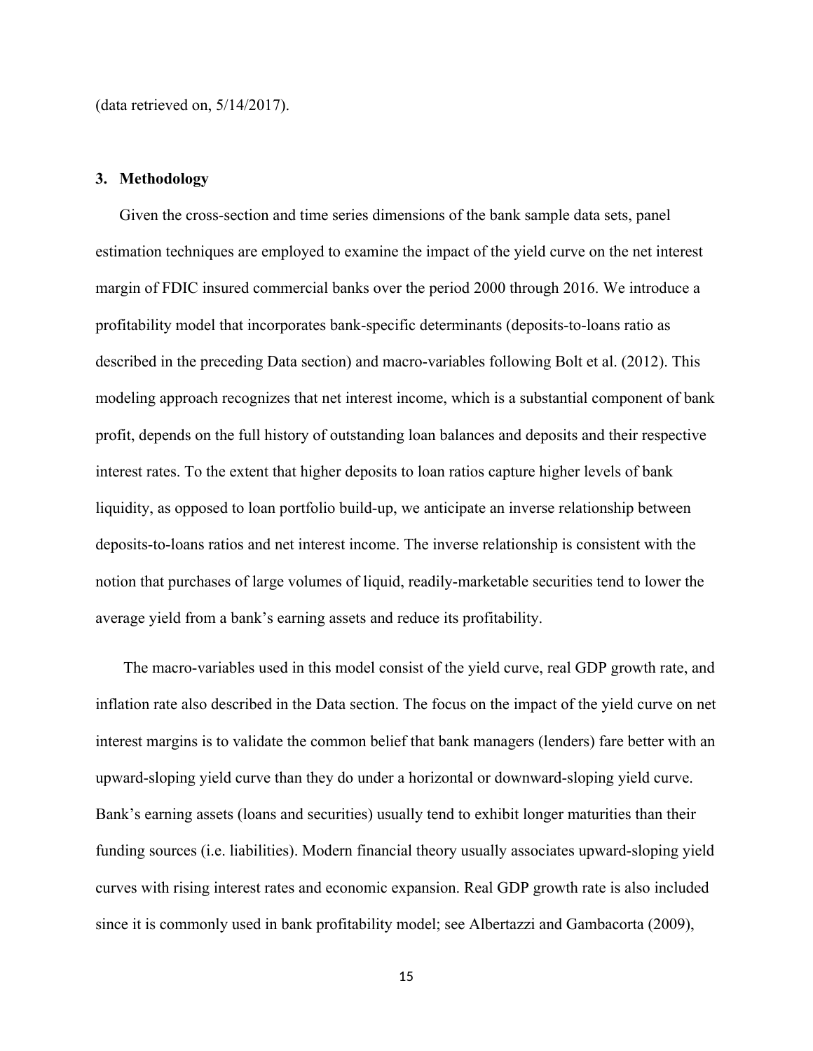(data retrieved on, 5/14/2017).

## 3. Methodology

Given the cross-section and time series dimensions of the bank sample data sets, panel estimation techniques are employed to examine the impact of the yield curve on the net interest margin of FDIC insured commercial banks over the period 2000 through 2016. We introduce a profitability model that incorporates bank-specific determinants (deposits-to-loans ratio as described in the preceding Data section) and macro-variables following Bolt et al. (2012). This modeling approach recognizes that net interest income, which is a substantial component of bank profit, depends on the full history of outstanding loan balances and deposits and their respective interest rates. To the extent that higher deposits to loan ratios capture higher levels of bank liquidity, as opposed to loan portfolio build-up, we anticipate an inverse relationship between deposits-to-loans ratios and net interest income. The inverse relationship is consistent with the notion that purchases of large volumes of liquid, readily-marketable securities tend to lower the average yield from a bank's earning assets and reduce its profitability.

The macro-variables used in this model consist of the yield curve, real GDP growth rate, and inflation rate also described in the Data section. The focus on the impact of the yield curve on net interest margins is to validate the common belief that bank managers (lenders) fare better with an upward-sloping yield curve than they do under a horizontal or downward-sloping yield curve. Bank's earning assets (loans and securities) usually tend to exhibit longer maturities than their funding sources (i.e. liabilities). Modern financial theory usually associates upward-sloping yield curves with rising interest rates and economic expansion. Real GDP growth rate is also included since it is commonly used in bank profitability model; see Albertazzi and Gambacorta (2009),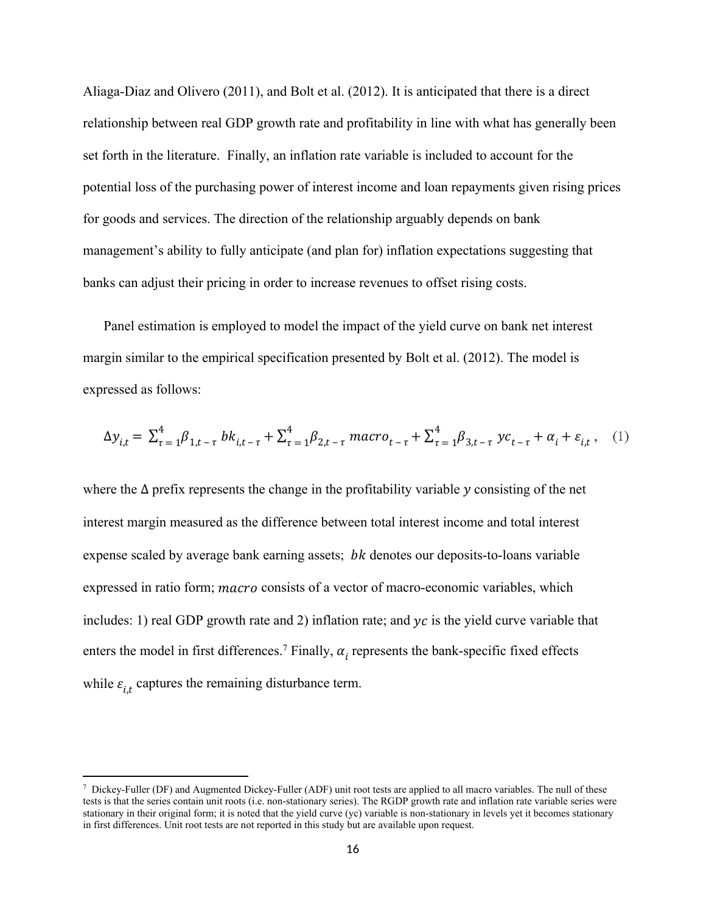Aliaga-Diaz and Olivero (2011), and Bolt et al. (2012). It is anticipated that there is a direct relationship between real GDP growth rate and profitability in line with what has generally been set forth in the literature. Finally, an inflation rate variable is included to account for the potential loss of the purchasing power of interest income and loan repayments given rising prices for goods and services. The direction of the relationship arguably depends on bank management's ability to fully anticipate (and plan for) inflation expectations suggesting that banks can adjust their pricing in order to increase revenues to offset rising costs.

Panel estimation is employed to model the impact of the yield curve on bank net interest margin similar to the empirical specification presented by Bolt et al. (2012). The model is expressed as follows:

$$\Delta y_{i,t} = \sum_{\tau=1}^{4} \beta_{1,t-\tau}\, bk_{i,t-\tau} + \sum_{\tau=1}^{4} \beta_{2,t-\tau}\, macro_{t-\tau} + \sum_{\tau=1}^{4} \beta_{3,t-\tau}\, yc_{t-\tau} + \alpha_i + \varepsilon_{i,t}\,, \quad (1)$$

where the $\Delta$ prefix represents the change in the profitability variable $y$ consisting of the net interest margin measured as the difference between total interest income and total interest expense scaled by average bank earning assets; $bk$ denotes our deposits-to-loans variable expressed in ratio form; $macro$ consists of a vector of macro-economic variables, which includes: 1) real GDP growth rate and 2) inflation rate; and $yc$ is the yield curve variable that enters the model in first differences.[7] Finally, $\alpha_i$ represents the bank-specific fixed effects while $\varepsilon_{i,t}$ captures the remaining disturbance term.

---

[7] Dickey-Fuller (DF) and Augmented Dickey-Fuller (ADF) unit root tests are applied to all macro variables. The null of these tests is that the series contain unit roots (i.e. non-stationary series). The RGDP growth rate and inflation rate variable series were stationary in their original form; it is noted that the yield curve (yc) variable is non-stationary in levels yet it becomes stationary in first differences. Unit root tests are not reported in this study but are available upon request.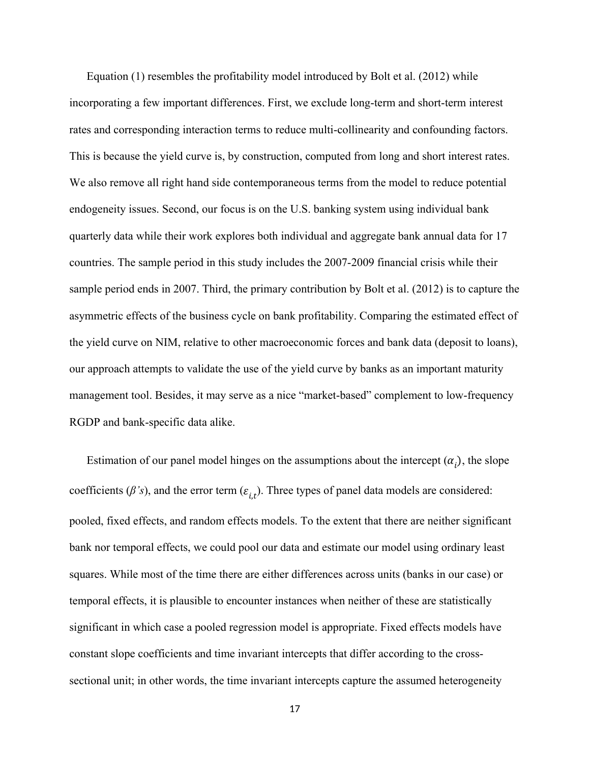Equation (1) resembles the profitability model introduced by Bolt et al. (2012) while incorporating a few important differences. First, we exclude long-term and short-term interest rates and corresponding interaction terms to reduce multi-collinearity and confounding factors. This is because the yield curve is, by construction, computed from long and short interest rates. We also remove all right hand side contemporaneous terms from the model to reduce potential endogeneity issues. Second, our focus is on the U.S. banking system using individual bank quarterly data while their work explores both individual and aggregate bank annual data for 17 countries. The sample period in this study includes the 2007-2009 financial crisis while their sample period ends in 2007. Third, the primary contribution by Bolt et al. (2012) is to capture the asymmetric effects of the business cycle on bank profitability. Comparing the estimated effect of the yield curve on NIM, relative to other macroeconomic forces and bank data (deposit to loans), our approach attempts to validate the use of the yield curve by banks as an important maturity management tool. Besides, it may serve as a nice "market-based" complement to low-frequency RGDP and bank-specific data alike.

Estimation of our panel model hinges on the assumptions about the intercept ($\alpha_i$), the slope coefficients (*β's*), and the error term ($\varepsilon_{i,t}$). Three types of panel data models are considered: pooled, fixed effects, and random effects models. To the extent that there are neither significant bank nor temporal effects, we could pool our data and estimate our model using ordinary least squares. While most of the time there are either differences across units (banks in our case) or temporal effects, it is plausible to encounter instances when neither of these are statistically significant in which case a pooled regression model is appropriate. Fixed effects models have constant slope coefficients and time invariant intercepts that differ according to the cross-sectional unit; in other words, the time invariant intercepts capture the assumed heterogeneity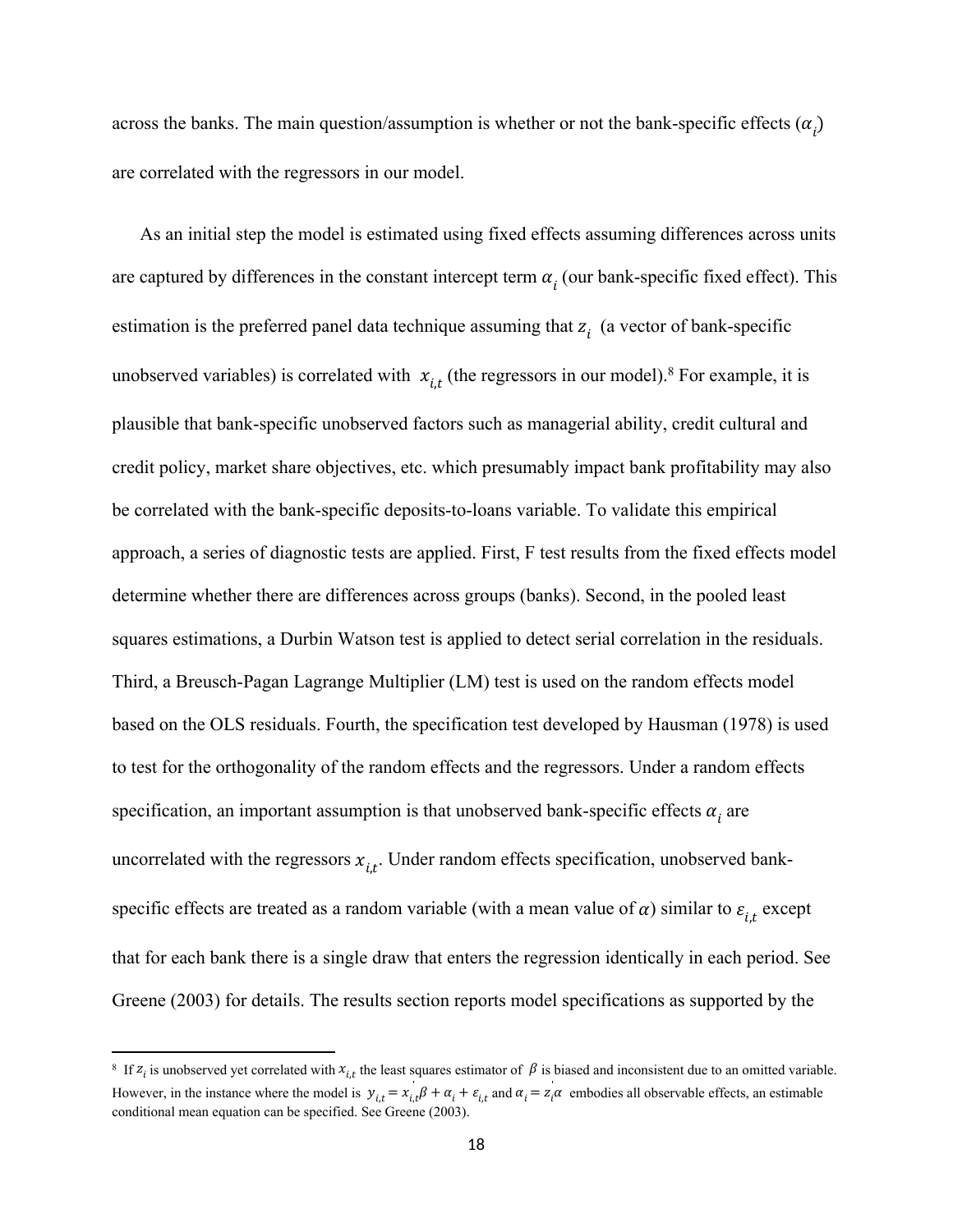across the banks. The main question/assumption is whether or not the bank-specific effects ($\alpha_i$) are correlated with the regressors in our model.

As an initial step the model is estimated using fixed effects assuming differences across units are captured by differences in the constant intercept term $\alpha_i$ (our bank-specific fixed effect). This estimation is the preferred panel data technique assuming that $z_i$ (a vector of bank-specific unobserved variables) is correlated with $x_{i,t}$ (the regressors in our model).[8] For example, it is plausible that bank-specific unobserved factors such as managerial ability, credit cultural and credit policy, market share objectives, etc. which presumably impact bank profitability may also be correlated with the bank-specific deposits-to-loans variable. To validate this empirical approach, a series of diagnostic tests are applied. First, F test results from the fixed effects model determine whether there are differences across groups (banks). Second, in the pooled least squares estimations, a Durbin Watson test is applied to detect serial correlation in the residuals. Third, a Breusch-Pagan Lagrange Multiplier (LM) test is used on the random effects model based on the OLS residuals. Fourth, the specification test developed by Hausman (1978) is used to test for the orthogonality of the random effects and the regressors. Under a random effects specification, an important assumption is that unobserved bank-specific effects $\alpha_i$ are uncorrelated with the regressors $x_{i,t}$. Under random effects specification, unobserved bank-specific effects are treated as a random variable (with a mean value of $\alpha$) similar to $\varepsilon_{i,t}$ except that for each bank there is a single draw that enters the regression identically in each period. See Greene (2003) for details. The results section reports model specifications as supported by the

---

[8] If $z_i$ is unobserved yet correlated with $x_{i,t}$ the least squares estimator of $\beta$ is biased and inconsistent due to an omitted variable. However, in the instance where the model is $y_{i,t} = x_{i,t}'\beta + \alpha_i + \varepsilon_{i,t}$ and $\alpha_i = z_i'\alpha$ embodies all observable effects, an estimable conditional mean equation can be specified. See Greene (2003).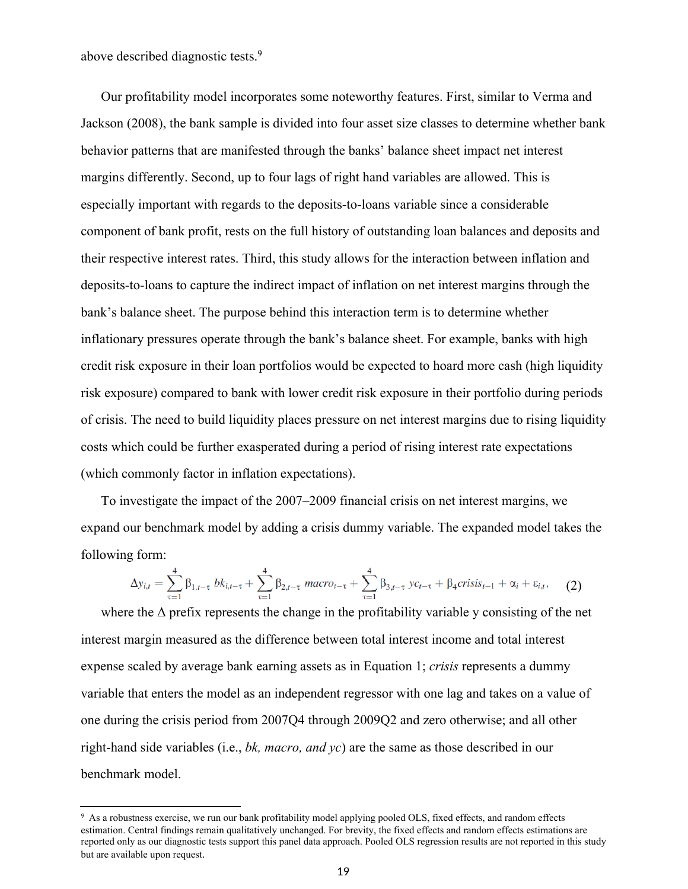above described diagnostic tests.[9]

Our profitability model incorporates some noteworthy features. First, similar to Verma and Jackson (2008), the bank sample is divided into four asset size classes to determine whether bank behavior patterns that are manifested through the banks' balance sheet impact net interest margins differently. Second, up to four lags of right hand variables are allowed. This is especially important with regards to the deposits-to-loans variable since a considerable component of bank profit, rests on the full history of outstanding loan balances and deposits and their respective interest rates. Third, this study allows for the interaction between inflation and deposits-to-loans to capture the indirect impact of inflation on net interest margins through the bank's balance sheet. The purpose behind this interaction term is to determine whether inflationary pressures operate through the bank's balance sheet. For example, banks with high credit risk exposure in their loan portfolios would be expected to hoard more cash (high liquidity risk exposure) compared to bank with lower credit risk exposure in their portfolio during periods of crisis. The need to build liquidity places pressure on net interest margins due to rising liquidity costs which could be further exasperated during a period of rising interest rate expectations (which commonly factor in inflation expectations).

To investigate the impact of the 2007–2009 financial crisis on net interest margins, we expand our benchmark model by adding a crisis dummy variable. The expanded model takes the following form:

$$\Delta y_{i,t} = \sum_{\tau=1}^{4} \beta_{1,t-\tau}\, bk_{i,t-\tau} + \sum_{\tau=1}^{4} \beta_{2,t-\tau}\, macro_{t-\tau} + \sum_{\tau=1}^{4} \beta_{3,t-\tau}\, yc_{t-\tau} + \beta_4 crisis_{t-1} + \alpha_i + \varepsilon_{i,t}, \quad (2)$$

where the $\Delta$ prefix represents the change in the profitability variable y consisting of the net interest margin measured as the difference between total interest income and total interest expense scaled by average bank earning assets as in Equation 1; *crisis* represents a dummy variable that enters the model as an independent regressor with one lag and takes on a value of one during the crisis period from 2007Q4 through 2009Q2 and zero otherwise; and all other right-hand side variables (i.e., *bk, macro, and yc*) are the same as those described in our benchmark model.

[9] As a robustness exercise, we run our bank profitability model applying pooled OLS, fixed effects, and random effects estimation. Central findings remain qualitatively unchanged. For brevity, the fixed effects and random effects estimations are reported only as our diagnostic tests support this panel data approach. Pooled OLS regression results are not reported in this study but are available upon request.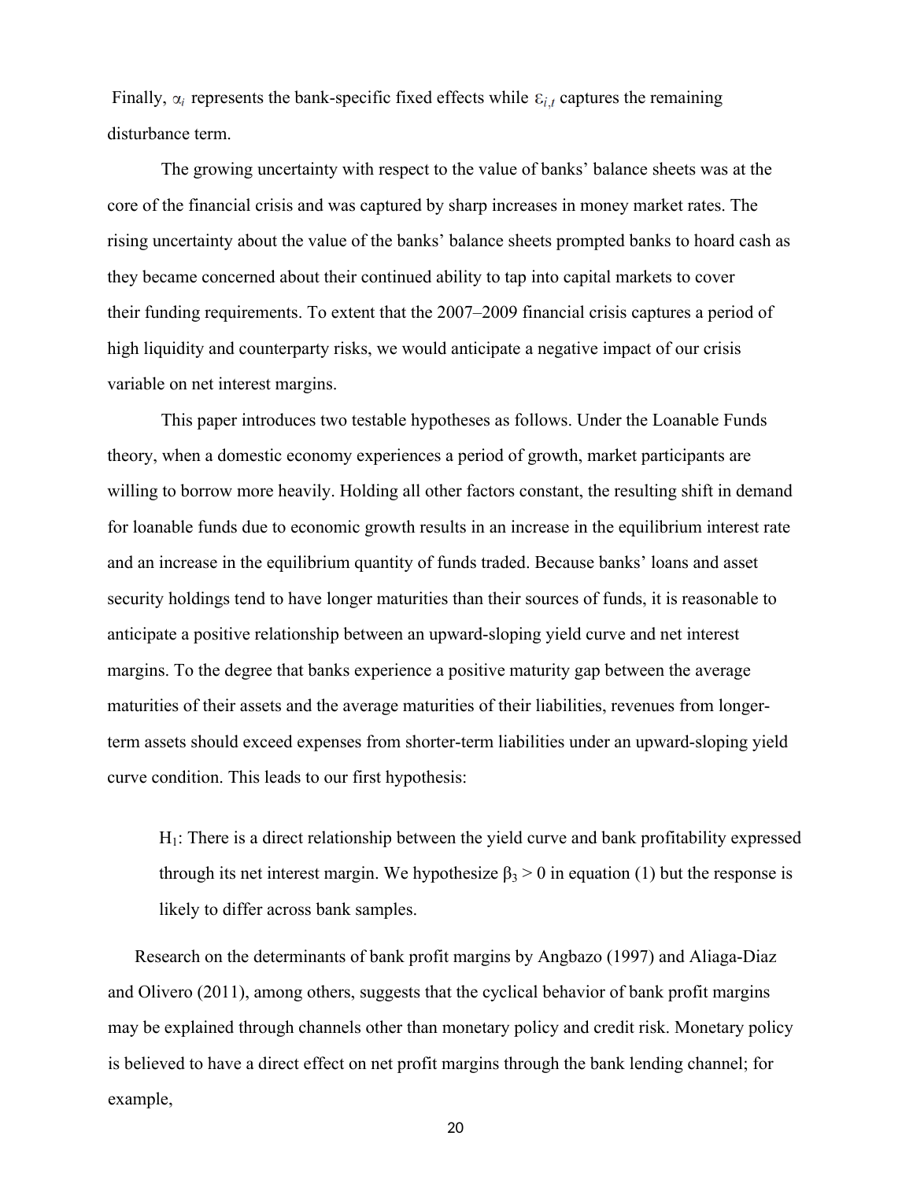Finally, $\alpha_i$ represents the bank-specific fixed effects while $\varepsilon_{i,t}$ captures the remaining disturbance term.

The growing uncertainty with respect to the value of banks' balance sheets was at the core of the financial crisis and was captured by sharp increases in money market rates. The rising uncertainty about the value of the banks' balance sheets prompted banks to hoard cash as they became concerned about their continued ability to tap into capital markets to cover their funding requirements. To extent that the 2007–2009 financial crisis captures a period of high liquidity and counterparty risks, we would anticipate a negative impact of our crisis variable on net interest margins.

This paper introduces two testable hypotheses as follows. Under the Loanable Funds theory, when a domestic economy experiences a period of growth, market participants are willing to borrow more heavily. Holding all other factors constant, the resulting shift in demand for loanable funds due to economic growth results in an increase in the equilibrium interest rate and an increase in the equilibrium quantity of funds traded. Because banks' loans and asset security holdings tend to have longer maturities than their sources of funds, it is reasonable to anticipate a positive relationship between an upward-sloping yield curve and net interest margins. To the degree that banks experience a positive maturity gap between the average maturities of their assets and the average maturities of their liabilities, revenues from longer-term assets should exceed expenses from shorter-term liabilities under an upward-sloping yield curve condition. This leads to our first hypothesis:

> $H_1$: There is a direct relationship between the yield curve and bank profitability expressed through its net interest margin. We hypothesize $\beta_3 > 0$ in equation (1) but the response is likely to differ across bank samples.

Research on the determinants of bank profit margins by Angbazo (1997) and Aliaga-Diaz and Olivero (2011), among others, suggests that the cyclical behavior of bank profit margins may be explained through channels other than monetary policy and credit risk. Monetary policy is believed to have a direct effect on net profit margins through the bank lending channel; for example,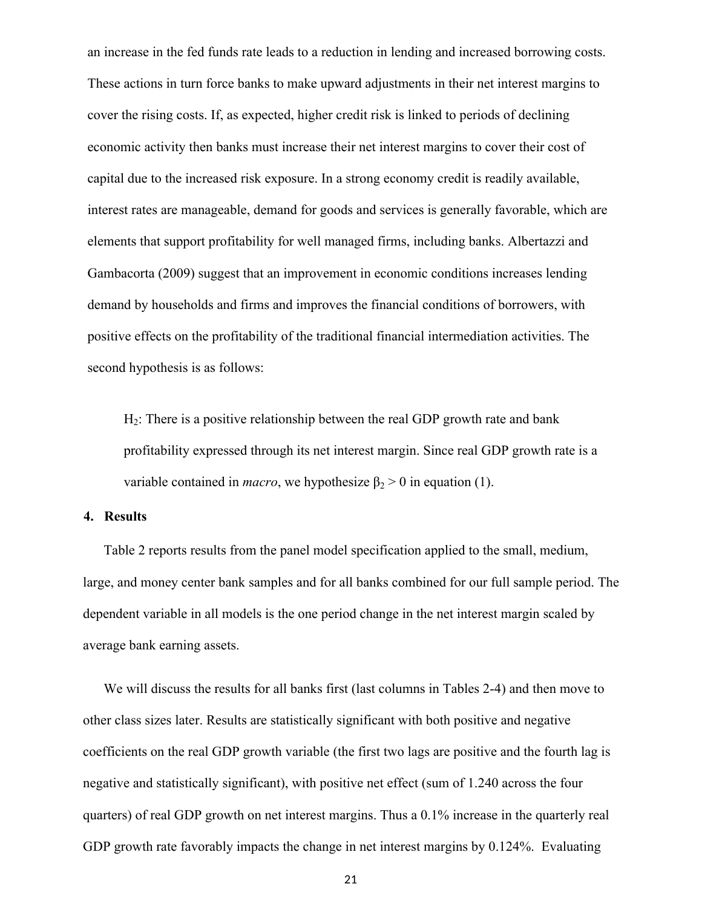an increase in the fed funds rate leads to a reduction in lending and increased borrowing costs. These actions in turn force banks to make upward adjustments in their net interest margins to cover the rising costs. If, as expected, higher credit risk is linked to periods of declining economic activity then banks must increase their net interest margins to cover their cost of capital due to the increased risk exposure. In a strong economy credit is readily available, interest rates are manageable, demand for goods and services is generally favorable, which are elements that support profitability for well managed firms, including banks. Albertazzi and Gambacorta (2009) suggest that an improvement in economic conditions increases lending demand by households and firms and improves the financial conditions of borrowers, with positive effects on the profitability of the traditional financial intermediation activities. The second hypothesis is as follows:

> $H_2$: There is a positive relationship between the real GDP growth rate and bank profitability expressed through its net interest margin. Since real GDP growth rate is a variable contained in *macro*, we hypothesize $\beta_2 > 0$ in equation (1).

## 4. Results

Table 2 reports results from the panel model specification applied to the small, medium, large, and money center bank samples and for all banks combined for our full sample period. The dependent variable in all models is the one period change in the net interest margin scaled by average bank earning assets.

We will discuss the results for all banks first (last columns in Tables 2-4) and then move to other class sizes later. Results are statistically significant with both positive and negative coefficients on the real GDP growth variable (the first two lags are positive and the fourth lag is negative and statistically significant), with positive net effect (sum of 1.240 across the four quarters) of real GDP growth on net interest margins. Thus a 0.1% increase in the quarterly real GDP growth rate favorably impacts the change in net interest margins by 0.124%. Evaluating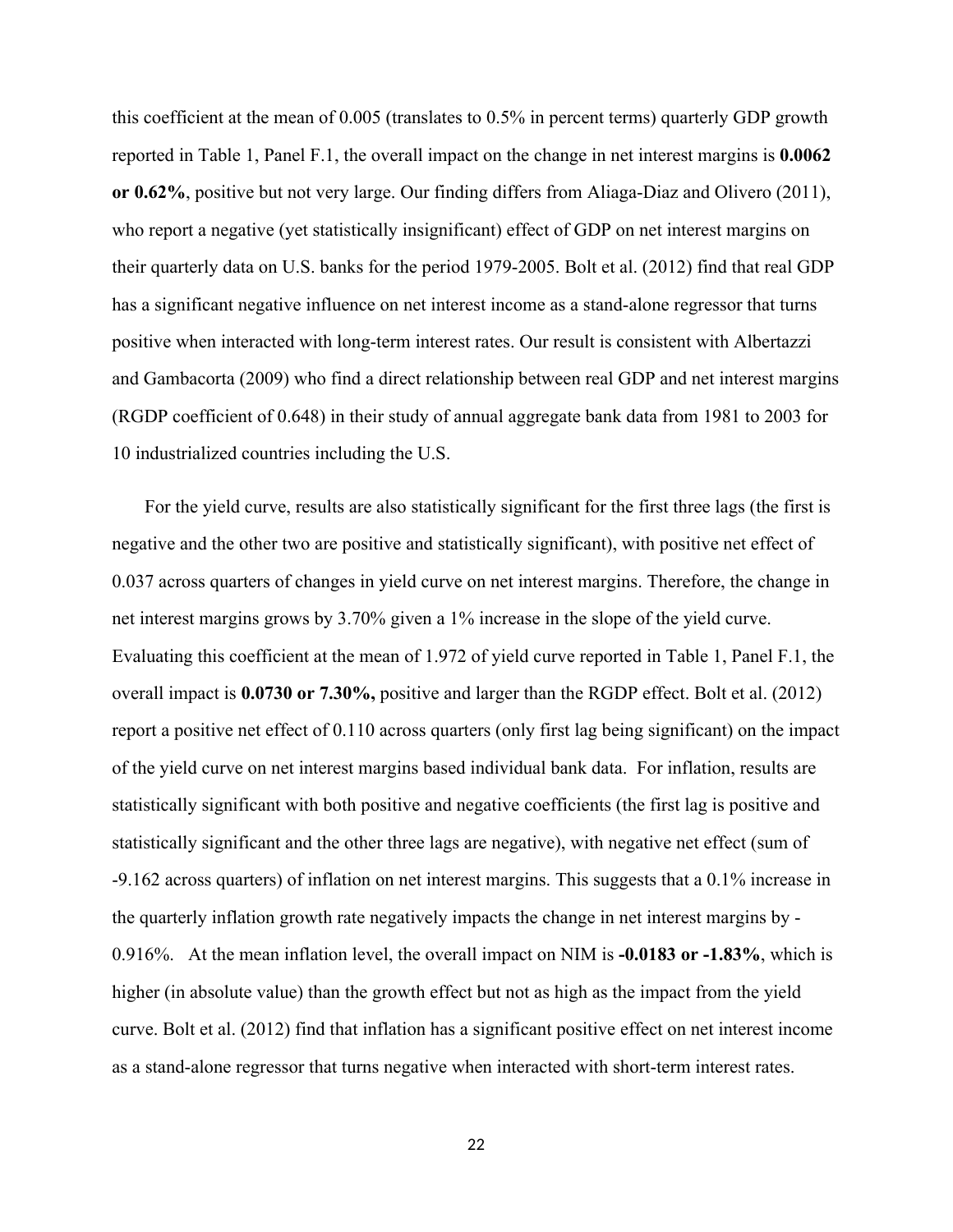this coefficient at the mean of 0.005 (translates to 0.5% in percent terms) quarterly GDP growth reported in Table 1, Panel F.1, the overall impact on the change in net interest margins is **0.0062 or 0.62%**, positive but not very large. Our finding differs from Aliaga-Diaz and Olivero (2011), who report a negative (yet statistically insignificant) effect of GDP on net interest margins on their quarterly data on U.S. banks for the period 1979-2005. Bolt et al. (2012) find that real GDP has a significant negative influence on net interest income as a stand-alone regressor that turns positive when interacted with long-term interest rates. Our result is consistent with Albertazzi and Gambacorta (2009) who find a direct relationship between real GDP and net interest margins (RGDP coefficient of 0.648) in their study of annual aggregate bank data from 1981 to 2003 for 10 industrialized countries including the U.S.

For the yield curve, results are also statistically significant for the first three lags (the first is negative and the other two are positive and statistically significant), with positive net effect of 0.037 across quarters of changes in yield curve on net interest margins. Therefore, the change in net interest margins grows by 3.70% given a 1% increase in the slope of the yield curve. Evaluating this coefficient at the mean of 1.972 of yield curve reported in Table 1, Panel F.1, the overall impact is **0.0730 or 7.30%,** positive and larger than the RGDP effect. Bolt et al. (2012) report a positive net effect of 0.110 across quarters (only first lag being significant) on the impact of the yield curve on net interest margins based individual bank data. For inflation, results are statistically significant with both positive and negative coefficients (the first lag is positive and statistically significant and the other three lags are negative), with negative net effect (sum of -9.162 across quarters) of inflation on net interest margins. This suggests that a 0.1% increase in the quarterly inflation growth rate negatively impacts the change in net interest margins by -0.916%. At the mean inflation level, the overall impact on NIM is **-0.0183 or -1.83%**, which is higher (in absolute value) than the growth effect but not as high as the impact from the yield curve. Bolt et al. (2012) find that inflation has a significant positive effect on net interest income as a stand-alone regressor that turns negative when interacted with short-term interest rates.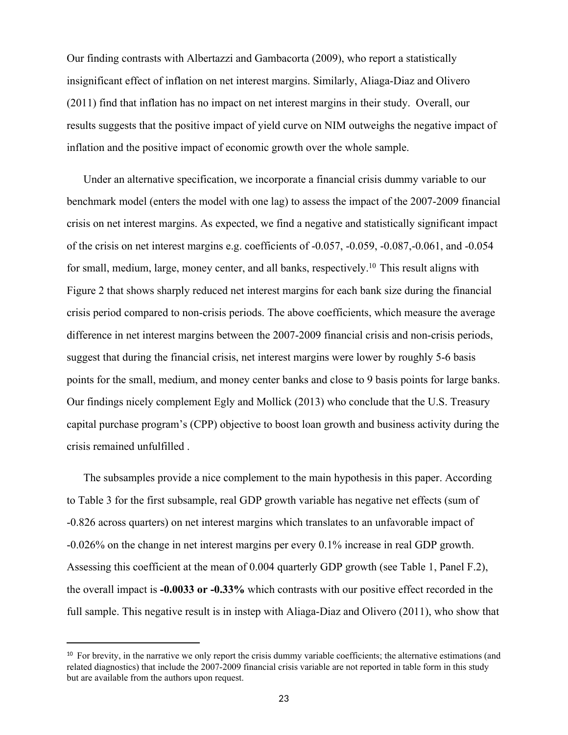Our finding contrasts with Albertazzi and Gambacorta (2009), who report a statistically insignificant effect of inflation on net interest margins. Similarly, Aliaga-Diaz and Olivero (2011) find that inflation has no impact on net interest margins in their study. Overall, our results suggests that the positive impact of yield curve on NIM outweighs the negative impact of inflation and the positive impact of economic growth over the whole sample.

Under an alternative specification, we incorporate a financial crisis dummy variable to our benchmark model (enters the model with one lag) to assess the impact of the 2007-2009 financial crisis on net interest margins. As expected, we find a negative and statistically significant impact of the crisis on net interest margins e.g. coefficients of -0.057, -0.059, -0.087,-0.061, and -0.054 for small, medium, large, money center, and all banks, respectively.[10] This result aligns with Figure 2 that shows sharply reduced net interest margins for each bank size during the financial crisis period compared to non-crisis periods. The above coefficients, which measure the average difference in net interest margins between the 2007-2009 financial crisis and non-crisis periods, suggest that during the financial crisis, net interest margins were lower by roughly 5-6 basis points for the small, medium, and money center banks and close to 9 basis points for large banks. Our findings nicely complement Egly and Mollick (2013) who conclude that the U.S. Treasury capital purchase program's (CPP) objective to boost loan growth and business activity during the crisis remained unfulfilled .

The subsamples provide a nice complement to the main hypothesis in this paper. According to Table 3 for the first subsample, real GDP growth variable has negative net effects (sum of -0.826 across quarters) on net interest margins which translates to an unfavorable impact of -0.026% on the change in net interest margins per every 0.1% increase in real GDP growth. Assessing this coefficient at the mean of 0.004 quarterly GDP growth (see Table 1, Panel F.2), the overall impact is **-0.0033 or -0.33%** which contrasts with our positive effect recorded in the full sample. This negative result is in instep with Aliaga-Diaz and Olivero (2011), who show that

[10] For brevity, in the narrative we only report the crisis dummy variable coefficients; the alternative estimations (and related diagnostics) that include the 2007-2009 financial crisis variable are not reported in table form in this study but are available from the authors upon request.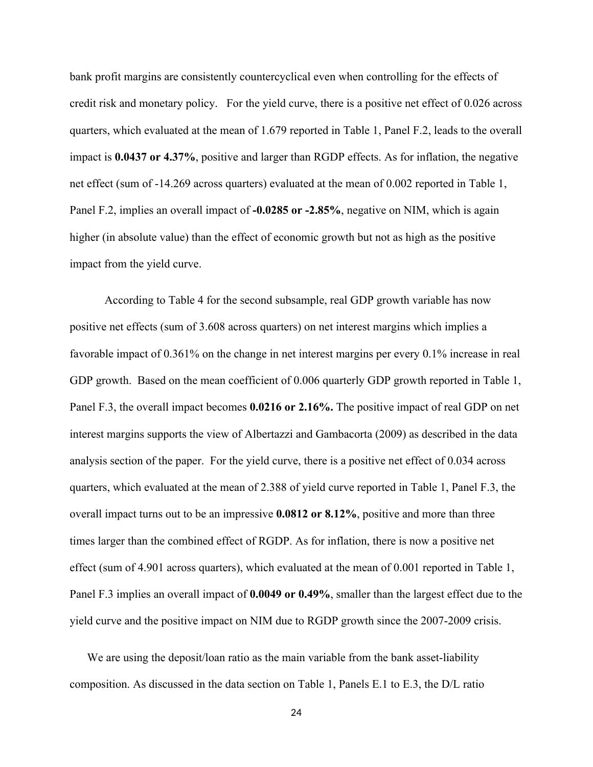bank profit margins are consistently countercyclical even when controlling for the effects of credit risk and monetary policy. For the yield curve, there is a positive net effect of 0.026 across quarters, which evaluated at the mean of 1.679 reported in Table 1, Panel F.2, leads to the overall impact is **0.0437 or 4.37%**, positive and larger than RGDP effects. As for inflation, the negative net effect (sum of -14.269 across quarters) evaluated at the mean of 0.002 reported in Table 1, Panel F.2, implies an overall impact of **-0.0285 or -2.85%**, negative on NIM, which is again higher (in absolute value) than the effect of economic growth but not as high as the positive impact from the yield curve.

According to Table 4 for the second subsample, real GDP growth variable has now positive net effects (sum of 3.608 across quarters) on net interest margins which implies a favorable impact of 0.361% on the change in net interest margins per every 0.1% increase in real GDP growth. Based on the mean coefficient of 0.006 quarterly GDP growth reported in Table 1, Panel F.3, the overall impact becomes **0.0216 or 2.16%.** The positive impact of real GDP on net interest margins supports the view of Albertazzi and Gambacorta (2009) as described in the data analysis section of the paper. For the yield curve, there is a positive net effect of 0.034 across quarters, which evaluated at the mean of 2.388 of yield curve reported in Table 1, Panel F.3, the overall impact turns out to be an impressive **0.0812 or 8.12%**, positive and more than three times larger than the combined effect of RGDP. As for inflation, there is now a positive net effect (sum of 4.901 across quarters), which evaluated at the mean of 0.001 reported in Table 1, Panel F.3 implies an overall impact of **0.0049 or 0.49%**, smaller than the largest effect due to the yield curve and the positive impact on NIM due to RGDP growth since the 2007-2009 crisis.

We are using the deposit/loan ratio as the main variable from the bank asset-liability composition. As discussed in the data section on Table 1, Panels E.1 to E.3, the D/L ratio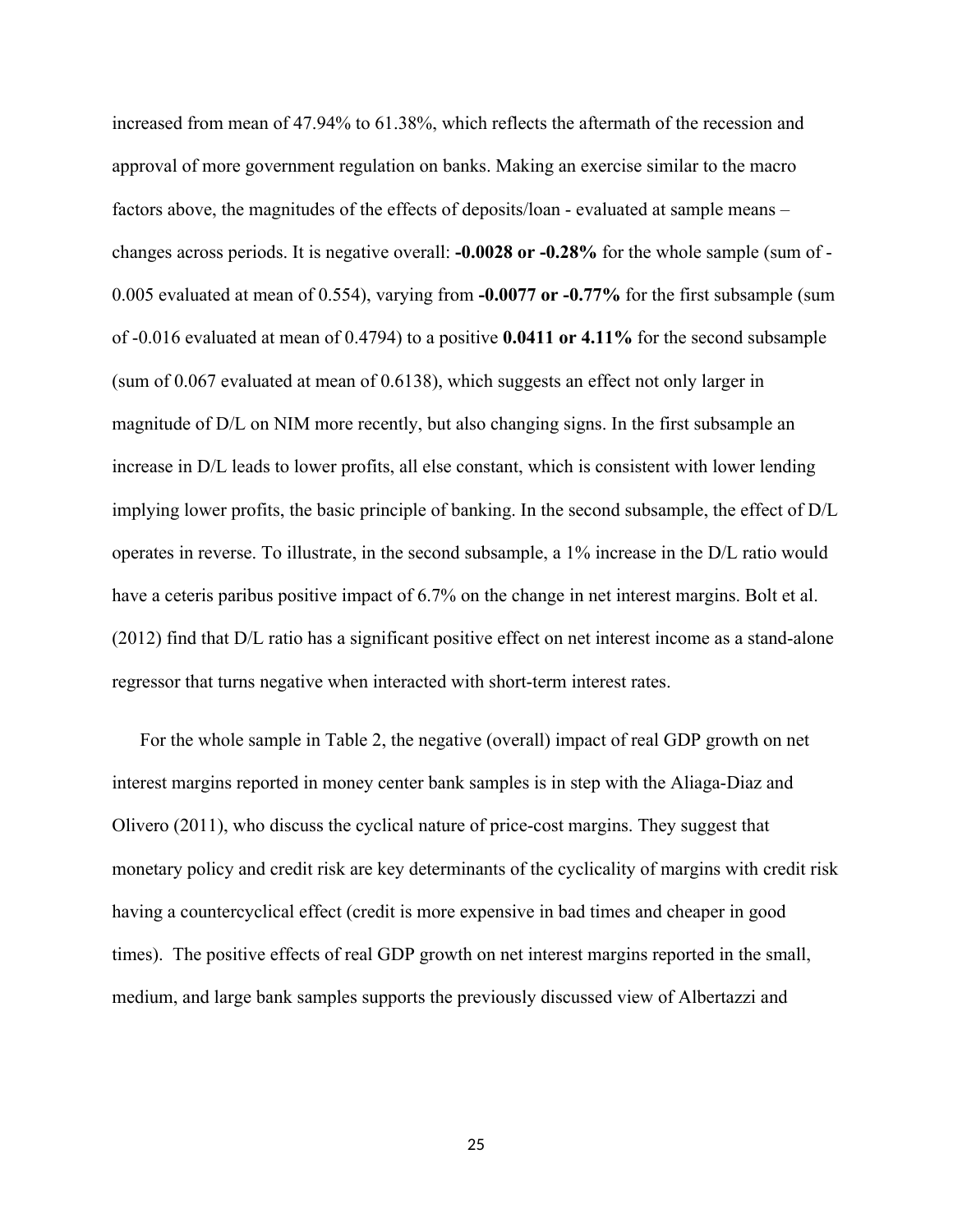increased from mean of 47.94% to 61.38%, which reflects the aftermath of the recession and approval of more government regulation on banks. Making an exercise similar to the macro factors above, the magnitudes of the effects of deposits/loan - evaluated at sample means – changes across periods. It is negative overall: **-0.0028 or -0.28%** for the whole sample (sum of -0.005 evaluated at mean of 0.554), varying from **-0.0077 or -0.77%** for the first subsample (sum of -0.016 evaluated at mean of 0.4794) to a positive **0.0411 or 4.11%** for the second subsample (sum of 0.067 evaluated at mean of 0.6138), which suggests an effect not only larger in magnitude of D/L on NIM more recently, but also changing signs. In the first subsample an increase in D/L leads to lower profits, all else constant, which is consistent with lower lending implying lower profits, the basic principle of banking. In the second subsample, the effect of D/L operates in reverse. To illustrate, in the second subsample, a 1% increase in the D/L ratio would have a ceteris paribus positive impact of 6.7% on the change in net interest margins. Bolt et al. (2012) find that D/L ratio has a significant positive effect on net interest income as a stand-alone regressor that turns negative when interacted with short-term interest rates.

For the whole sample in Table 2, the negative (overall) impact of real GDP growth on net interest margins reported in money center bank samples is in step with the Aliaga-Diaz and Olivero (2011), who discuss the cyclical nature of price-cost margins. They suggest that monetary policy and credit risk are key determinants of the cyclicality of margins with credit risk having a countercyclical effect (credit is more expensive in bad times and cheaper in good times). The positive effects of real GDP growth on net interest margins reported in the small, medium, and large bank samples supports the previously discussed view of Albertazzi and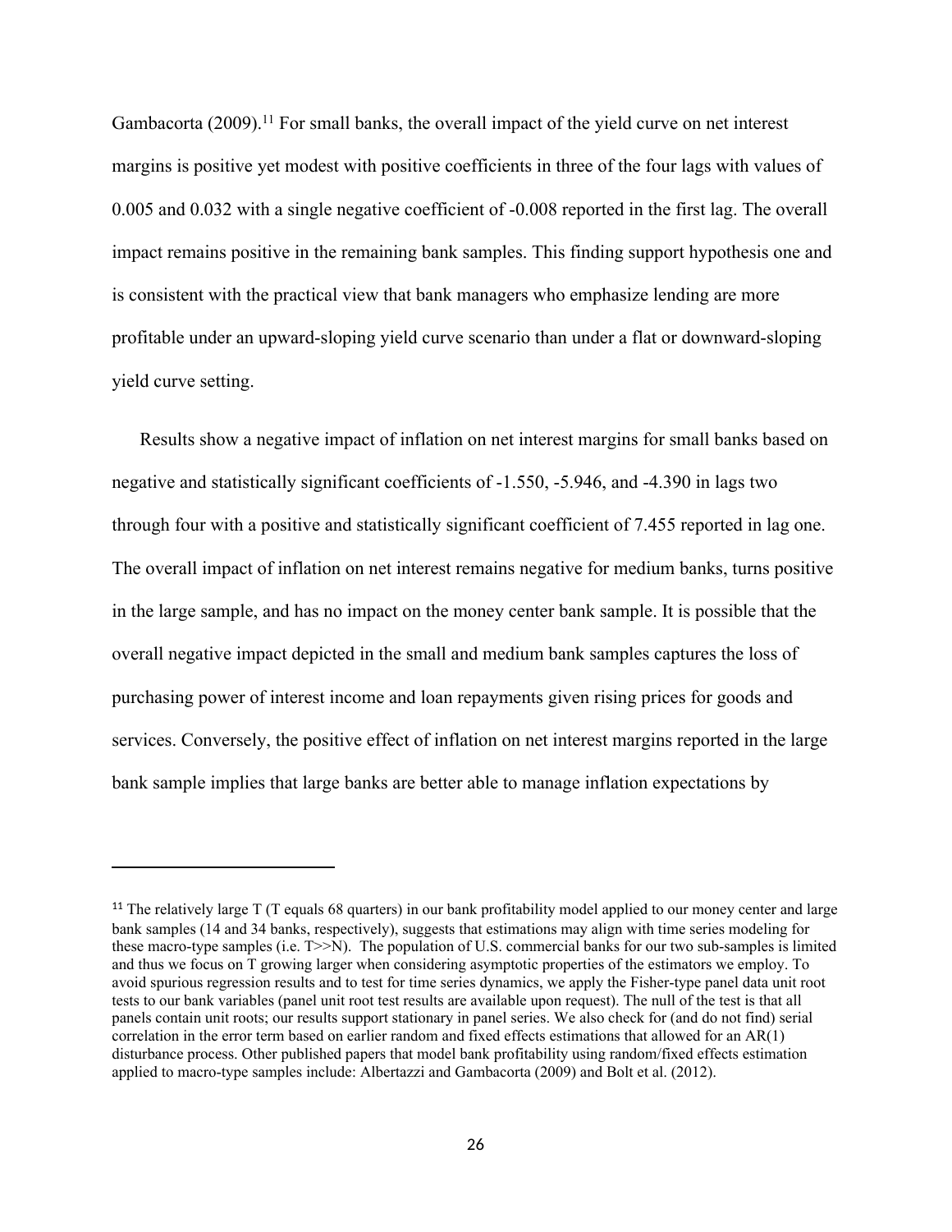Gambacorta (2009).[11] For small banks, the overall impact of the yield curve on net interest margins is positive yet modest with positive coefficients in three of the four lags with values of 0.005 and 0.032 with a single negative coefficient of -0.008 reported in the first lag. The overall impact remains positive in the remaining bank samples. This finding support hypothesis one and is consistent with the practical view that bank managers who emphasize lending are more profitable under an upward-sloping yield curve scenario than under a flat or downward-sloping yield curve setting.

Results show a negative impact of inflation on net interest margins for small banks based on negative and statistically significant coefficients of -1.550, -5.946, and -4.390 in lags two through four with a positive and statistically significant coefficient of 7.455 reported in lag one. The overall impact of inflation on net interest remains negative for medium banks, turns positive in the large sample, and has no impact on the money center bank sample. It is possible that the overall negative impact depicted in the small and medium bank samples captures the loss of purchasing power of interest income and loan repayments given rising prices for goods and services. Conversely, the positive effect of inflation on net interest margins reported in the large bank sample implies that large banks are better able to manage inflation expectations by

[11] The relatively large T (T equals 68 quarters) in our bank profitability model applied to our money center and large bank samples (14 and 34 banks, respectively), suggests that estimations may align with time series modeling for these macro-type samples (i.e. T>>N). The population of U.S. commercial banks for our two sub-samples is limited and thus we focus on T growing larger when considering asymptotic properties of the estimators we employ. To avoid spurious regression results and to test for time series dynamics, we apply the Fisher-type panel data unit root tests to our bank variables (panel unit root test results are available upon request). The null of the test is that all panels contain unit roots; our results support stationary in panel series. We also check for (and do not find) serial correlation in the error term based on earlier random and fixed effects estimations that allowed for an AR(1) disturbance process. Other published papers that model bank profitability using random/fixed effects estimation applied to macro-type samples include: Albertazzi and Gambacorta (2009) and Bolt et al. (2012).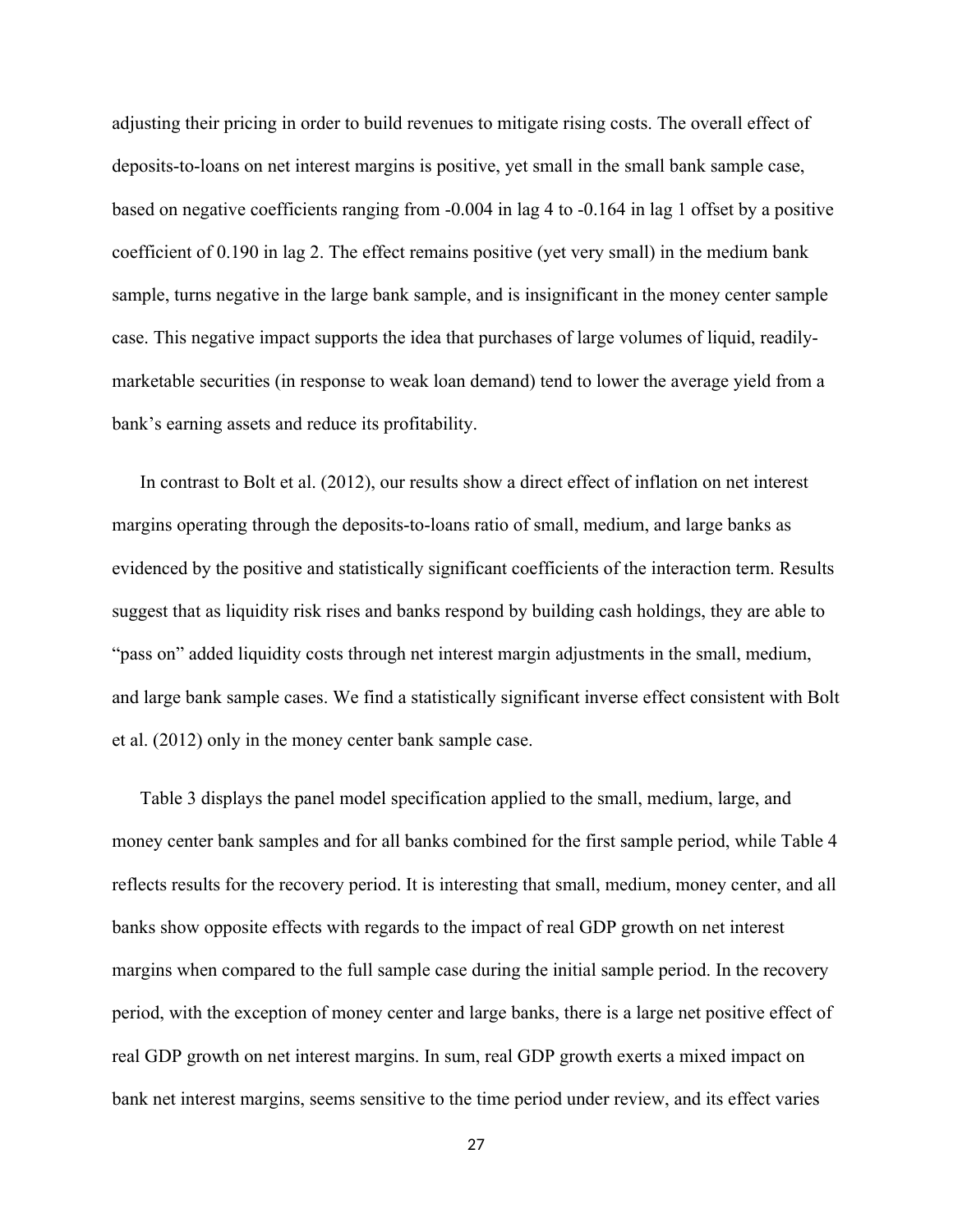adjusting their pricing in order to build revenues to mitigate rising costs. The overall effect of deposits-to-loans on net interest margins is positive, yet small in the small bank sample case, based on negative coefficients ranging from -0.004 in lag 4 to -0.164 in lag 1 offset by a positive coefficient of 0.190 in lag 2. The effect remains positive (yet very small) in the medium bank sample, turns negative in the large bank sample, and is insignificant in the money center sample case. This negative impact supports the idea that purchases of large volumes of liquid, readily-marketable securities (in response to weak loan demand) tend to lower the average yield from a bank's earning assets and reduce its profitability.

In contrast to Bolt et al. (2012), our results show a direct effect of inflation on net interest margins operating through the deposits-to-loans ratio of small, medium, and large banks as evidenced by the positive and statistically significant coefficients of the interaction term. Results suggest that as liquidity risk rises and banks respond by building cash holdings, they are able to "pass on" added liquidity costs through net interest margin adjustments in the small, medium, and large bank sample cases. We find a statistically significant inverse effect consistent with Bolt et al. (2012) only in the money center bank sample case.

Table 3 displays the panel model specification applied to the small, medium, large, and money center bank samples and for all banks combined for the first sample period, while Table 4 reflects results for the recovery period. It is interesting that small, medium, money center, and all banks show opposite effects with regards to the impact of real GDP growth on net interest margins when compared to the full sample case during the initial sample period. In the recovery period, with the exception of money center and large banks, there is a large net positive effect of real GDP growth on net interest margins. In sum, real GDP growth exerts a mixed impact on bank net interest margins, seems sensitive to the time period under review, and its effect varies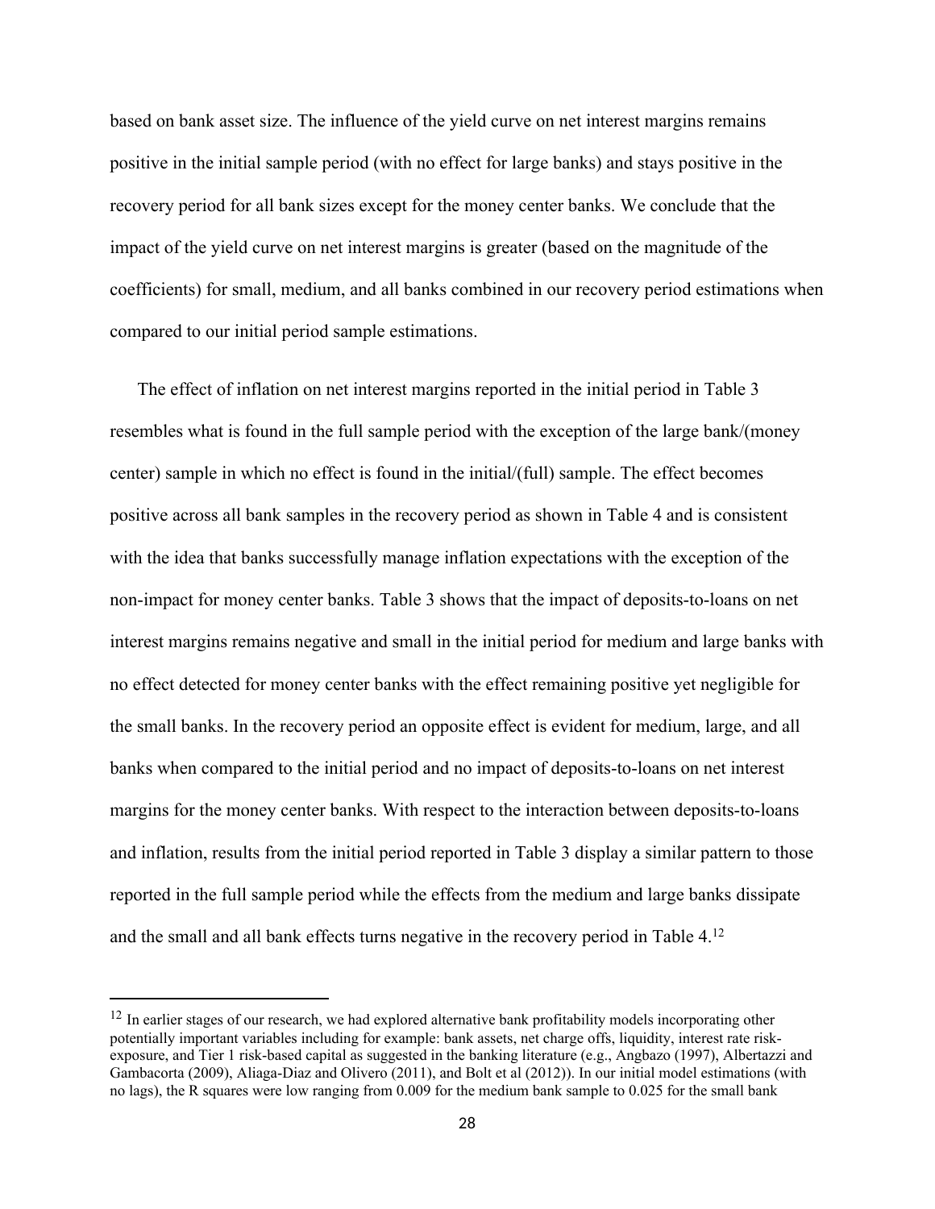based on bank asset size. The influence of the yield curve on net interest margins remains positive in the initial sample period (with no effect for large banks) and stays positive in the recovery period for all bank sizes except for the money center banks. We conclude that the impact of the yield curve on net interest margins is greater (based on the magnitude of the coefficients) for small, medium, and all banks combined in our recovery period estimations when compared to our initial period sample estimations.

The effect of inflation on net interest margins reported in the initial period in Table 3 resembles what is found in the full sample period with the exception of the large bank/(money center) sample in which no effect is found in the initial/(full) sample. The effect becomes positive across all bank samples in the recovery period as shown in Table 4 and is consistent with the idea that banks successfully manage inflation expectations with the exception of the non-impact for money center banks. Table 3 shows that the impact of deposits-to-loans on net interest margins remains negative and small in the initial period for medium and large banks with no effect detected for money center banks with the effect remaining positive yet negligible for the small banks. In the recovery period an opposite effect is evident for medium, large, and all banks when compared to the initial period and no impact of deposits-to-loans on net interest margins for the money center banks. With respect to the interaction between deposits-to-loans and inflation, results from the initial period reported in Table 3 display a similar pattern to those reported in the full sample period while the effects from the medium and large banks dissipate and the small and all bank effects turns negative in the recovery period in Table 4.[12]

[12] In earlier stages of our research, we had explored alternative bank profitability models incorporating other potentially important variables including for example: bank assets, net charge offs, liquidity, interest rate risk-exposure, and Tier 1 risk-based capital as suggested in the banking literature (e.g., Angbazo (1997), Albertazzi and Gambacorta (2009), Aliaga-Diaz and Olivero (2011), and Bolt et al (2012)). In our initial model estimations (with no lags), the R squares were low ranging from 0.009 for the medium bank sample to 0.025 for the small bank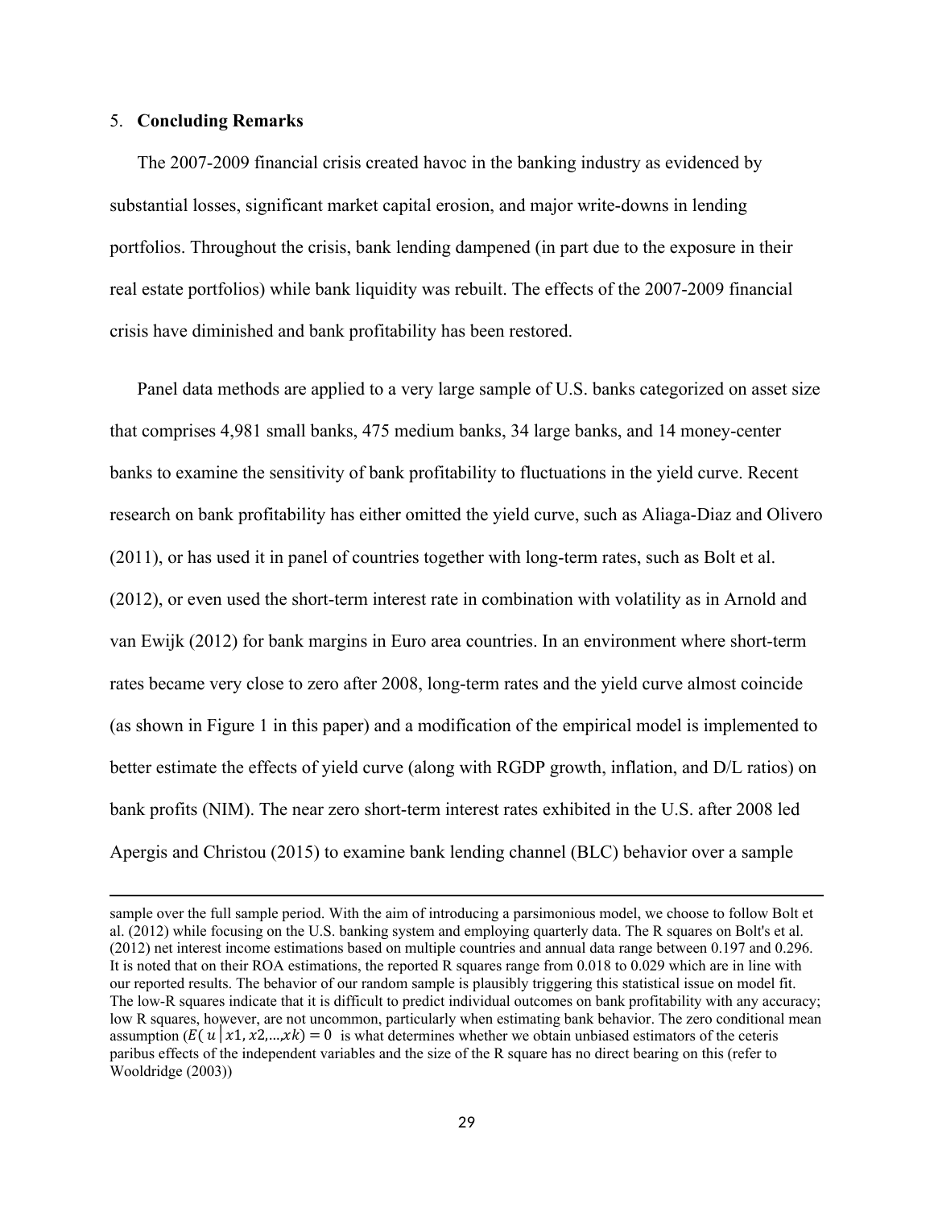## 5. **Concluding Remarks**

The 2007-2009 financial crisis created havoc in the banking industry as evidenced by substantial losses, significant market capital erosion, and major write-downs in lending portfolios. Throughout the crisis, bank lending dampened (in part due to the exposure in their real estate portfolios) while bank liquidity was rebuilt. The effects of the 2007-2009 financial crisis have diminished and bank profitability has been restored.

Panel data methods are applied to a very large sample of U.S. banks categorized on asset size that comprises 4,981 small banks, 475 medium banks, 34 large banks, and 14 money-center banks to examine the sensitivity of bank profitability to fluctuations in the yield curve. Recent research on bank profitability has either omitted the yield curve, such as Aliaga-Diaz and Olivero (2011), or has used it in panel of countries together with long-term rates, such as Bolt et al. (2012), or even used the short-term interest rate in combination with volatility as in Arnold and van Ewijk (2012) for bank margins in Euro area countries. In an environment where short-term rates became very close to zero after 2008, long-term rates and the yield curve almost coincide (as shown in Figure 1 in this paper) and a modification of the empirical model is implemented to better estimate the effects of yield curve (along with RGDP growth, inflation, and D/L ratios) on bank profits (NIM). The near zero short-term interest rates exhibited in the U.S. after 2008 led Apergis and Christou (2015) to examine bank lending channel (BLC) behavior over a sample

---

sample over the full sample period. With the aim of introducing a parsimonious model, we choose to follow Bolt et al. (2012) while focusing on the U.S. banking system and employing quarterly data. The R squares on Bolt's et al. (2012) net interest income estimations based on multiple countries and annual data range between 0.197 and 0.296. It is noted that on their ROA estimations, the reported R squares range from 0.018 to 0.029 which are in line with our reported results. The behavior of our random sample is plausibly triggering this statistical issue on model fit. The low-R squares indicate that it is difficult to predict individual outcomes on bank profitability with any accuracy; low R squares, however, are not uncommon, particularly when estimating bank behavior. The zero conditional mean assumption ($E(u \mid x1, x2,...,xk) = 0$ is what determines whether we obtain unbiased estimators of the ceteris paribus effects of the independent variables and the size of the R square has no direct bearing on this (refer to Wooldridge (2003))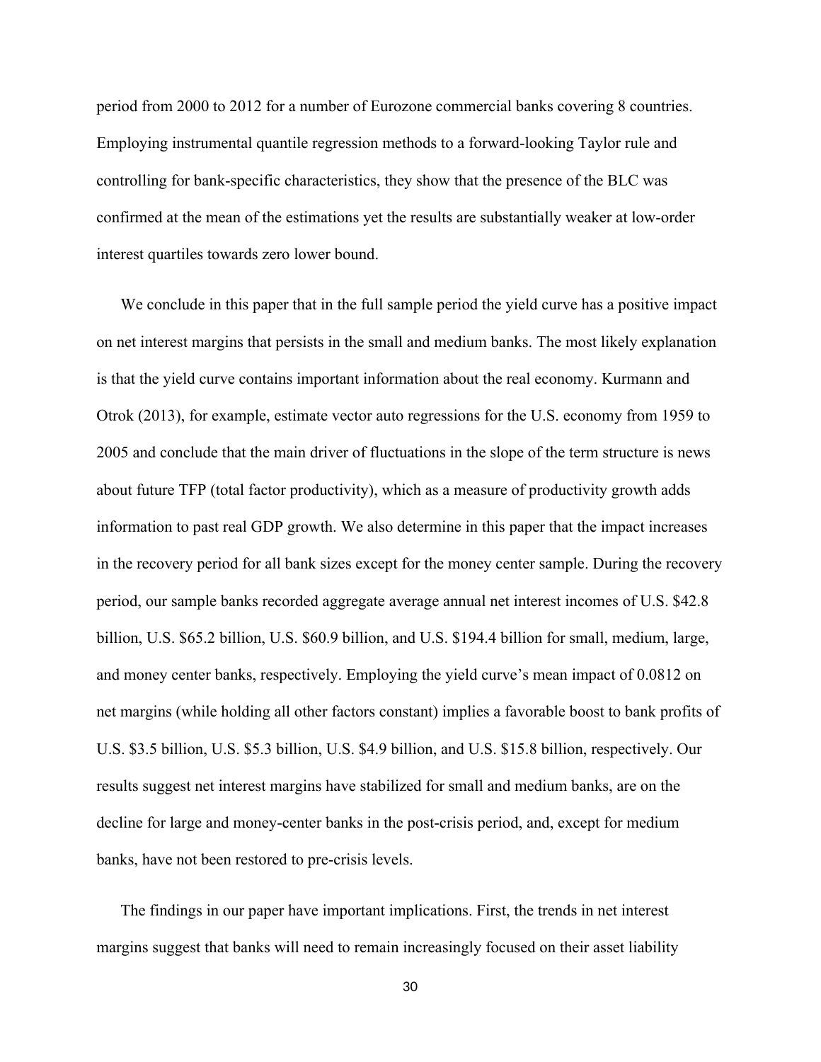period from 2000 to 2012 for a number of Eurozone commercial banks covering 8 countries. Employing instrumental quantile regression methods to a forward-looking Taylor rule and controlling for bank-specific characteristics, they show that the presence of the BLC was confirmed at the mean of the estimations yet the results are substantially weaker at low-order interest quartiles towards zero lower bound.

We conclude in this paper that in the full sample period the yield curve has a positive impact on net interest margins that persists in the small and medium banks. The most likely explanation is that the yield curve contains important information about the real economy. Kurmann and Otrok (2013), for example, estimate vector auto regressions for the U.S. economy from 1959 to 2005 and conclude that the main driver of fluctuations in the slope of the term structure is news about future TFP (total factor productivity), which as a measure of productivity growth adds information to past real GDP growth. We also determine in this paper that the impact increases in the recovery period for all bank sizes except for the money center sample. During the recovery period, our sample banks recorded aggregate average annual net interest incomes of U.S. $42.8 billion, U.S. $65.2 billion, U.S. $60.9 billion, and U.S. $194.4 billion for small, medium, large, and money center banks, respectively. Employing the yield curve's mean impact of 0.0812 on net margins (while holding all other factors constant) implies a favorable boost to bank profits of U.S. $3.5 billion, U.S. $5.3 billion, U.S. $4.9 billion, and U.S. $15.8 billion, respectively. Our results suggest net interest margins have stabilized for small and medium banks, are on the decline for large and money-center banks in the post-crisis period, and, except for medium banks, have not been restored to pre-crisis levels.

The findings in our paper have important implications. First, the trends in net interest margins suggest that banks will need to remain increasingly focused on their asset liability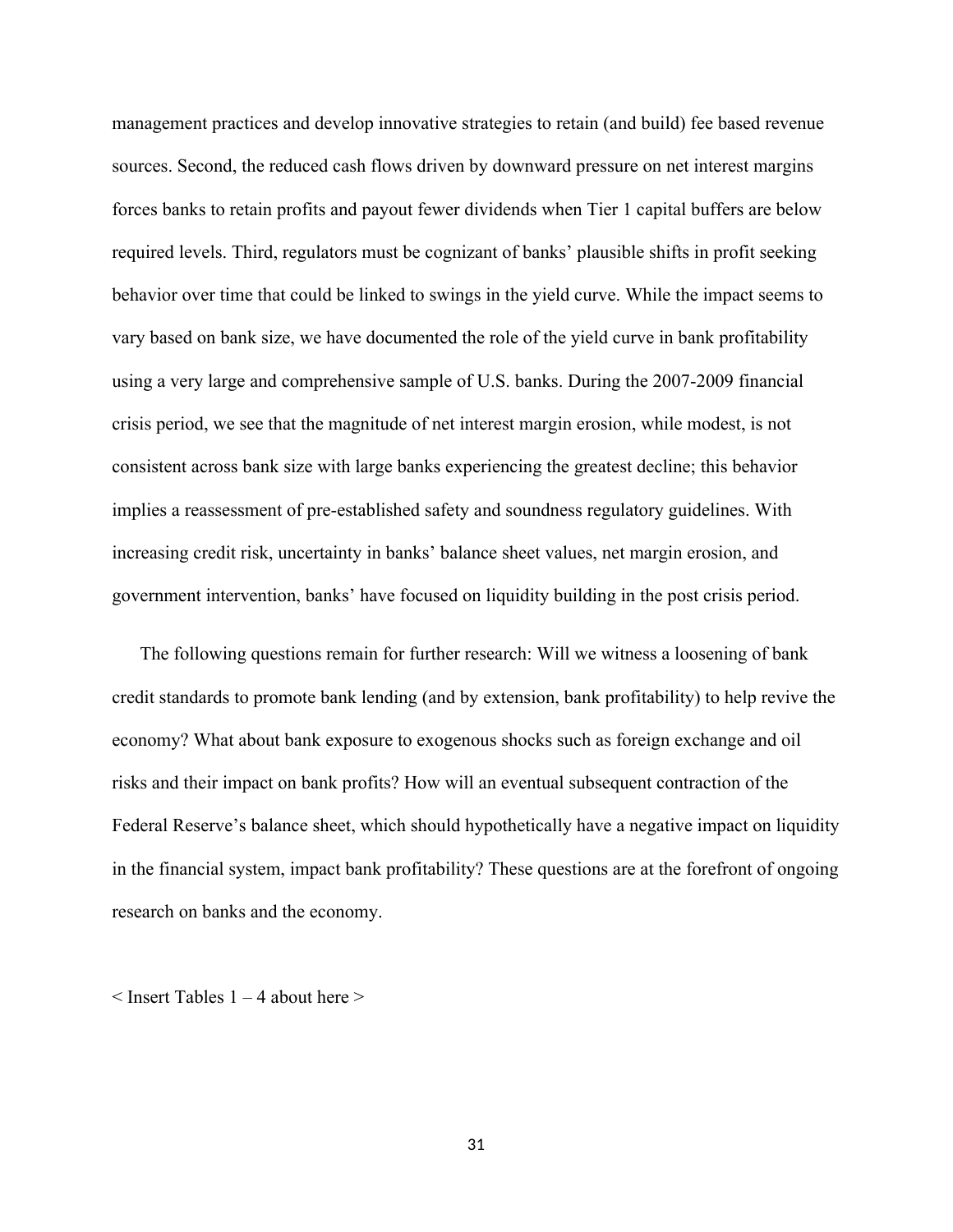management practices and develop innovative strategies to retain (and build) fee based revenue sources. Second, the reduced cash flows driven by downward pressure on net interest margins forces banks to retain profits and payout fewer dividends when Tier 1 capital buffers are below required levels. Third, regulators must be cognizant of banks' plausible shifts in profit seeking behavior over time that could be linked to swings in the yield curve. While the impact seems to vary based on bank size, we have documented the role of the yield curve in bank profitability using a very large and comprehensive sample of U.S. banks. During the 2007-2009 financial crisis period, we see that the magnitude of net interest margin erosion, while modest, is not consistent across bank size with large banks experiencing the greatest decline; this behavior implies a reassessment of pre-established safety and soundness regulatory guidelines. With increasing credit risk, uncertainty in banks' balance sheet values, net margin erosion, and government intervention, banks' have focused on liquidity building in the post crisis period.

The following questions remain for further research: Will we witness a loosening of bank credit standards to promote bank lending (and by extension, bank profitability) to help revive the economy? What about bank exposure to exogenous shocks such as foreign exchange and oil risks and their impact on bank profits? How will an eventual subsequent contraction of the Federal Reserve's balance sheet, which should hypothetically have a negative impact on liquidity in the financial system, impact bank profitability? These questions are at the forefront of ongoing research on banks and the economy.

< Insert Tables 1 – 4 about here >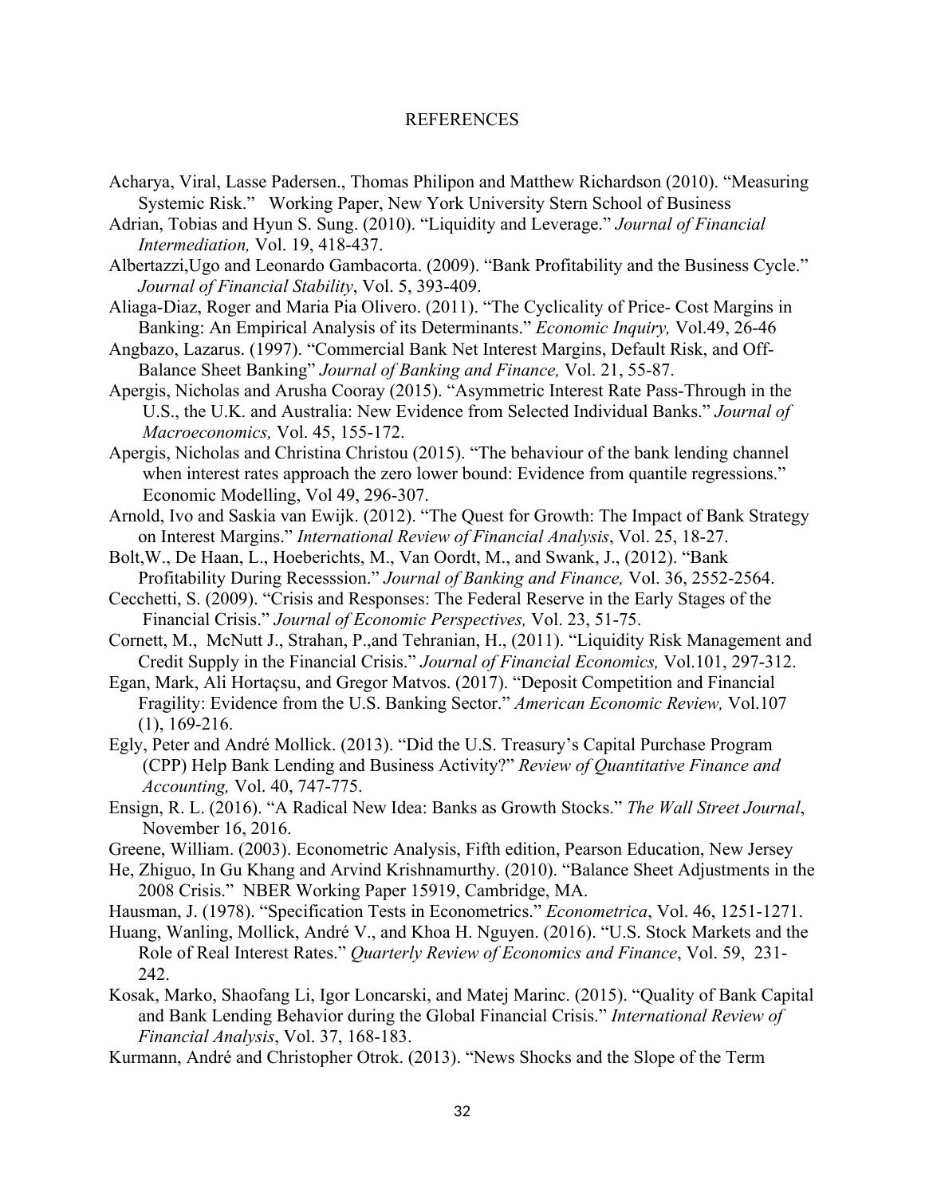# REFERENCES

Acharya, Viral, Lasse Padersen., Thomas Philipon and Matthew Richardson (2010). "Measuring Systemic Risk." Working Paper, New York University Stern School of Business

Adrian, Tobias and Hyun S. Sung. (2010). "Liquidity and Leverage." *Journal of Financial Intermediation,* Vol. 19, 418-437.

Albertazzi,Ugo and Leonardo Gambacorta. (2009). "Bank Profitability and the Business Cycle." *Journal of Financial Stability*, Vol. 5, 393-409.

Aliaga-Diaz, Roger and Maria Pia Olivero. (2011). "The Cyclicality of Price- Cost Margins in Banking: An Empirical Analysis of its Determinants." *Economic Inquiry,* Vol.49, 26-46

Angbazo, Lazarus. (1997). "Commercial Bank Net Interest Margins, Default Risk, and Off-Balance Sheet Banking" *Journal of Banking and Finance,* Vol. 21, 55-87.

Apergis, Nicholas and Arusha Cooray (2015). "Asymmetric Interest Rate Pass-Through in the U.S., the U.K. and Australia: New Evidence from Selected Individual Banks." *Journal of Macroeconomics,* Vol. 45, 155-172.

Apergis, Nicholas and Christina Christou (2015). "The behaviour of the bank lending channel when interest rates approach the zero lower bound: Evidence from quantile regressions." Economic Modelling, Vol 49, 296-307.

Arnold, Ivo and Saskia van Ewijk. (2012). "The Quest for Growth: The Impact of Bank Strategy on Interest Margins." *International Review of Financial Analysis*, Vol. 25, 18-27.

Bolt,W., De Haan, L., Hoeberichts, M., Van Oordt, M., and Swank, J., (2012). "Bank Profitability During Recesssion." *Journal of Banking and Finance,* Vol. 36, 2552-2564.

Cecchetti, S. (2009). "Crisis and Responses: The Federal Reserve in the Early Stages of the Financial Crisis." *Journal of Economic Perspectives,* Vol. 23, 51-75.

Cornett, M., McNutt J., Strahan, P.,and Tehranian, H., (2011). "Liquidity Risk Management and Credit Supply in the Financial Crisis." *Journal of Financial Economics,* Vol.101, 297-312.

Egan, Mark, Ali Hortaçsu, and Gregor Matvos. (2017). "Deposit Competition and Financial Fragility: Evidence from the U.S. Banking Sector." *American Economic Review,* Vol.107 (1), 169-216.

Egly, Peter and André Mollick. (2013). "Did the U.S. Treasury's Capital Purchase Program (CPP) Help Bank Lending and Business Activity?" *Review of Quantitative Finance and Accounting,* Vol. 40, 747-775.

Ensign, R. L. (2016). "A Radical New Idea: Banks as Growth Stocks." *The Wall Street Journal*, November 16, 2016.

Greene, William. (2003). Econometric Analysis, Fifth edition, Pearson Education, New Jersey

He, Zhiguo, In Gu Khang and Arvind Krishnamurthy. (2010). "Balance Sheet Adjustments in the 2008 Crisis." NBER Working Paper 15919, Cambridge, MA.

Hausman, J. (1978). "Specification Tests in Econometrics." *Econometrica*, Vol. 46, 1251-1271.

Huang, Wanling, Mollick, André V., and Khoa H. Nguyen. (2016). "U.S. Stock Markets and the Role of Real Interest Rates." *Quarterly Review of Economics and Finance*, Vol. 59, 231-242.

Kosak, Marko, Shaofang Li, Igor Loncarski, and Matej Marinc. (2015). "Quality of Bank Capital and Bank Lending Behavior during the Global Financial Crisis." *International Review of Financial Analysis*, Vol. 37, 168-183.

Kurmann, André and Christopher Otrok. (2013). "News Shocks and the Slope of the Term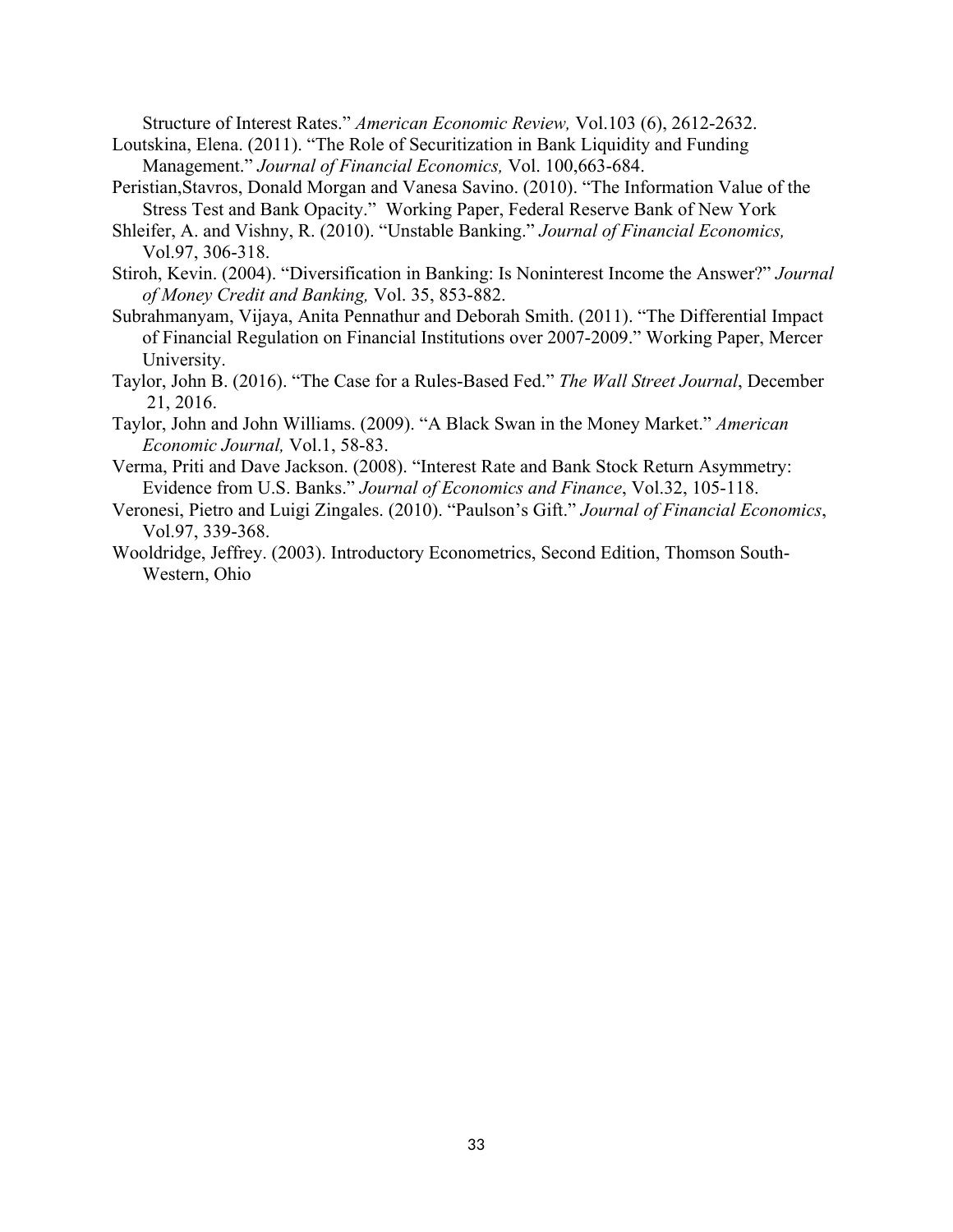Structure of Interest Rates." *American Economic Review,* Vol.103 (6), 2612-2632.

Loutskina, Elena. (2011). "The Role of Securitization in Bank Liquidity and Funding Management." *Journal of Financial Economics,* Vol. 100,663-684.

Peristian,Stavros, Donald Morgan and Vanesa Savino. (2010). "The Information Value of the Stress Test and Bank Opacity." Working Paper, Federal Reserve Bank of New York

Shleifer, A. and Vishny, R. (2010). "Unstable Banking." *Journal of Financial Economics,* Vol.97, 306-318.

Stiroh, Kevin. (2004). "Diversification in Banking: Is Noninterest Income the Answer?" *Journal of Money Credit and Banking,* Vol. 35, 853-882.

Subrahmanyam, Vijaya, Anita Pennathur and Deborah Smith. (2011). "The Differential Impact of Financial Regulation on Financial Institutions over 2007-2009." Working Paper, Mercer University.

Taylor, John B. (2016). "The Case for a Rules-Based Fed." *The Wall Street Journal*, December 21, 2016.

Taylor, John and John Williams. (2009). "A Black Swan in the Money Market." *American Economic Journal,* Vol.1, 58-83.

Verma, Priti and Dave Jackson. (2008). "Interest Rate and Bank Stock Return Asymmetry: Evidence from U.S. Banks." *Journal of Economics and Finance*, Vol.32, 105-118.

Veronesi, Pietro and Luigi Zingales. (2010). "Paulson's Gift." *Journal of Financial Economics*, Vol.97, 339-368.

Wooldridge, Jeffrey. (2003). Introductory Econometrics, Second Edition, Thomson South-Western, Ohio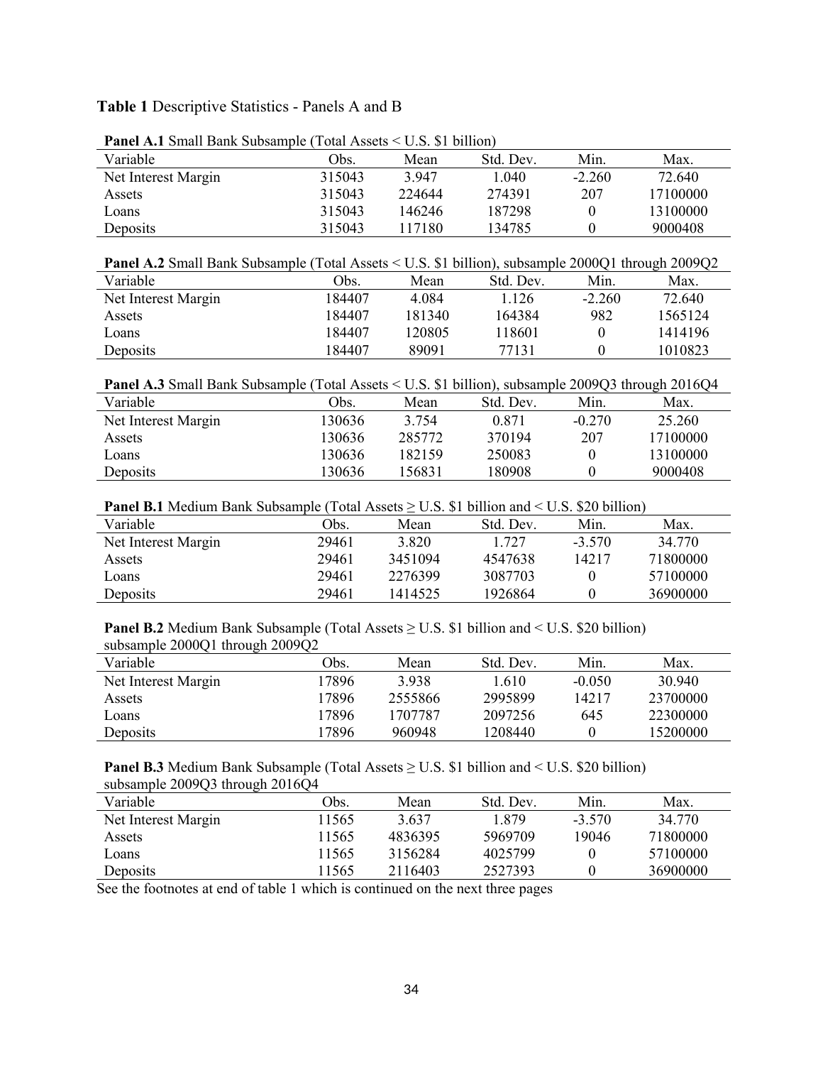**Table 1** Descriptive Statistics - Panels A and B

**Panel A.1** Small Bank Subsample (Total Assets < U.S. $1 billion)

| Variable | Obs. | Mean | Std. Dev. | Min. | Max. |
|---|---|---|---|---|---|
| Net Interest Margin | 315043 | 3.947 | 1.040 | -2.260 | 72.640 |
| Assets | 315043 | 224644 | 274391 | 207 | 17100000 |
| Loans | 315043 | 146246 | 187298 | 0 | 13100000 |
| Deposits | 315043 | 117180 | 134785 | 0 | 9000408 |

**Panel A.2** Small Bank Subsample (Total Assets < U.S. $1 billion), subsample 2000Q1 through 2009Q2

| Variable | Obs. | Mean | Std. Dev. | Min. | Max. |
|---|---|---|---|---|---|
| Net Interest Margin | 184407 | 4.084 | 1.126 | -2.260 | 72.640 |
| Assets | 184407 | 181340 | 164384 | 982 | 1565124 |
| Loans | 184407 | 120805 | 118601 | 0 | 1414196 |
| Deposits | 184407 | 89091 | 77131 | 0 | 1010823 |

**Panel A.3** Small Bank Subsample (Total Assets < U.S. $1 billion), subsample 2009Q3 through 2016Q4

| Variable | Obs. | Mean | Std. Dev. | Min. | Max. |
|---|---|---|---|---|---|
| Net Interest Margin | 130636 | 3.754 | 0.871 | -0.270 | 25.260 |
| Assets | 130636 | 285772 | 370194 | 207 | 17100000 |
| Loans | 130636 | 182159 | 250083 | 0 | 13100000 |
| Deposits | 130636 | 156831 | 180908 | 0 | 9000408 |

**Panel B.1** Medium Bank Subsample (Total Assets ≥ U.S. $1 billion and < U.S. $20 billion)

| Variable | Obs. | Mean | Std. Dev. | Min. | Max. |
|---|---|---|---|---|---|
| Net Interest Margin | 29461 | 3.820 | 1.727 | -3.570 | 34.770 |
| Assets | 29461 | 3451094 | 4547638 | 14217 | 71800000 |
| Loans | 29461 | 2276399 | 3087703 | 0 | 57100000 |
| Deposits | 29461 | 1414525 | 1926864 | 0 | 36900000 |

**Panel B.2** Medium Bank Subsample (Total Assets ≥ U.S. $1 billion and < U.S. $20 billion) subsample 2000Q1 through 2009Q2

| Variable | Obs. | Mean | Std. Dev. | Min. | Max. |
|---|---|---|---|---|---|
| Net Interest Margin | 17896 | 3.938 | 1.610 | -0.050 | 30.940 |
| Assets | 17896 | 2555866 | 2995899 | 14217 | 23700000 |
| Loans | 17896 | 1707787 | 2097256 | 645 | 22300000 |
| Deposits | 17896 | 960948 | 1208440 | 0 | 15200000 |

**Panel B.3** Medium Bank Subsample (Total Assets ≥ U.S. $1 billion and < U.S. $20 billion) subsample 2009Q3 through 2016Q4

| Variable | Obs. | Mean | Std. Dev. | Min. | Max. |
|---|---|---|---|---|---|
| Net Interest Margin | 11565 | 3.637 | 1.879 | -3.570 | 34.770 |
| Assets | 11565 | 4836395 | 5969709 | 19046 | 71800000 |
| Loans | 11565 | 3156284 | 4025799 | 0 | 57100000 |
| Deposits | 11565 | 2116403 | 2527393 | 0 | 36900000 |

See the footnotes at end of table 1 which is continued on the next three pages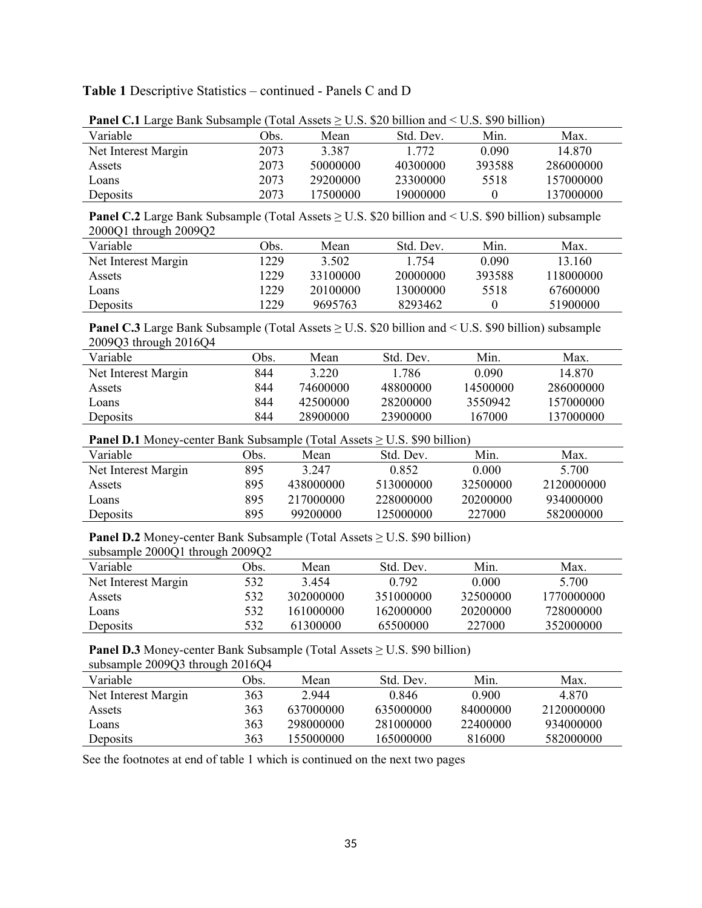**Table 1** Descriptive Statistics – continued - Panels C and D

**Panel C.1** Large Bank Subsample (Total Assets ≥ U.S. $20 billion and < U.S. $90 billion)

| Variable | Obs. | Mean | Std. Dev. | Min. | Max. |
|---|---|---|---|---|---|
| Net Interest Margin | 2073 | 3.387 | 1.772 | 0.090 | 14.870 |
| Assets | 2073 | 50000000 | 40300000 | 393588 | 286000000 |
| Loans | 2073 | 29200000 | 23300000 | 5518 | 157000000 |
| Deposits | 2073 | 17500000 | 19000000 | 0 | 137000000 |

**Panel C.2** Large Bank Subsample (Total Assets ≥ U.S. $20 billion and < U.S. $90 billion) subsample 2000Q1 through 2009Q2

| Variable | Obs. | Mean | Std. Dev. | Min. | Max. |
|---|---|---|---|---|---|
| Net Interest Margin | 1229 | 3.502 | 1.754 | 0.090 | 13.160 |
| Assets | 1229 | 33100000 | 20000000 | 393588 | 118000000 |
| Loans | 1229 | 20100000 | 13000000 | 5518 | 67600000 |
| Deposits | 1229 | 9695763 | 8293462 | 0 | 51900000 |

**Panel C.3** Large Bank Subsample (Total Assets ≥ U.S. $20 billion and < U.S. $90 billion) subsample 2009Q3 through 2016Q4

| Variable | Obs. | Mean | Std. Dev. | Min. | Max. |
|---|---|---|---|---|---|
| Net Interest Margin | 844 | 3.220 | 1.786 | 0.090 | 14.870 |
| Assets | 844 | 74600000 | 48800000 | 14500000 | 286000000 |
| Loans | 844 | 42500000 | 28200000 | 3550942 | 157000000 |
| Deposits | 844 | 28900000 | 23900000 | 167000 | 137000000 |

**Panel D.1** Money-center Bank Subsample (Total Assets ≥ U.S. $90 billion)

| Variable | Obs. | Mean | Std. Dev. | Min. | Max. |
|---|---|---|---|---|---|
| Net Interest Margin | 895 | 3.247 | 0.852 | 0.000 | 5.700 |
| Assets | 895 | 438000000 | 513000000 | 32500000 | 2120000000 |
| Loans | 895 | 217000000 | 228000000 | 20200000 | 934000000 |
| Deposits | 895 | 99200000 | 125000000 | 227000 | 582000000 |

**Panel D.2** Money-center Bank Subsample (Total Assets ≥ U.S. $90 billion) subsample 2000Q1 through 2009Q2

| Variable | Obs. | Mean | Std. Dev. | Min. | Max. |
|---|---|---|---|---|---|
| Net Interest Margin | 532 | 3.454 | 0.792 | 0.000 | 5.700 |
| Assets | 532 | 302000000 | 351000000 | 32500000 | 1770000000 |
| Loans | 532 | 161000000 | 162000000 | 20200000 | 728000000 |
| Deposits | 532 | 61300000 | 65500000 | 227000 | 352000000 |

**Panel D.3** Money-center Bank Subsample (Total Assets ≥ U.S. $90 billion) subsample 2009Q3 through 2016Q4

| Variable | Obs. | Mean | Std. Dev. | Min. | Max. |
|---|---|---|---|---|---|
| Net Interest Margin | 363 | 2.944 | 0.846 | 0.900 | 4.870 |
| Assets | 363 | 637000000 | 635000000 | 84000000 | 2120000000 |
| Loans | 363 | 298000000 | 281000000 | 22400000 | 934000000 |
| Deposits | 363 | 155000000 | 165000000 | 816000 | 582000000 |

See the footnotes at end of table 1 which is continued on the next two pages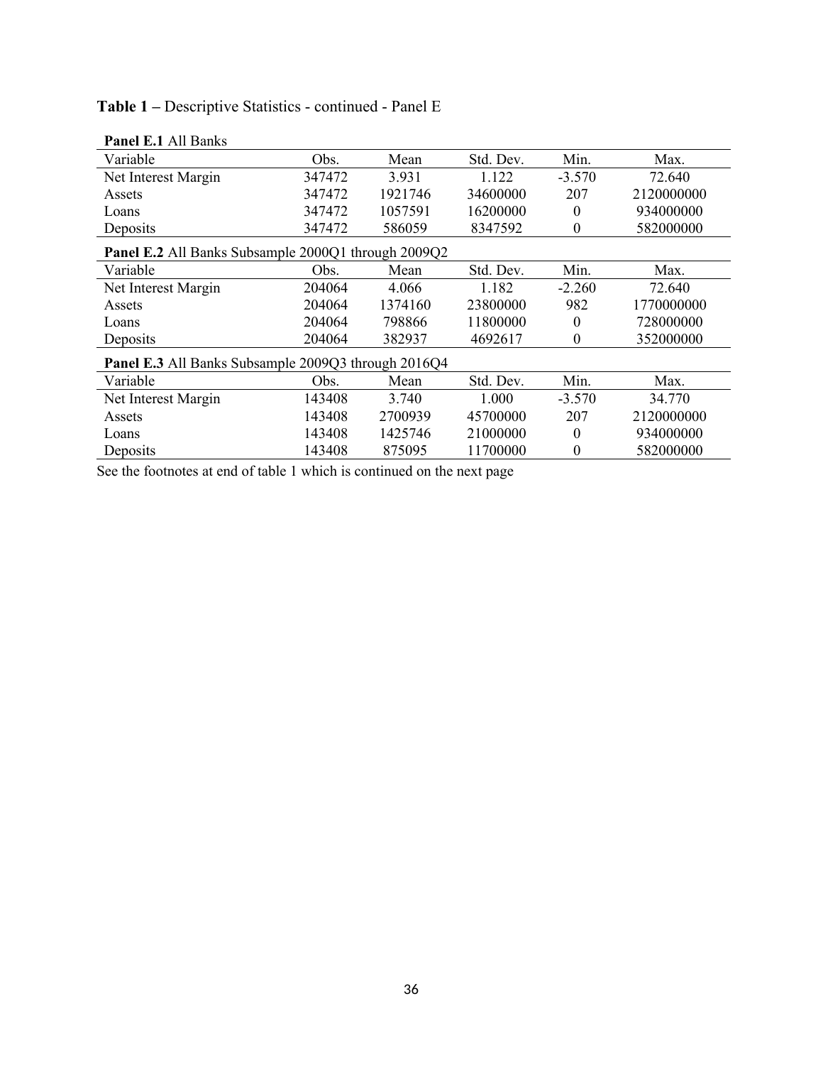**Table 1 –** Descriptive Statistics - continued - Panel E

**Panel E.1** All Banks

| Variable | Obs. | Mean | Std. Dev. | Min. | Max. |
|---|---|---|---|---|---|
| Net Interest Margin | 347472 | 3.931 | 1.122 | -3.570 | 72.640 |
| Assets | 347472 | 1921746 | 34600000 | 207 | 2120000000 |
| Loans | 347472 | 1057591 | 16200000 | 0 | 934000000 |
| Deposits | 347472 | 586059 | 8347592 | 0 | 582000000 |

**Panel E.2** All Banks Subsample 2000Q1 through 2009Q2

| Variable | Obs. | Mean | Std. Dev. | Min. | Max. |
|---|---|---|---|---|---|
| Net Interest Margin | 204064 | 4.066 | 1.182 | -2.260 | 72.640 |
| Assets | 204064 | 1374160 | 23800000 | 982 | 1770000000 |
| Loans | 204064 | 798866 | 11800000 | 0 | 728000000 |
| Deposits | 204064 | 382937 | 4692617 | 0 | 352000000 |

**Panel E.3** All Banks Subsample 2009Q3 through 2016Q4

| Variable | Obs. | Mean | Std. Dev. | Min. | Max. |
|---|---|---|---|---|---|
| Net Interest Margin | 143408 | 3.740 | 1.000 | -3.570 | 34.770 |
| Assets | 143408 | 2700939 | 45700000 | 207 | 2120000000 |
| Loans | 143408 | 1425746 | 21000000 | 0 | 934000000 |
| Deposits | 143408 | 875095 | 11700000 | 0 | 582000000 |

See the footnotes at end of table 1 which is continued on the next page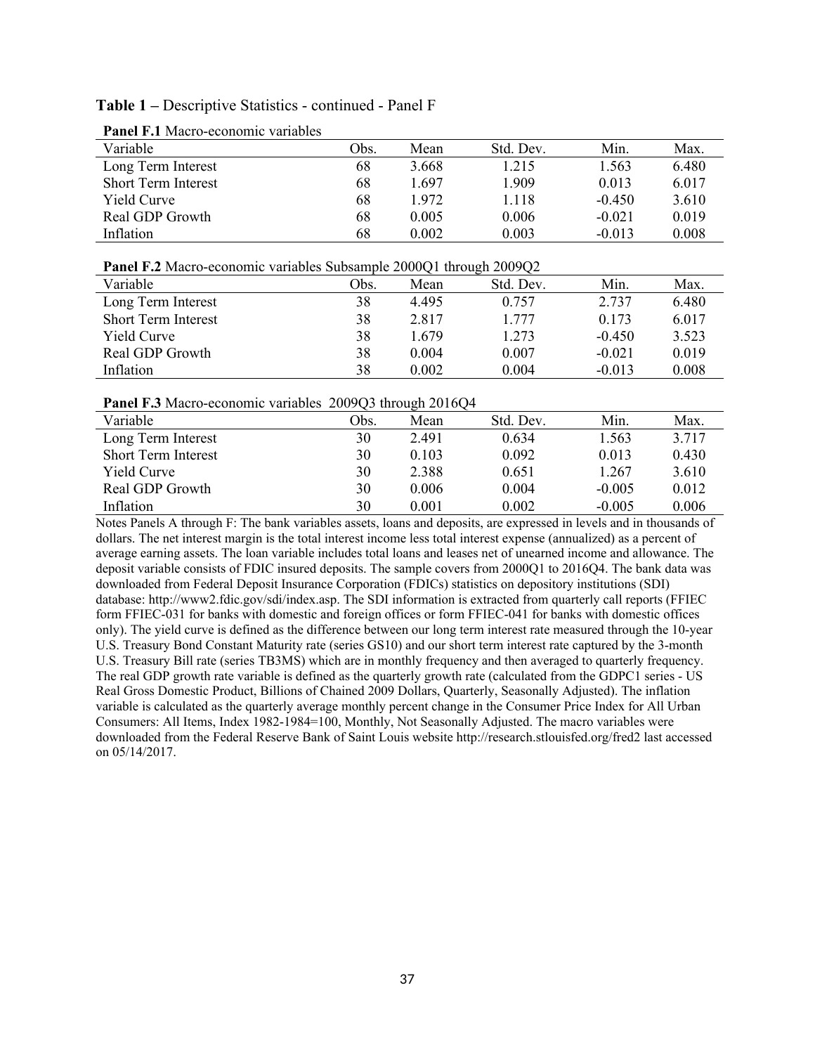**Table 1 –** Descriptive Statistics - continued - Panel F

**Panel F.1** Macro-economic variables

| Variable | Obs. | Mean | Std. Dev. | Min. | Max. |
|---|---|---|---|---|---|
| Long Term Interest | 68 | 3.668 | 1.215 | 1.563 | 6.480 |
| Short Term Interest | 68 | 1.697 | 1.909 | 0.013 | 6.017 |
| Yield Curve | 68 | 1.972 | 1.118 | -0.450 | 3.610 |
| Real GDP Growth | 68 | 0.005 | 0.006 | -0.021 | 0.019 |
| Inflation | 68 | 0.002 | 0.003 | -0.013 | 0.008 |

**Panel F.2** Macro-economic variables Subsample 2000Q1 through 2009Q2

| Variable | Obs. | Mean | Std. Dev. | Min. | Max. |
|---|---|---|---|---|---|
| Long Term Interest | 38 | 4.495 | 0.757 | 2.737 | 6.480 |
| Short Term Interest | 38 | 2.817 | 1.777 | 0.173 | 6.017 |
| Yield Curve | 38 | 1.679 | 1.273 | -0.450 | 3.523 |
| Real GDP Growth | 38 | 0.004 | 0.007 | -0.021 | 0.019 |
| Inflation | 38 | 0.002 | 0.004 | -0.013 | 0.008 |

**Panel F.3** Macro-economic variables 2009Q3 through 2016Q4

| Variable | Obs. | Mean | Std. Dev. | Min. | Max. |
|---|---|---|---|---|---|
| Long Term Interest | 30 | 2.491 | 0.634 | 1.563 | 3.717 |
| Short Term Interest | 30 | 0.103 | 0.092 | 0.013 | 0.430 |
| Yield Curve | 30 | 2.388 | 0.651 | 1.267 | 3.610 |
| Real GDP Growth | 30 | 0.006 | 0.004 | -0.005 | 0.012 |
| Inflation | 30 | 0.001 | 0.002 | -0.005 | 0.006 |

Notes Panels A through F: The bank variables assets, loans and deposits, are expressed in levels and in thousands of dollars. The net interest margin is the total interest income less total interest expense (annualized) as a percent of average earning assets. The loan variable includes total loans and leases net of unearned income and allowance. The deposit variable consists of FDIC insured deposits. The sample covers from 2000Q1 to 2016Q4. The bank data was downloaded from Federal Deposit Insurance Corporation (FDICs) statistics on depository institutions (SDI) database: http://www2.fdic.gov/sdi/index.asp. The SDI information is extracted from quarterly call reports (FFIEC form FFIEC-031 for banks with domestic and foreign offices or form FFIEC-041 for banks with domestic offices only). The yield curve is defined as the difference between our long term interest rate measured through the 10-year U.S. Treasury Bond Constant Maturity rate (series GS10) and our short term interest rate captured by the 3-month U.S. Treasury Bill rate (series TB3MS) which are in monthly frequency and then averaged to quarterly frequency. The real GDP growth rate variable is defined as the quarterly growth rate (calculated from the GDPC1 series - US Real Gross Domestic Product, Billions of Chained 2009 Dollars, Quarterly, Seasonally Adjusted). The inflation variable is calculated as the quarterly average monthly percent change in the Consumer Price Index for All Urban Consumers: All Items, Index 1982-1984=100, Monthly, Not Seasonally Adjusted. The macro variables were downloaded from the Federal Reserve Bank of Saint Louis website http://research.stlouisfed.org/fred2 last accessed on 05/14/2017.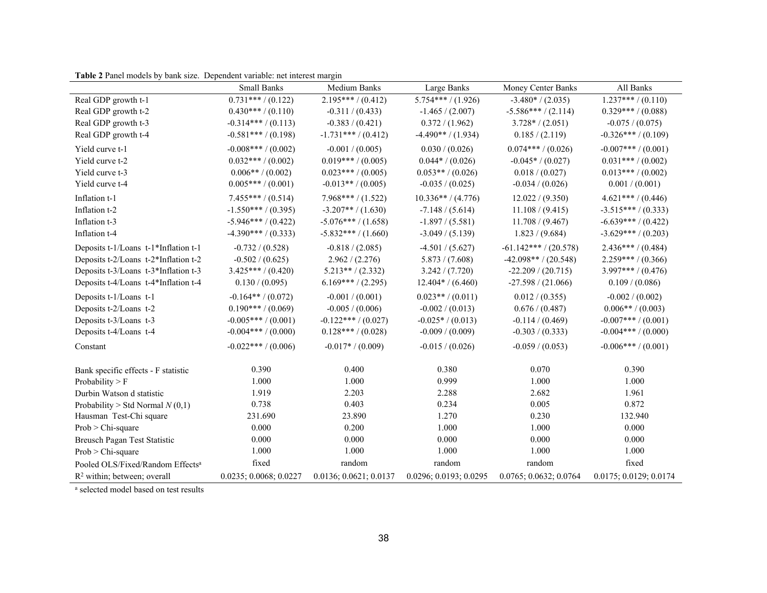**Table 2** Panel models by bank size. Dependent variable: net interest margin

| | Small Banks | Medium Banks | Large Banks | Money Center Banks | All Banks |
|---|---|---|---|---|---|
| Real GDP growth t-1 | 0.731*** / (0.122) | 2.195*** / (0.412) | 5.754*** / (1.926) | -3.480* / (2.035) | 1.237*** / (0.110) |
| Real GDP growth t-2 | 0.430*** / (0.110) | -0.311 / (0.433) | -1.465 / (2.007) | -5.586*** / (2.114) | 0.329*** / (0.088) |
| Real GDP growth t-3 | -0.314*** / (0.113) | -0.383 / (0.421) | 0.372 / (1.962) | 3.728* / (2.051) | -0.075 / (0.075) |
| Real GDP growth t-4 | -0.581*** / (0.198) | -1.731*** / (0.412) | -4.490** / (1.934) | 0.185 / (2.119) | -0.326*** / (0.109) |
| Yield curve t-1 | -0.008*** / (0.002) | -0.001 / (0.005) | 0.030 / (0.026) | 0.074*** / (0.026) | -0.007*** / (0.001) |
| Yield curve t-2 | 0.032*** / (0.002) | 0.019*** / (0.005) | 0.044* / (0.026) | -0.045* / (0.027) | 0.031*** / (0.002) |
| Yield curve t-3 | 0.006** / (0.002) | 0.023*** / (0.005) | 0.053** / (0.026) | 0.018 / (0.027) | 0.013*** / (0.002) |
| Yield curve t-4 | 0.005*** / (0.001) | -0.013** / (0.005) | -0.035 / (0.025) | -0.034 / (0.026) | 0.001 / (0.001) |
| Inflation t-1 | 7.455*** / (0.514) | 7.968*** / (1.522) | 10.336** / (4.776) | 12.022 / (9.350) | 4.621*** / (0.446) |
| Inflation t-2 | -1.550*** / (0.395) | -3.207** / (1.630) | -7.148 / (5.614) | 11.108 / (9.415) | -3.515*** / (0.333) |
| Inflation t-3 | -5.946*** / (0.422) | -5.076*** / (1.658) | -1.897 / (5.581) | 11.708 / (9.467) | -6.639*** / (0.422) |
| Inflation t-4 | -4.390*** / (0.333) | -5.832*** / (1.660) | -3.049 / (5.139) | 1.823 / (9.684) | -3.629*** / (0.203) |
| Deposits t-1/Loans t-1*Inflation t-1 | -0.732 / (0.528) | -0.818 / (2.085) | -4.501 / (5.627) | -61.142*** / (20.578) | 2.436*** / (0.484) |
| Deposits t-2/Loans t-2*Inflation t-2 | -0.502 / (0.625) | 2.962 / (2.276) | 5.873 / (7.608) | -42.098** / (20.548) | 2.259*** / (0.366) |
| Deposits t-3/Loans t-3*Inflation t-3 | 3.425*** / (0.420) | 5.213** / (2.332) | 3.242 / (7.720) | -22.209 / (20.715) | 3.997*** / (0.476) |
| Deposits t-4/Loans t-4*Inflation t-4 | 0.130 / (0.095) | 6.169*** / (2.295) | 12.404* / (6.460) | -27.598 / (21.066) | 0.109 / (0.086) |
| Deposits t-1/Loans t-1 | -0.164** / (0.072) | -0.001 / (0.001) | 0.023** / (0.011) | 0.012 / (0.355) | -0.002 / (0.002) |
| Deposits t-2/Loans t-2 | 0.190*** / (0.069) | -0.005 / (0.006) | -0.002 / (0.013) | 0.676 / (0.487) | 0.006** / (0.003) |
| Deposits t-3/Loans t-3 | -0.005*** / (0.001) | -0.122*** / (0.027) | -0.025* / (0.013) | -0.114 / (0.469) | -0.007*** / (0.001) |
| Deposits t-4/Loans t-4 | -0.004*** / (0.000) | 0.128*** / (0.028) | -0.009 / (0.009) | -0.303 / (0.333) | -0.004*** / (0.000) |
| Constant | -0.022*** / (0.006) | -0.017* / (0.009) | -0.015 / (0.026) | -0.059 / (0.053) | -0.006*** / (0.001) |
| Bank specific effects - F statistic | 0.390 | 0.400 | 0.380 | 0.070 | 0.390 |
| Probability > F | 1.000 | 1.000 | 0.999 | 1.000 | 1.000 |
| Durbin Watson d statistic | 1.919 | 2.203 | 2.288 | 2.682 | 1.961 |
| Probability > Std Normal $N(0,1)$ | 0.738 | 0.403 | 0.234 | 0.005 | 0.872 |
| Hausman Test-Chi square | 231.690 | 23.890 | 1.270 | 0.230 | 132.940 |
| Prob > Chi-square | 0.000 | 0.200 | 1.000 | 1.000 | 0.000 |
| Breusch Pagan Test Statistic | 0.000 | 0.000 | 0.000 | 0.000 | 0.000 |
| Prob > Chi-square | 1.000 | 1.000 | 1.000 | 1.000 | 1.000 |
| Pooled OLS/Fixed/Random Effects[a] | fixed | random | random | random | fixed |
| $R^2$ within; between; overall | 0.0235; 0.0068; 0.0227 | 0.0136; 0.0621; 0.0137 | 0.0296; 0.0193; 0.0295 | 0.0765; 0.0632; 0.0764 | 0.0175; 0.0129; 0.0174 |

[a] selected model based on test results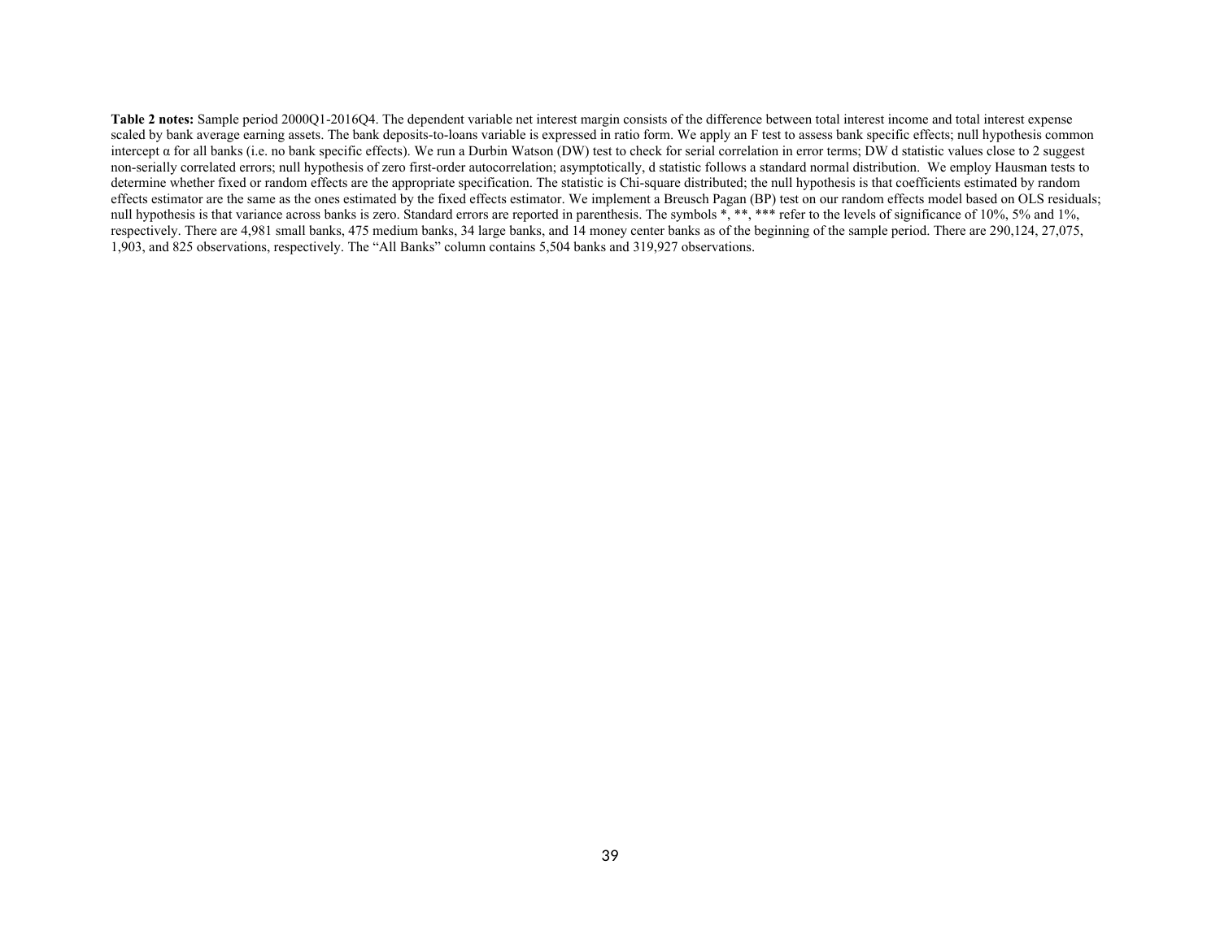**Table 2 notes:** Sample period 2000Q1-2016Q4. The dependent variable net interest margin consists of the difference between total interest income and total interest expense scaled by bank average earning assets. The bank deposits-to-loans variable is expressed in ratio form. We apply an F test to assess bank specific effects; null hypothesis common intercept $\alpha$ for all banks (i.e. no bank specific effects). We run a Durbin Watson (DW) test to check for serial correlation in error terms; DW d statistic values close to 2 suggest non-serially correlated errors; null hypothesis of zero first-order autocorrelation; asymptotically, d statistic follows a standard normal distribution. We employ Hausman tests to determine whether fixed or random effects are the appropriate specification. The statistic is Chi-square distributed; the null hypothesis is that coefficients estimated by random effects estimator are the same as the ones estimated by the fixed effects estimator. We implement a Breusch Pagan (BP) test on our random effects model based on OLS residuals; null hypothesis is that variance across banks is zero. Standard errors are reported in parenthesis. The symbols *, **, *** refer to the levels of significance of 10%, 5% and 1%, respectively. There are 4,981 small banks, 475 medium banks, 34 large banks, and 14 money center banks as of the beginning of the sample period. There are 290,124, 27,075, 1,903, and 825 observations, respectively. The "All Banks" column contains 5,504 banks and 319,927 observations.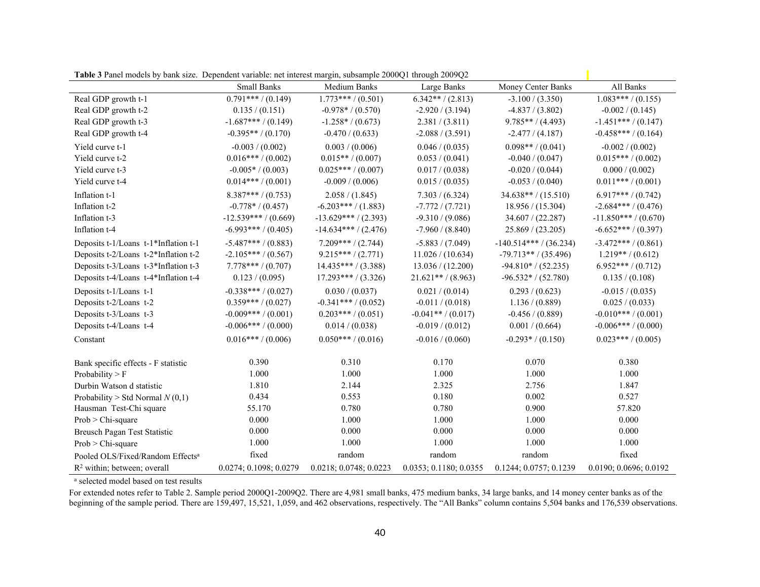**Table 3** Panel models by bank size. Dependent variable: net interest margin, subsample 2000Q1 through 2009Q2

| | Small Banks | Medium Banks | Large Banks | Money Center Banks | All Banks |
|---|---|---|---|---|---|
| Real GDP growth t-1 | 0.791*** / (0.149) | 1.773*** / (0.501) | 6.342** / (2.813) | -3.100 / (3.350) | 1.083*** / (0.155) |
| Real GDP growth t-2 | 0.135 / (0.151) | -0.978* / (0.570) | -2.920 / (3.194) | -4.837 / (3.802) | -0.002 / (0.145) |
| Real GDP growth t-3 | -1.687*** / (0.149) | -1.258* / (0.673) | 2.381 / (3.811) | 9.785** / (4.493) | -1.451*** / (0.147) |
| Real GDP growth t-4 | -0.395** / (0.170) | -0.470 / (0.633) | -2.088 / (3.591) | -2.477 / (4.187) | -0.458*** / (0.164) |
| Yield curve t-1 | -0.003 / (0.002) | 0.003 / (0.006) | 0.046 / (0.035) | 0.098** / (0.041) | -0.002 / (0.002) |
| Yield curve t-2 | 0.016*** / (0.002) | 0.015** / (0.007) | 0.053 / (0.041) | -0.040 / (0.047) | 0.015*** / (0.002) |
| Yield curve t-3 | -0.005* / (0.003) | 0.025*** / (0.007) | 0.017 / (0.038) | -0.020 / (0.044) | 0.000 / (0.002) |
| Yield curve t-4 | 0.014*** / (0.001) | -0.009 / (0.006) | 0.015 / (0.035) | -0.053 / (0.040) | 0.011*** / (0.001) |
| Inflation t-1 | 8.387*** / (0.753) | 2.058 / (1.845) | 7.303 / (6.324) | 34.638** / (15.510) | 6.917*** / (0.742) |
| Inflation t-2 | -0.778* / (0.457) | -6.203*** / (1.883) | -7.772 / (7.721) | 18.956 / (15.304) | -2.684*** / (0.476) |
| Inflation t-3 | -12.539*** / (0.669) | -13.629*** / (2.393) | -9.310 / (9.086) | 34.607 / (22.287) | -11.850*** / (0.670) |
| Inflation t-4 | -6.993*** / (0.405) | -14.634*** / (2.476) | -7.960 / (8.840) | 25.869 / (23.205) | -6.652*** / (0.397) |
| Deposits t-1/Loans t-1*Inflation t-1 | -5.487*** / (0.883) | 7.209*** / (2.744) | -5.883 / (7.049) | -140.514*** / (36.234) | -3.472*** / (0.861) |
| Deposits t-2/Loans t-2*Inflation t-2 | -2.105*** / (0.567) | 9.215*** / (2.771) | 11.026 / (10.634) | -79.713** / (35.496) | 1.219** / (0.612) |
| Deposits t-3/Loans t-3*Inflation t-3 | 7.778*** / (0.707) | 14.435*** / (3.388) | 13.036 / (12.200) | -94.810* / (52.235) | 6.952*** / (0.712) |
| Deposits t-4/Loans t-4*Inflation t-4 | 0.123 / (0.095) | 17.293*** / (3.326) | 21.621** / (8.963) | -96.532* / (52.780) | 0.135 / (0.108) |
| Deposits t-1/Loans t-1 | -0.338*** / (0.027) | 0.030 / (0.037) | 0.021 / (0.014) | 0.293 / (0.623) | -0.015 / (0.035) |
| Deposits t-2/Loans t-2 | 0.359*** / (0.027) | -0.341*** / (0.052) | -0.011 / (0.018) | 1.136 / (0.889) | 0.025 / (0.033) |
| Deposits t-3/Loans t-3 | -0.009*** / (0.001) | 0.203*** / (0.051) | -0.041** / (0.017) | -0.456 / (0.889) | -0.010*** / (0.001) |
| Deposits t-4/Loans t-4 | -0.006*** / (0.000) | 0.014 / (0.038) | -0.019 / (0.012) | 0.001 / (0.664) | -0.006*** / (0.000) |
| Constant | 0.016*** / (0.006) | 0.050*** / (0.016) | -0.016 / (0.060) | -0.293* / (0.150) | 0.023*** / (0.005) |
| Bank specific effects - F statistic | 0.390 | 0.310 | 0.170 | 0.070 | 0.380 |
| Probability > F | 1.000 | 1.000 | 1.000 | 1.000 | 1.000 |
| Durbin Watson d statistic | 1.810 | 2.144 | 2.325 | 2.756 | 1.847 |
| Probability > Std Normal $N(0,1)$ | 0.434 | 0.553 | 0.180 | 0.002 | 0.527 |
| Hausman Test-Chi square | 55.170 | 0.780 | 0.780 | 0.900 | 57.820 |
| Prob > Chi-square | 0.000 | 1.000 | 1.000 | 1.000 | 0.000 |
| Breusch Pagan Test Statistic | 0.000 | 0.000 | 0.000 | 0.000 | 0.000 |
| Prob > Chi-square | 1.000 | 1.000 | 1.000 | 1.000 | 1.000 |
| Pooled OLS/Fixed/Random Effects[a] | fixed | random | random | random | fixed |
| $R^2$ within; between; overall | 0.0274; 0.1098; 0.0279 | 0.0218; 0.0748; 0.0223 | 0.0353; 0.1180; 0.0355 | 0.1244; 0.0757; 0.1239 | 0.0190; 0.0696; 0.0192 |

[a] selected model based on test results

For extended notes refer to Table 2. Sample period 2000Q1-2009Q2. There are 4,981 small banks, 475 medium banks, 34 large banks, and 14 money center banks as of the beginning of the sample period. There are 159,497, 15,521, 1,059, and 462 observations, respectively. The "All Banks" column contains 5,504 banks and 176,539 observations.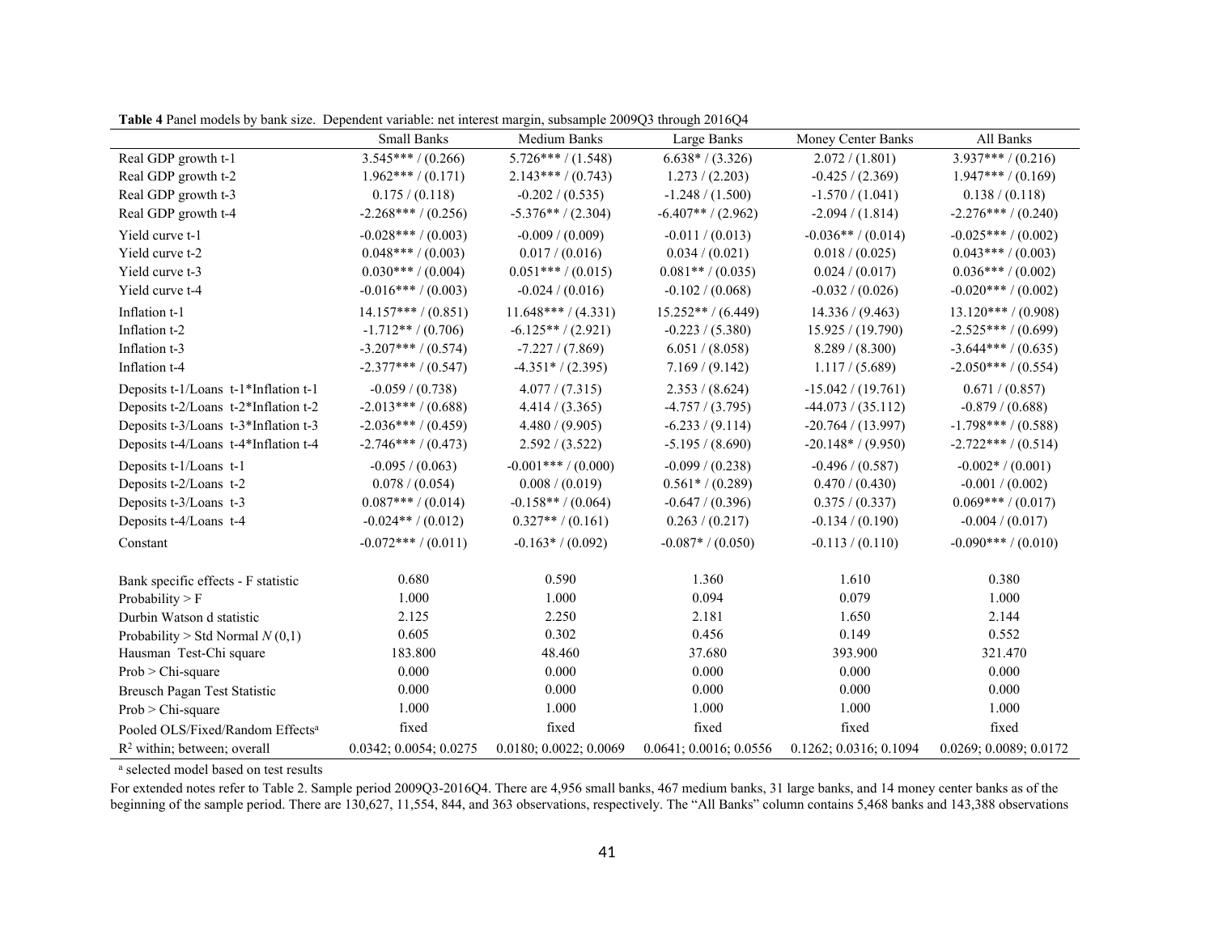**Table 4** Panel models by bank size. Dependent variable: net interest margin, subsample 2009Q3 through 2016Q4

| | Small Banks | Medium Banks | Large Banks | Money Center Banks | All Banks |
|---|---|---|---|---|---|
| Real GDP growth t-1 | 3.545*** / (0.266) | 5.726*** / (1.548) | 6.638* / (3.326) | 2.072 / (1.801) | 3.937*** / (0.216) |
| Real GDP growth t-2 | 1.962*** / (0.171) | 2.143*** / (0.743) | 1.273 / (2.203) | -0.425 / (2.369) | 1.947*** / (0.169) |
| Real GDP growth t-3 | 0.175 / (0.118) | -0.202 / (0.535) | -1.248 / (1.500) | -1.570 / (1.041) | 0.138 / (0.118) |
| Real GDP growth t-4 | -2.268*** / (0.256) | -5.376** / (2.304) | -6.407** / (2.962) | -2.094 / (1.814) | -2.276*** / (0.240) |
| Yield curve t-1 | -0.028*** / (0.003) | -0.009 / (0.009) | -0.011 / (0.013) | -0.036** / (0.014) | -0.025*** / (0.002) |
| Yield curve t-2 | 0.048*** / (0.003) | 0.017 / (0.016) | 0.034 / (0.021) | 0.018 / (0.025) | 0.043*** / (0.003) |
| Yield curve t-3 | 0.030*** / (0.004) | 0.051*** / (0.015) | 0.081** / (0.035) | 0.024 / (0.017) | 0.036*** / (0.002) |
| Yield curve t-4 | -0.016*** / (0.003) | -0.024 / (0.016) | -0.102 / (0.068) | -0.032 / (0.026) | -0.020*** / (0.002) |
| Inflation t-1 | 14.157*** / (0.851) | 11.648*** / (4.331) | 15.252** / (6.449) | 14.336 / (9.463) | 13.120*** / (0.908) |
| Inflation t-2 | -1.712** / (0.706) | -6.125** / (2.921) | -0.223 / (5.380) | 15.925 / (19.790) | -2.525*** / (0.699) |
| Inflation t-3 | -3.207*** / (0.574) | -7.227 / (7.869) | 6.051 / (8.058) | 8.289 / (8.300) | -3.644*** / (0.635) |
| Inflation t-4 | -2.377*** / (0.547) | -4.351* / (2.395) | 7.169 / (9.142) | 1.117 / (5.689) | -2.050*** / (0.554) |
| Deposits t-1/Loans t-1*Inflation t-1 | -0.059 / (0.738) | 4.077 / (7.315) | 2.353 / (8.624) | -15.042 / (19.761) | 0.671 / (0.857) |
| Deposits t-2/Loans t-2*Inflation t-2 | -2.013*** / (0.688) | 4.414 / (3.365) | -4.757 / (3.795) | -44.073 / (35.112) | -0.879 / (0.688) |
| Deposits t-3/Loans t-3*Inflation t-3 | -2.036*** / (0.459) | 4.480 / (9.905) | -6.233 / (9.114) | -20.764 / (13.997) | -1.798*** / (0.588) |
| Deposits t-4/Loans t-4*Inflation t-4 | -2.746*** / (0.473) | 2.592 / (3.522) | -5.195 / (8.690) | -20.148* / (9.950) | -2.722*** / (0.514) |
| Deposits t-1/Loans t-1 | -0.095 / (0.063) | -0.001*** / (0.000) | -0.099 / (0.238) | -0.496 / (0.587) | -0.002* / (0.001) |
| Deposits t-2/Loans t-2 | 0.078 / (0.054) | 0.008 / (0.019) | 0.561* / (0.289) | 0.470 / (0.430) | -0.001 / (0.002) |
| Deposits t-3/Loans t-3 | 0.087*** / (0.014) | -0.158** / (0.064) | -0.647 / (0.396) | 0.375 / (0.337) | 0.069*** / (0.017) |
| Deposits t-4/Loans t-4 | -0.024** / (0.012) | 0.327** / (0.161) | 0.263 / (0.217) | -0.134 / (0.190) | -0.004 / (0.017) |
| Constant | -0.072*** / (0.011) | -0.163* / (0.092) | -0.087* / (0.050) | -0.113 / (0.110) | -0.090*** / (0.010) |
| Bank specific effects - F statistic | 0.680 | 0.590 | 1.360 | 1.610 | 0.380 |
| Probability > F | 1.000 | 1.000 | 0.094 | 0.079 | 1.000 |
| Durbin Watson d statistic | 2.125 | 2.250 | 2.181 | 1.650 | 2.144 |
| Probability > Std Normal $N(0,1)$ | 0.605 | 0.302 | 0.456 | 0.149 | 0.552 |
| Hausman Test-Chi square | 183.800 | 48.460 | 37.680 | 393.900 | 321.470 |
| Prob > Chi-square | 0.000 | 0.000 | 0.000 | 0.000 | 0.000 |
| Breusch Pagan Test Statistic | 0.000 | 0.000 | 0.000 | 0.000 | 0.000 |
| Prob > Chi-square | 1.000 | 1.000 | 1.000 | 1.000 | 1.000 |
| Pooled OLS/Fixed/Random Effects[a] | fixed | fixed | fixed | fixed | fixed |
| $R^2$ within; between; overall | 0.0342; 0.0054; 0.0275 | 0.0180; 0.0022; 0.0069 | 0.0641; 0.0016; 0.0556 | 0.1262; 0.0316; 0.1094 | 0.0269; 0.0089; 0.0172 |

[a] selected model based on test results

For extended notes refer to Table 2. Sample period 2009Q3-2016Q4. There are 4,956 small banks, 467 medium banks, 31 large banks, and 14 money center banks as of the beginning of the sample period. There are 130,627, 11,554, 844, and 363 observations, respectively. The "All Banks" column contains 5,468 banks and 143,388 observations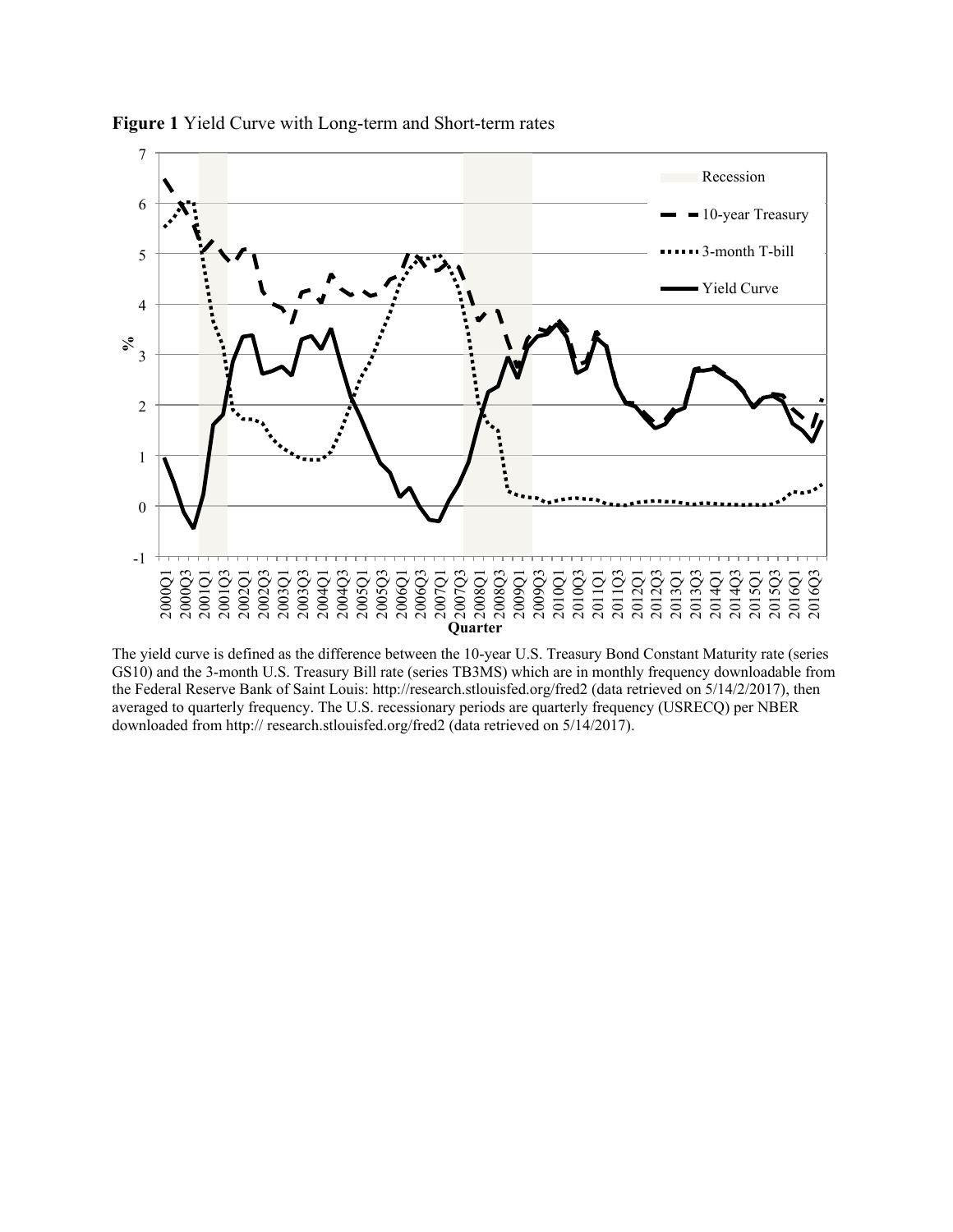**Figure 1** Yield Curve with Long-term and Short-term rates

The yield curve is defined as the difference between the 10-year U.S. Treasury Bond Constant Maturity rate (series GS10) and the 3-month U.S. Treasury Bill rate (series TB3MS) which are in monthly frequency downloadable from the Federal Reserve Bank of Saint Louis: http://research.stlouisfed.org/fred2 (data retrieved on 5/14/2/2017), then averaged to quarterly frequency. The U.S. recessionary periods are quarterly frequency (USRECQ) per NBER downloaded from http:// research.stlouisfed.org/fred2 (data retrieved on 5/14/2017).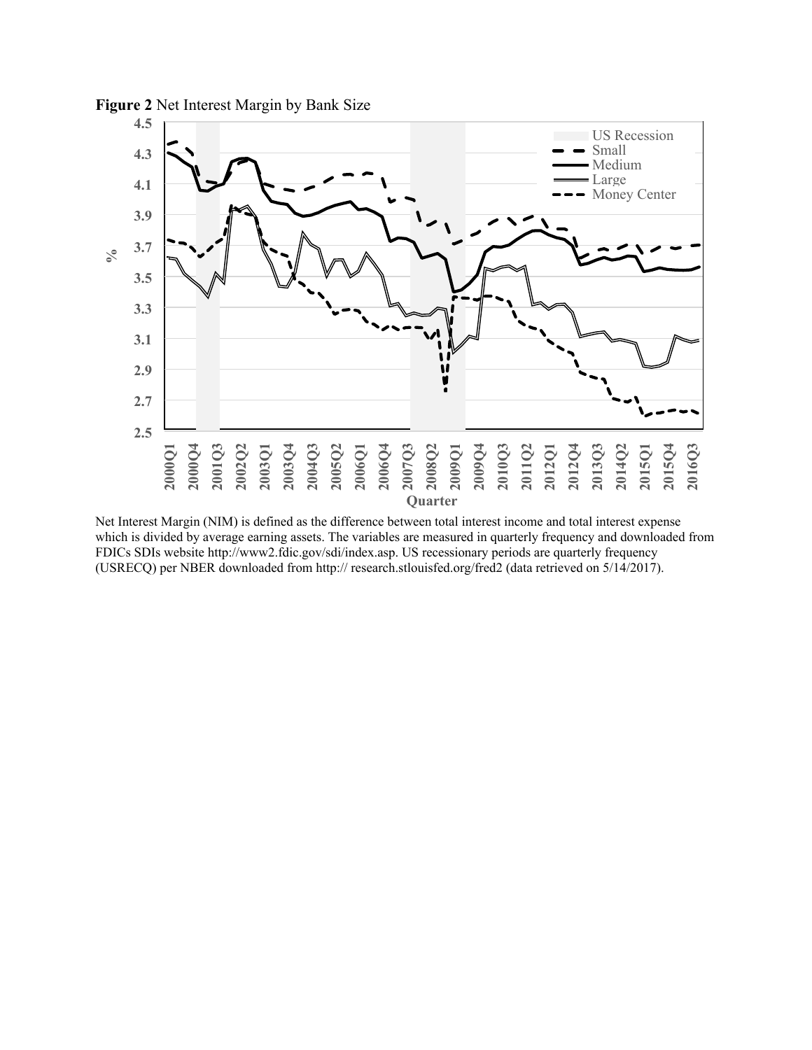**Figure 2** Net Interest Margin by Bank Size

4.5
4.3
4.1
3.9
3.7
3.5
3.3
3.1
2.9
2.7
2.5

%

US Recession
Small
Medium
Large
Money Center

2000Q1 2000Q4 2001Q3 2002Q2 2003Q1 2003Q4 2004Q3 2005Q2 2006Q1 2006Q4 2007Q3 2008Q2 2009Q1 2009Q4 2010Q3 2011Q2 2012Q1 2012Q4 2013Q3 2014Q2 2015Q1 2015Q4 2016Q3

Quarter

Net Interest Margin (NIM) is defined as the difference between total interest income and total interest expense which is divided by average earning assets. The variables are measured in quarterly frequency and downloaded from FDICs SDIs website http://www2.fdic.gov/sdi/index.asp. US recessionary periods are quarterly frequency (USRECQ) per NBER downloaded from http:// research.stlouisfed.org/fred2 (data retrieved on 5/14/2017).